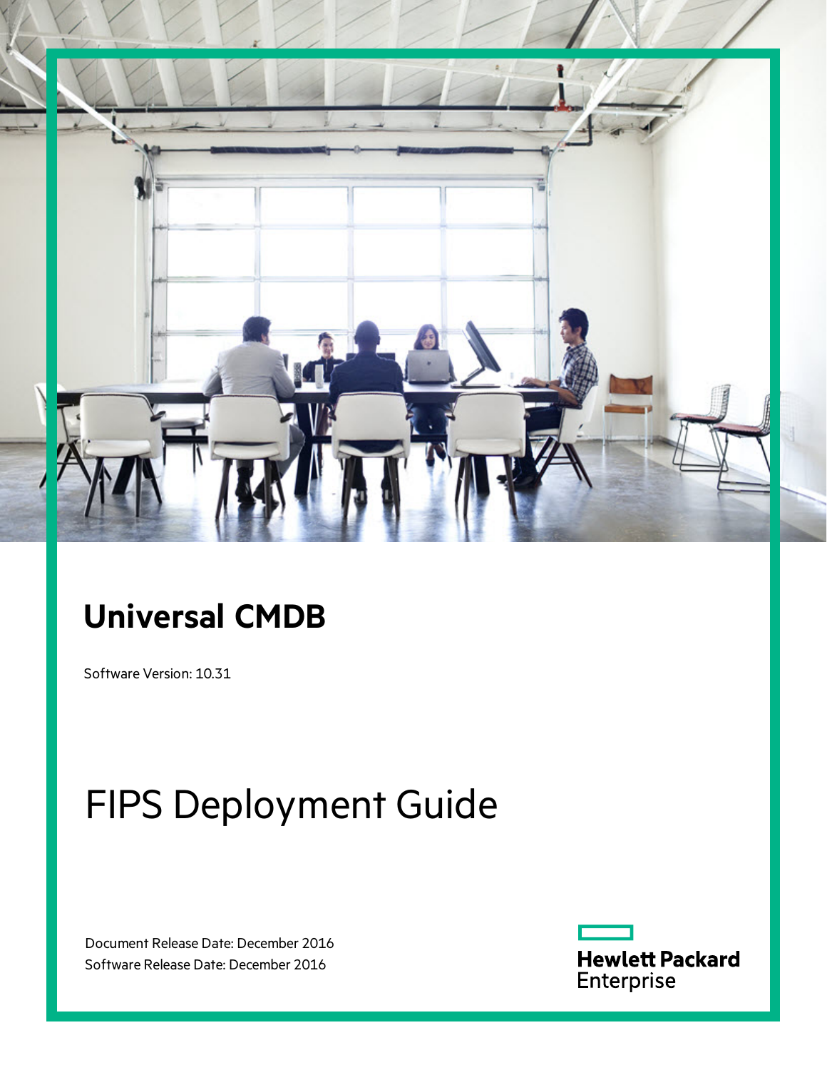# Universal CMDB

Software Version: 10.31

# FIPS Deployment Guide

Document Release Date: December 2016

Software Release Date: December 2016

Hewlett Packard Enterprise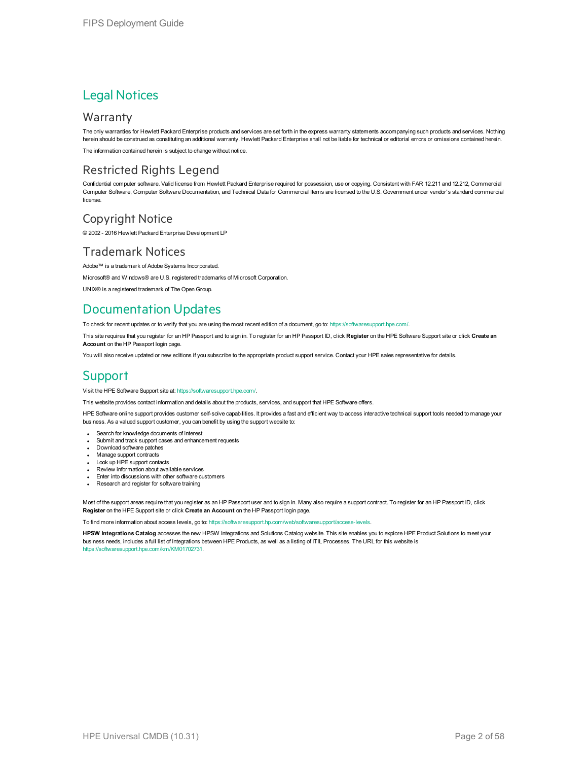# Legal Notices

## Warranty

The only warranties for Hewlett Packard Enterprise products and services are set forth in the express warranty statements accompanying such products and services. Nothing herein should be construed as constituting an additional warranty. Hewlett Packard Enterprise shall not be liable for technical or editorial errors or omissions contained herein.

The information contained herein is subject to change without notice.

## Restricted Rights Legend

Confidential computer software. Valid license from Hewlett Packard Enterprise required for possession, use or copying. Consistent with FAR 12.211 and 12.212, Commercial Computer Software, Computer Software Documentation, and Technical Data for Commercial Items are licensed to the U.S. Government under vendor's standard commercial license.

## Copyright Notice

© 2002 - 2016 Hewlett Packard Enterprise Development LP

## Trademark Notices

Adobe™ is a trademark of Adobe Systems Incorporated.

Microsoft® and Windows® are U.S. registered trademarks of Microsoft Corporation.

UNIX® is a registered trademark of The Open Group.

# Documentation Updates

To check for recent updates or to verify that you are using the most recent edition of a document, go to: https://softwaresupport.hpe.com/.

This site requires that you register for an HP Passport and to sign in. To register for an HP Passport ID, click **Register** on the HPE Software Support site or click **Create an Account** on the HP Passport login page.

You will also receive updated or new editions if you subscribe to the appropriate product support service. Contact your HPE sales representative for details.

# Support

Visit the HPE Software Support site at: https://softwaresupport.hpe.com/.

This website provides contact information and details about the products, services, and support that HPE Software offers.

HPE Software online support provides customer self-solve capabilities. It provides a fast and efficient way to access interactive technical support tools needed to manage your business. As a valued support customer, you can benefit by using the support website to:

- Search for knowledge documents of interest
- Submit and track support cases and enhancement requests
- Download software patches
- Manage support contracts
- Look up HPE support contacts
- Review information about available services
- Enter into discussions with other software customers
- Research and register for software training

Most of the support areas require that you register as an HP Passport user and to sign in. Many also require a support contract. To register for an HP Passport ID, click **Register** on the HPE Support site or click **Create an Account** on the HP Passport login page.

To find more information about access levels, go to: https://softwaresupport.hp.com/web/softwaresupport/access-levels.

**HPSW Integrations Catalog** accesses the new HPSW Integrations and Solutions Catalog website. This site enables you to explore HPE Product Solutions to meet your business needs, includes a full list of Integrations between HPE Products, as well as a listing of ITIL Processes. The URL for this website is https://softwaresupport.hpe.com/km/KM01702731.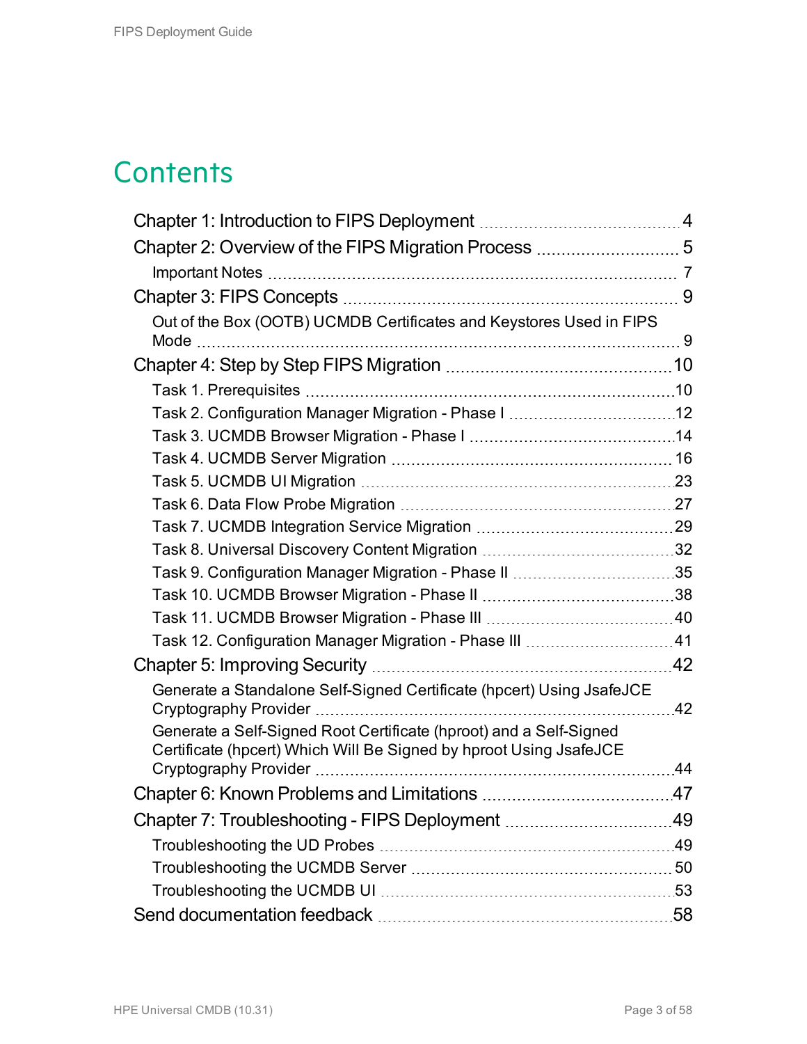# Contents

- Chapter 1: Introduction to FIPS Deployment 4
- Chapter 2: Overview of the FIPS Migration Process 5
  - Important Notes 7
- Chapter 3: FIPS Concepts 9
  - Out of the Box (OOTB) UCMDB Certificates and Keystores Used in FIPS Mode 9
- Chapter 4: Step by Step FIPS Migration 10
  - Task 1. Prerequisites 10
  - Task 2. Configuration Manager Migration - Phase I 12
  - Task 3. UCMDB Browser Migration - Phase I 14
  - Task 4. UCMDB Server Migration 16
  - Task 5. UCMDB UI Migration 23
  - Task 6. Data Flow Probe Migration 27
  - Task 7. UCMDB Integration Service Migration 29
  - Task 8. Universal Discovery Content Migration 32
  - Task 9. Configuration Manager Migration - Phase II 35
  - Task 10. UCMDB Browser Migration - Phase II 38
  - Task 11. UCMDB Browser Migration - Phase III 40
  - Task 12. Configuration Manager Migration - Phase III 41
- Chapter 5: Improving Security 42
  - Generate a Standalone Self-Signed Certificate (hpcert) Using JsafeJCE Cryptography Provider 42
  - Generate a Self-Signed Root Certificate (hproot) and a Self-Signed Certificate (hpcert) Which Will Be Signed by hproot Using JsafeJCE Cryptography Provider 44
- Chapter 6: Known Problems and Limitations 47
- Chapter 7: Troubleshooting - FIPS Deployment 49
  - Troubleshooting the UD Probes 49
  - Troubleshooting the UCMDB Server 50
  - Troubleshooting the UCMDB UI 53
- Send documentation feedback 58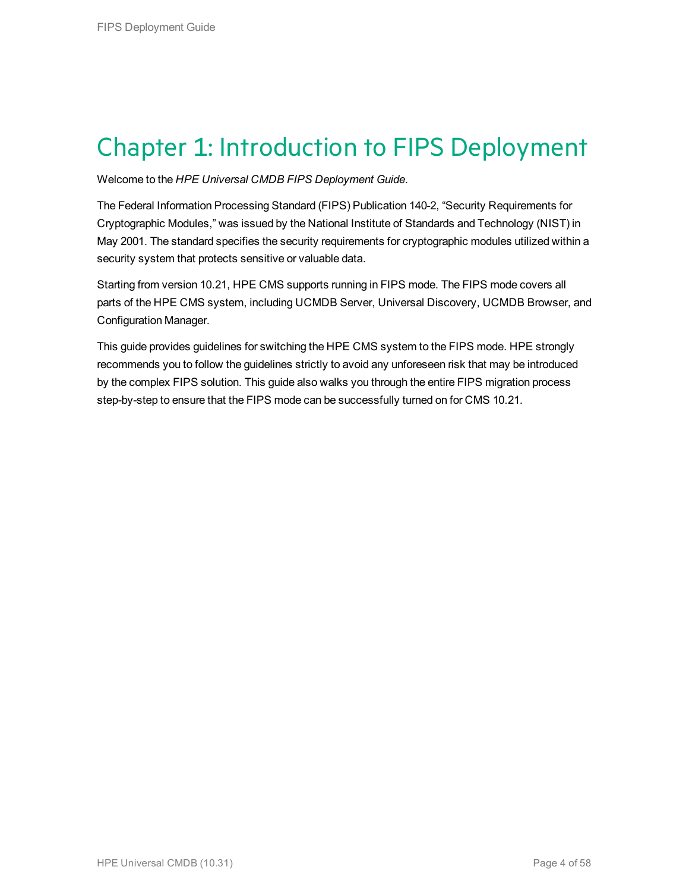# Chapter 1: Introduction to FIPS Deployment

Welcome to the *HPE Universal CMDB FIPS Deployment Guide*.

The Federal Information Processing Standard (FIPS) Publication 140-2, “Security Requirements for Cryptographic Modules,” was issued by the National Institute of Standards and Technology (NIST) in May 2001. The standard specifies the security requirements for cryptographic modules utilized within a security system that protects sensitive or valuable data.

Starting from version 10.21, HPE CMS supports running in FIPS mode. The FIPS mode covers all parts of the HPE CMS system, including UCMDB Server, Universal Discovery, UCMDB Browser, and Configuration Manager.

This guide provides guidelines for switching the HPE CMS system to the FIPS mode. HPE strongly recommends you to follow the guidelines strictly to avoid any unforeseen risk that may be introduced by the complex FIPS solution. This guide also walks you through the entire FIPS migration process step-by-step to ensure that the FIPS mode can be successfully turned on for CMS 10.21.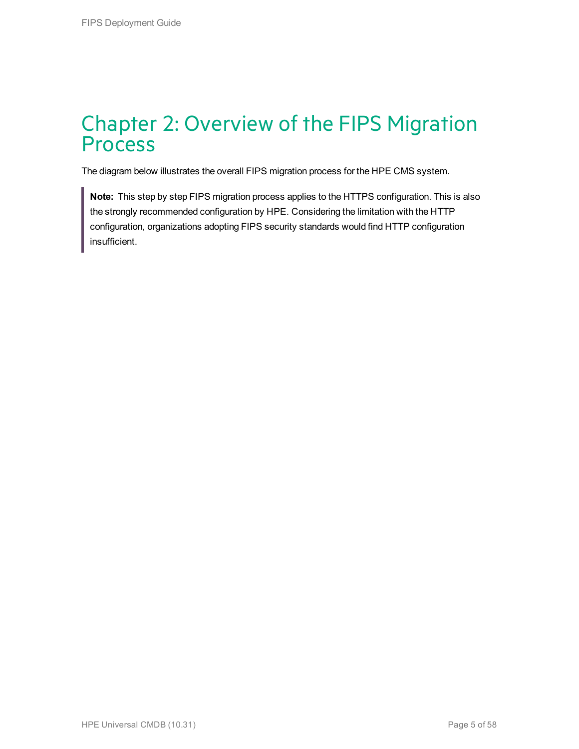# Chapter 2: Overview of the FIPS Migration Process

The diagram below illustrates the overall FIPS migration process for the HPE CMS system.

> **Note:** This step by step FIPS migration process applies to the HTTPS configuration. This is also the strongly recommended configuration by HPE. Considering the limitation with the HTTP configuration, organizations adopting FIPS security standards would find HTTP configuration insufficient.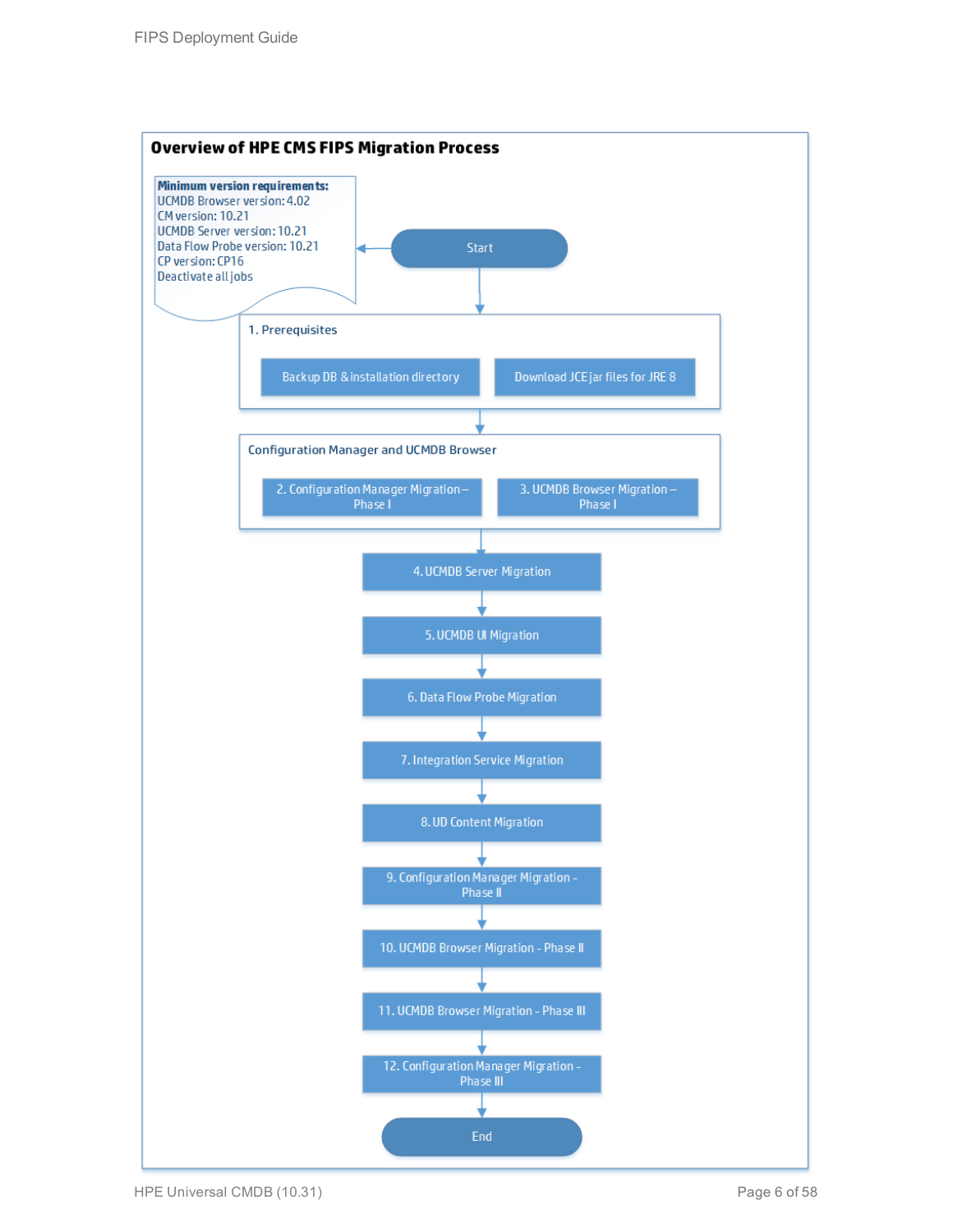**Overview of HPE CMS FIPS Migration Process**

**Minimum version requirements:**
UCMDB Browser version: 4.02
CM version: 10.21
UCMDB Server version: 10.21
Data Flow Probe version: 10.21
CP version: CP16
Deactivate all jobs

Start

1. Prerequisites
   - Backup DB & installation directory
   - Download JCE jar files for JRE 8

Configuration Manager and UCMDB Browser
   - 2. Configuration Manager Migration – Phase I
   - 3. UCMDB Browser Migration – Phase I

4. UCMDB Server Migration

5. UCMDB UI Migration

6. Data Flow Probe Migration

7. Integration Service Migration

8. UD Content Migration

9. Configuration Manager Migration - Phase II

10. UCMDB Browser Migration - Phase II

11. UCMDB Browser Migration - Phase III

12. Configuration Manager Migration - Phase III

End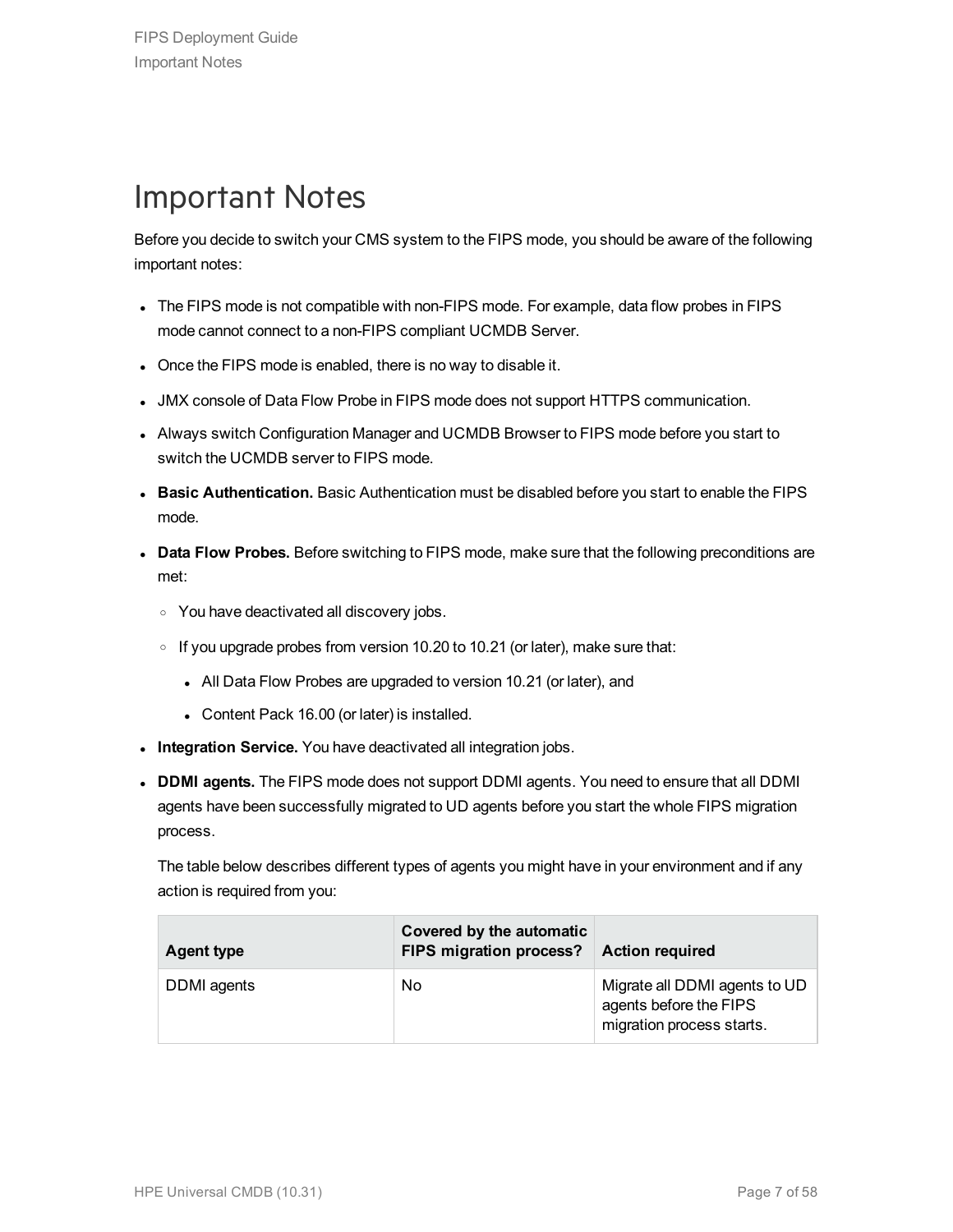# Important Notes

Before you decide to switch your CMS system to the FIPS mode, you should be aware of the following important notes:

- The FIPS mode is not compatible with non-FIPS mode. For example, data flow probes in FIPS mode cannot connect to a non-FIPS compliant UCMDB Server.
- Once the FIPS mode is enabled, there is no way to disable it.
- JMX console of Data Flow Probe in FIPS mode does not support HTTPS communication.
- Always switch Configuration Manager and UCMDB Browser to FIPS mode before you start to switch the UCMDB server to FIPS mode.
- **Basic Authentication.** Basic Authentication must be disabled before you start to enable the FIPS mode.
- **Data Flow Probes.** Before switching to FIPS mode, make sure that the following preconditions are met:
  - You have deactivated all discovery jobs.
  - If you upgrade probes from version 10.20 to 10.21 (or later), make sure that:
    - All Data Flow Probes are upgraded to version 10.21 (or later), and
    - Content Pack 16.00 (or later) is installed.
- **Integration Service.** You have deactivated all integration jobs.
- **DDMI agents.** The FIPS mode does not support DDMI agents. You need to ensure that all DDMI agents have been successfully migrated to UD agents before you start the whole FIPS migration process.

  The table below describes different types of agents you might have in your environment and if any action is required from you:

  | Agent type | Covered by the automatic FIPS migration process? | Action required |
  | --- | --- | --- |
  | DDMI agents | No | Migrate all DDMI agents to UD agents before the FIPS migration process starts. |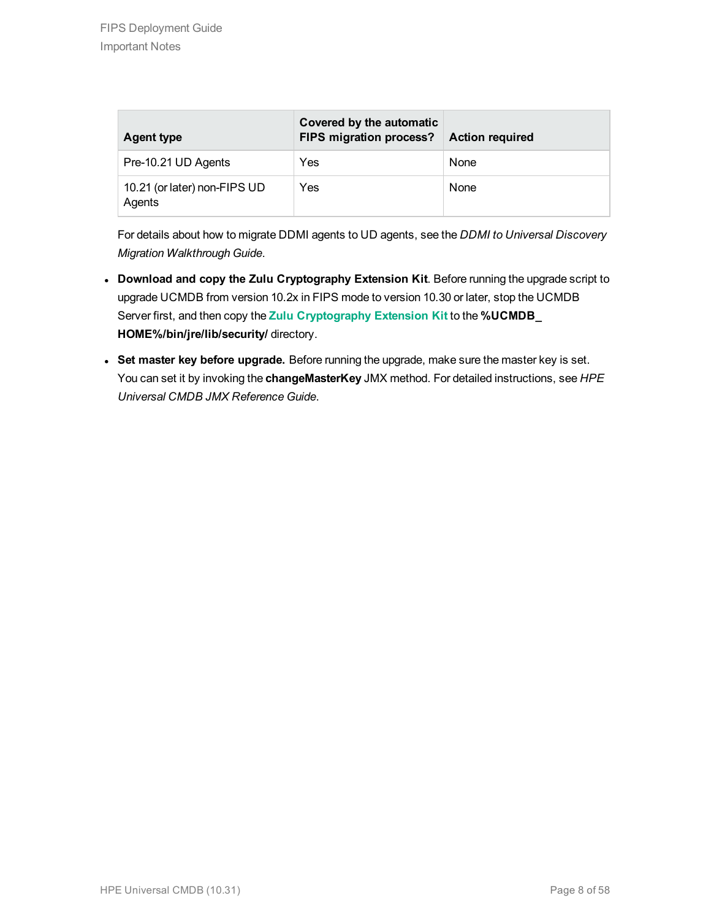| Agent type | Covered by the automatic FIPS migration process? | Action required |
|---|---|---|
| Pre-10.21 UD Agents | Yes | None |
| 10.21 (or later) non-FIPS UD Agents | Yes | None |

For details about how to migrate DDMI agents to UD agents, see the *DDMI to Universal Discovery Migration Walkthrough Guide*.

- **Download and copy the Zulu Cryptography Extension Kit**. Before running the upgrade script to upgrade UCMDB from version 10.2x in FIPS mode to version 10.30 or later, stop the UCMDB Server first, and then copy the **Zulu Cryptography Extension Kit** to the **%UCMDB_HOME%/bin/jre/lib/security/** directory.
- **Set master key before upgrade.** Before running the upgrade, make sure the master key is set. You can set it by invoking the **changeMasterKey** JMX method. For detailed instructions, see *HPE Universal CMDB JMX Reference Guide*.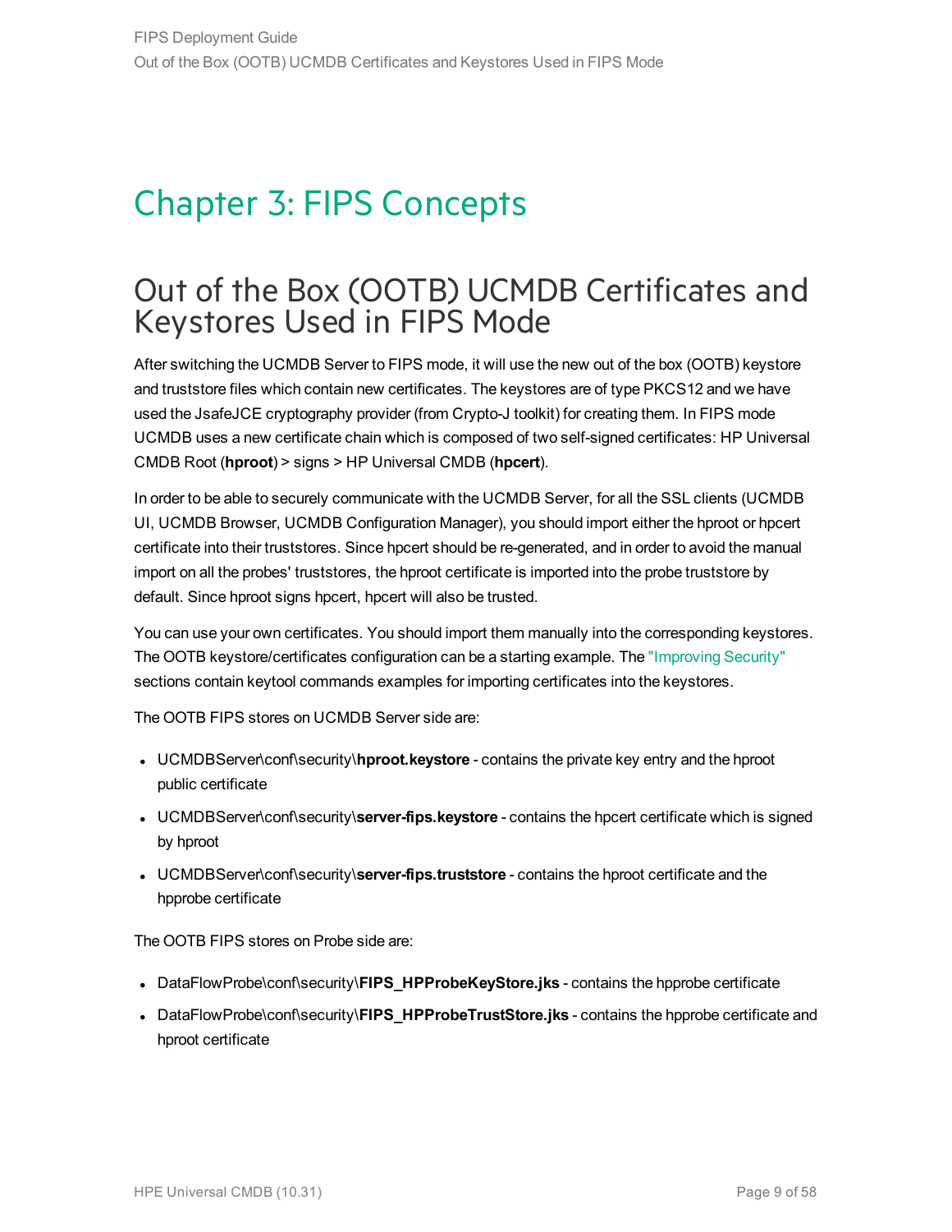# Chapter 3: FIPS Concepts

## Out of the Box (OOTB) UCMDB Certificates and Keystores Used in FIPS Mode

After switching the UCMDB Server to FIPS mode, it will use the new out of the box (OOTB) keystore and truststore files which contain new certificates. The keystores are of type PKCS12 and we have used the JsafeJCE cryptography provider (from Crypto-J toolkit) for creating them. In FIPS mode UCMDB uses a new certificate chain which is composed of two self-signed certificates: HP Universal CMDB Root (**hproot**) > signs > HP Universal CMDB (**hpcert**).

In order to be able to securely communicate with the UCMDB Server, for all the SSL clients (UCMDB UI, UCMDB Browser, UCMDB Configuration Manager), you should import either the hproot or hpcert certificate into their truststores. Since hpcert should be re-generated, and in order to avoid the manual import on all the probes' truststores, the hproot certificate is imported into the probe truststore by default. Since hproot signs hpcert, hpcert will also be trusted.

You can use your own certificates. You should import them manually into the corresponding keystores. The OOTB keystore/certificates configuration can be a starting example. The "Improving Security" sections contain keytool commands examples for importing certificates into the keystores.

The OOTB FIPS stores on UCMDB Server side are:

- UCMDBServer\conf\security\**hproot.keystore** - contains the private key entry and the hproot public certificate
- UCMDBServer\conf\security\**server-fips.keystore** - contains the hpcert certificate which is signed by hproot
- UCMDBServer\conf\security\**server-fips.truststore** - contains the hproot certificate and the hpprobe certificate

The OOTB FIPS stores on Probe side are:

- DataFlowProbe\conf\security\**FIPS_HPProbeKeyStore.jks** - contains the hpprobe certificate
- DataFlowProbe\conf\security\**FIPS_HPProbeTrustStore.jks** - contains the hpprobe certificate and hproot certificate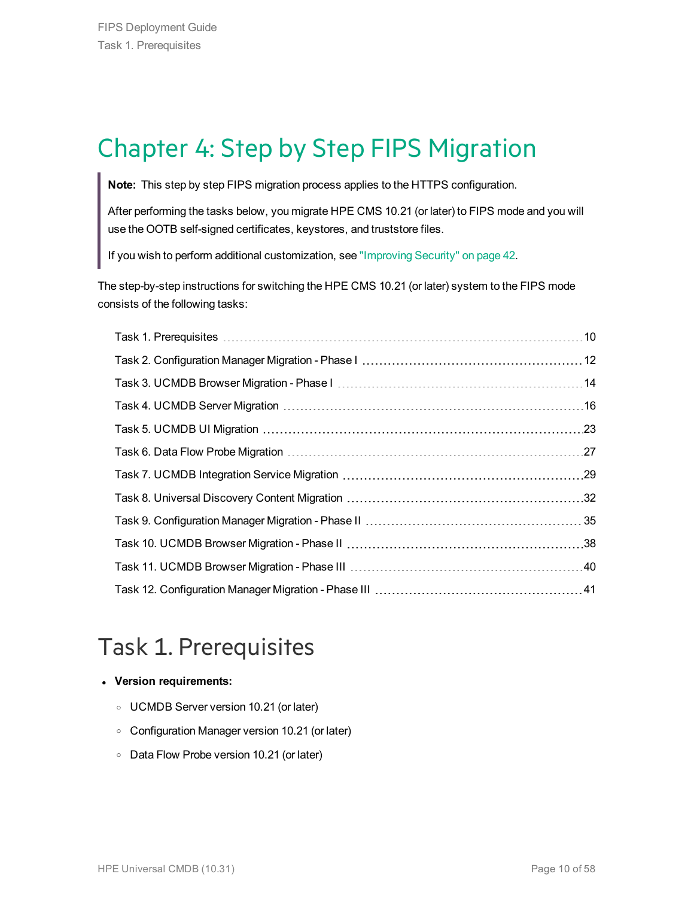# Chapter 4: Step by Step FIPS Migration

> **Note:** This step by step FIPS migration process applies to the HTTPS configuration.
>
> After performing the tasks below, you migrate HPE CMS 10.21 (or later) to FIPS mode and you will use the OOTB self-signed certificates, keystores, and truststore files.
>
> If you wish to perform additional customization, see "Improving Security" on page 42.

The step-by-step instructions for switching the HPE CMS 10.21 (or later) system to the FIPS mode consists of the following tasks:

- Task 1. Prerequisites ..... 10
- Task 2. Configuration Manager Migration - Phase I ..... 12
- Task 3. UCMDB Browser Migration - Phase I ..... 14
- Task 4. UCMDB Server Migration ..... 16
- Task 5. UCMDB UI Migration ..... 23
- Task 6. Data Flow Probe Migration ..... 27
- Task 7. UCMDB Integration Service Migration ..... 29
- Task 8. Universal Discovery Content Migration ..... 32
- Task 9. Configuration Manager Migration - Phase II ..... 35
- Task 10. UCMDB Browser Migration - Phase II ..... 38
- Task 11. UCMDB Browser Migration - Phase III ..... 40
- Task 12. Configuration Manager Migration - Phase III ..... 41

## Task 1. Prerequisites

- **Version requirements:**
  - UCMDB Server version 10.21 (or later)
  - Configuration Manager version 10.21 (or later)
  - Data Flow Probe version 10.21 (or later)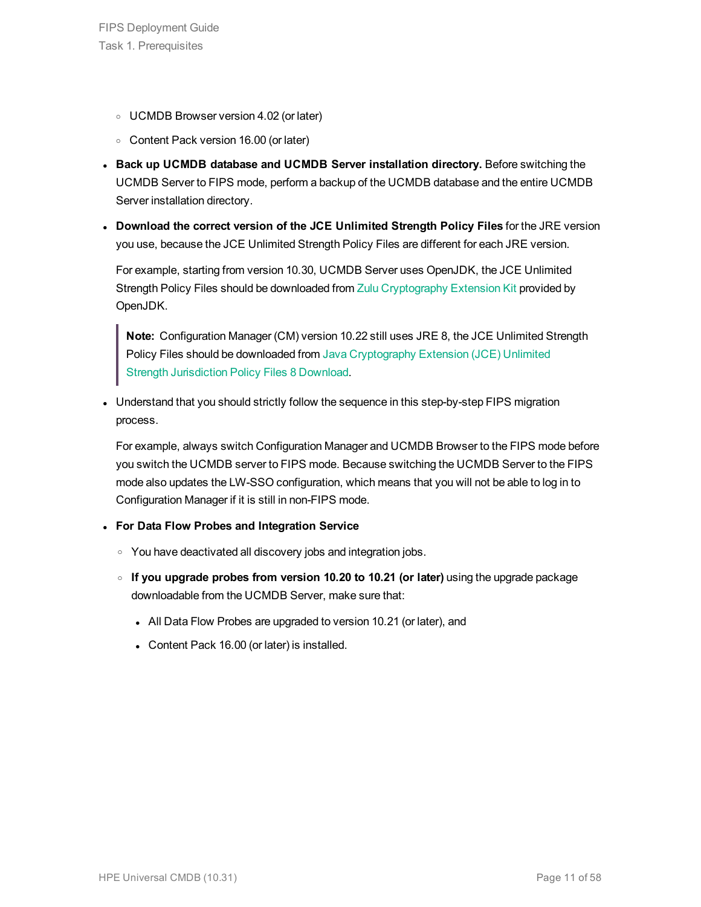- UCMDB Browser version 4.02 (or later)
    - Content Pack version 16.00 (or later)

- **Back up UCMDB database and UCMDB Server installation directory.** Before switching the UCMDB Server to FIPS mode, perform a backup of the UCMDB database and the entire UCMDB Server installation directory.

- **Download the correct version of the JCE Unlimited Strength Policy Files** for the JRE version you use, because the JCE Unlimited Strength Policy Files are different for each JRE version.

  For example, starting from version 10.30, UCMDB Server uses OpenJDK, the JCE Unlimited Strength Policy Files should be downloaded from Zulu Cryptography Extension Kit provided by OpenJDK.

  > **Note:** Configuration Manager (CM) version 10.22 still uses JRE 8, the JCE Unlimited Strength Policy Files should be downloaded from Java Cryptography Extension (JCE) Unlimited Strength Jurisdiction Policy Files 8 Download.

- Understand that you should strictly follow the sequence in this step-by-step FIPS migration process.

  For example, always switch Configuration Manager and UCMDB Browser to the FIPS mode before you switch the UCMDB server to FIPS mode. Because switching the UCMDB Server to the FIPS mode also updates the LW-SSO configuration, which means that you will not be able to log in to Configuration Manager if it is still in non-FIPS mode.

- **For Data Flow Probes and Integration Service**
    - You have deactivated all discovery jobs and integration jobs.
    - **If you upgrade probes from version 10.20 to 10.21 (or later)** using the upgrade package downloadable from the UCMDB Server, make sure that:
        - All Data Flow Probes are upgraded to version 10.21 (or later), and
        - Content Pack 16.00 (or later) is installed.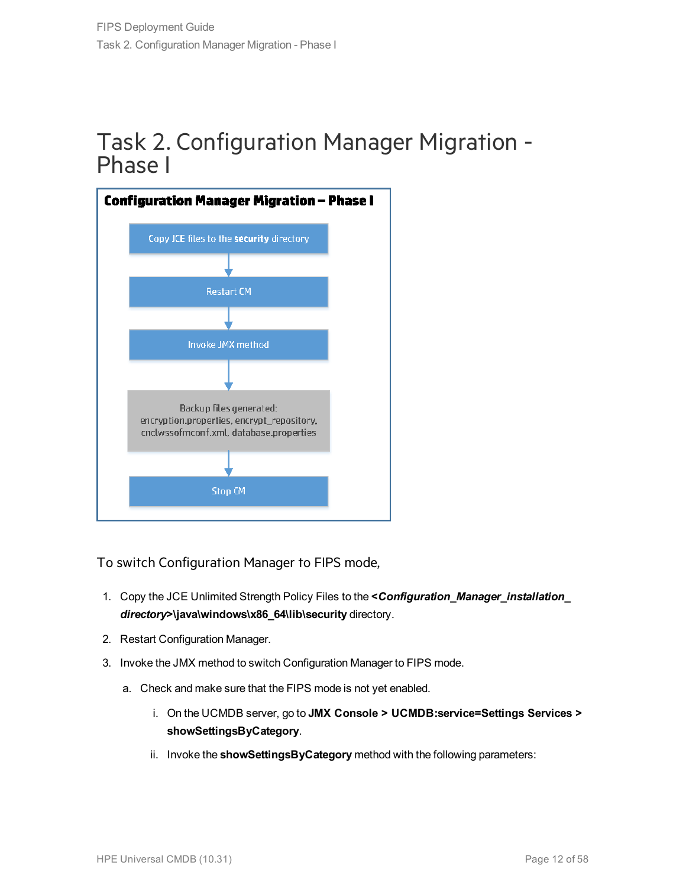# Task 2. Configuration Manager Migration - Phase I

**Configuration Manager Migration – Phase I**

Copy JCE files to the **security** directory

Restart CM

Invoke JMX method

Backup files generated: encryption.properties, encrypt_repository, cnclwssofmconf.xml, database.properties

Stop CM

To switch Configuration Manager to FIPS mode,

1. Copy the JCE Unlimited Strength Policy Files to the ***<Configuration_Manager_installation_directory>*\java\windows\x86_64\lib\security** directory.
2. Restart Configuration Manager.
3. Invoke the JMX method to switch Configuration Manager to FIPS mode.
   a. Check and make sure that the FIPS mode is not yet enabled.
      i. On the UCMDB server, go to **JMX Console > UCMDB:service=Settings Services > showSettingsByCategory**.
      ii. Invoke the **showSettingsByCategory** method with the following parameters: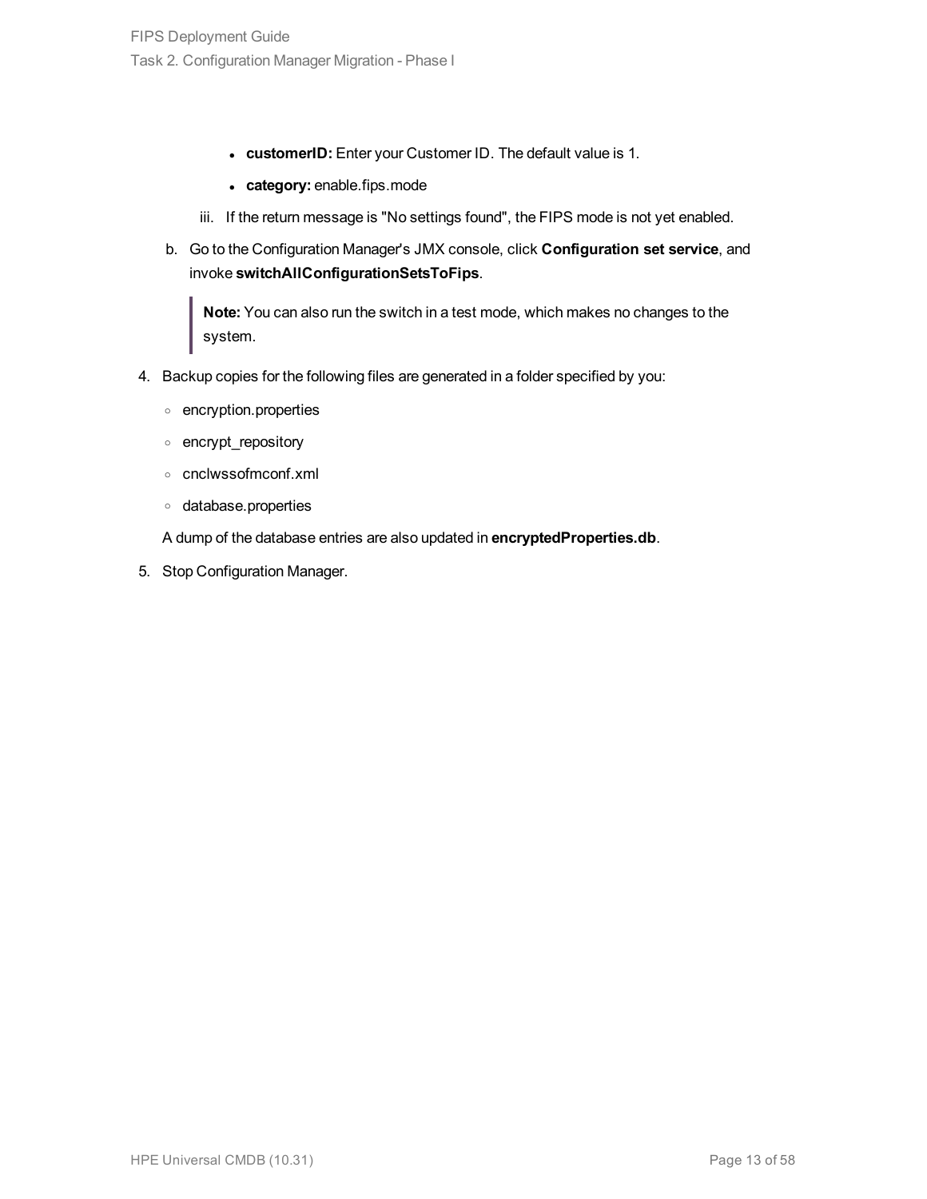- **customerID:** Enter your Customer ID. The default value is 1.
- **category:** enable.fips.mode

iii. If the return message is "No settings found", the FIPS mode is not yet enabled.

b. Go to the Configuration Manager's JMX console, click **Configuration set service**, and invoke **switchAllConfigurationSetsToFips**.

> **Note:** You can also run the switch in a test mode, which makes no changes to the system.

4. Backup copies for the following files are generated in a folder specified by you:
   - encryption.properties
   - encrypt_repository
   - cnclwssofmconf.xml
   - database.properties

   A dump of the database entries are also updated in **encryptedProperties.db**.

5. Stop Configuration Manager.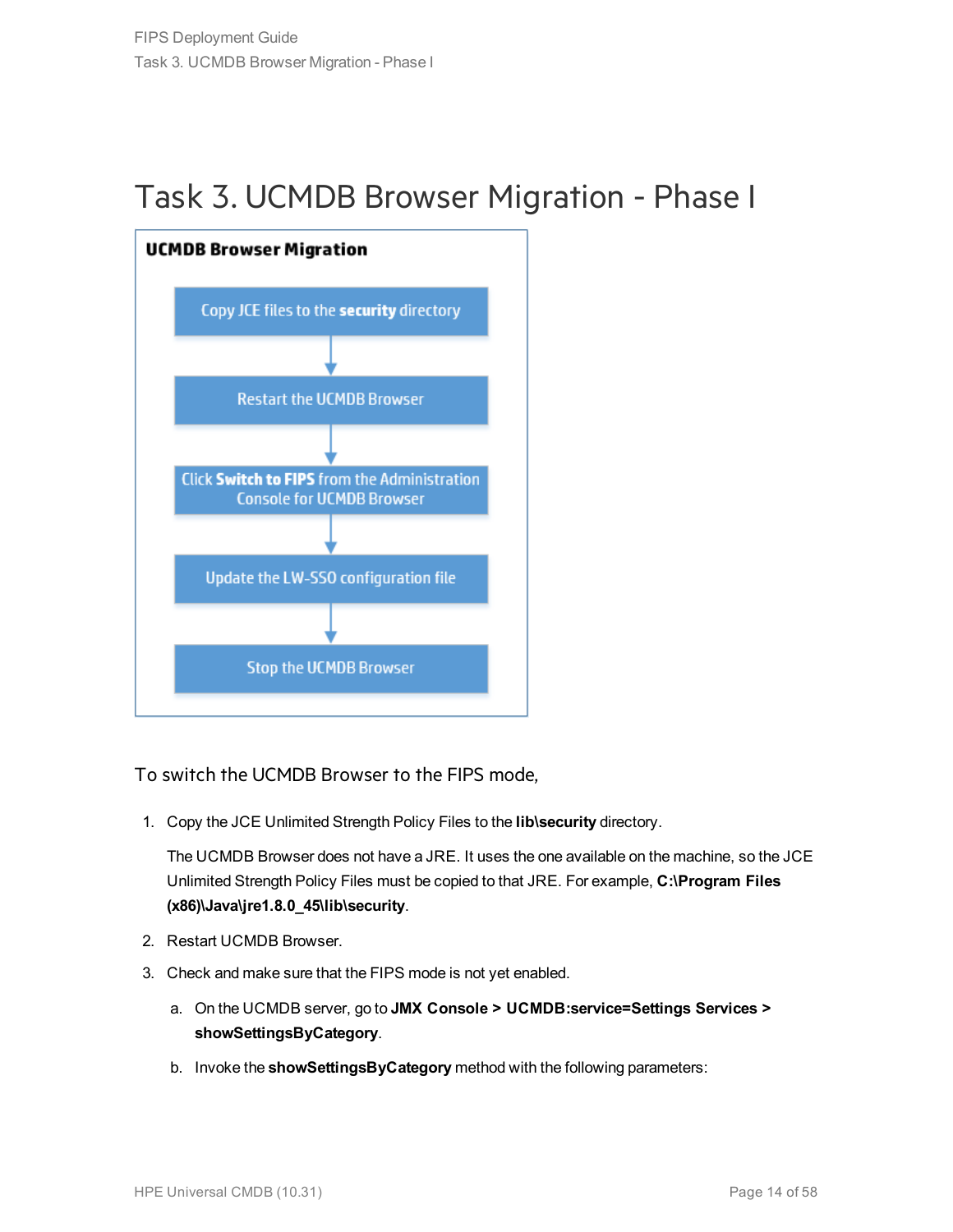# Task 3. UCMDB Browser Migration - Phase I

**UCMDB Browser Migration**

Copy JCE files to the **security** directory

↓

Restart the UCMDB Browser

↓

Click **Switch to FIPS** from the Administration Console for UCMDB Browser

↓

Update the LW-SSO configuration file

↓

Stop the UCMDB Browser

To switch the UCMDB Browser to the FIPS mode,

1. Copy the JCE Unlimited Strength Policy Files to the **lib\security** directory.

   The UCMDB Browser does not have a JRE. It uses the one available on the machine, so the JCE Unlimited Strength Policy Files must be copied to that JRE. For example, **C:\Program Files (x86)\Java\jre1.8.0_45\lib\security**.

2. Restart UCMDB Browser.

3. Check and make sure that the FIPS mode is not yet enabled.

   a. On the UCMDB server, go to **JMX Console > UCMDB:service=Settings Services > showSettingsByCategory**.

   b. Invoke the **showSettingsByCategory** method with the following parameters: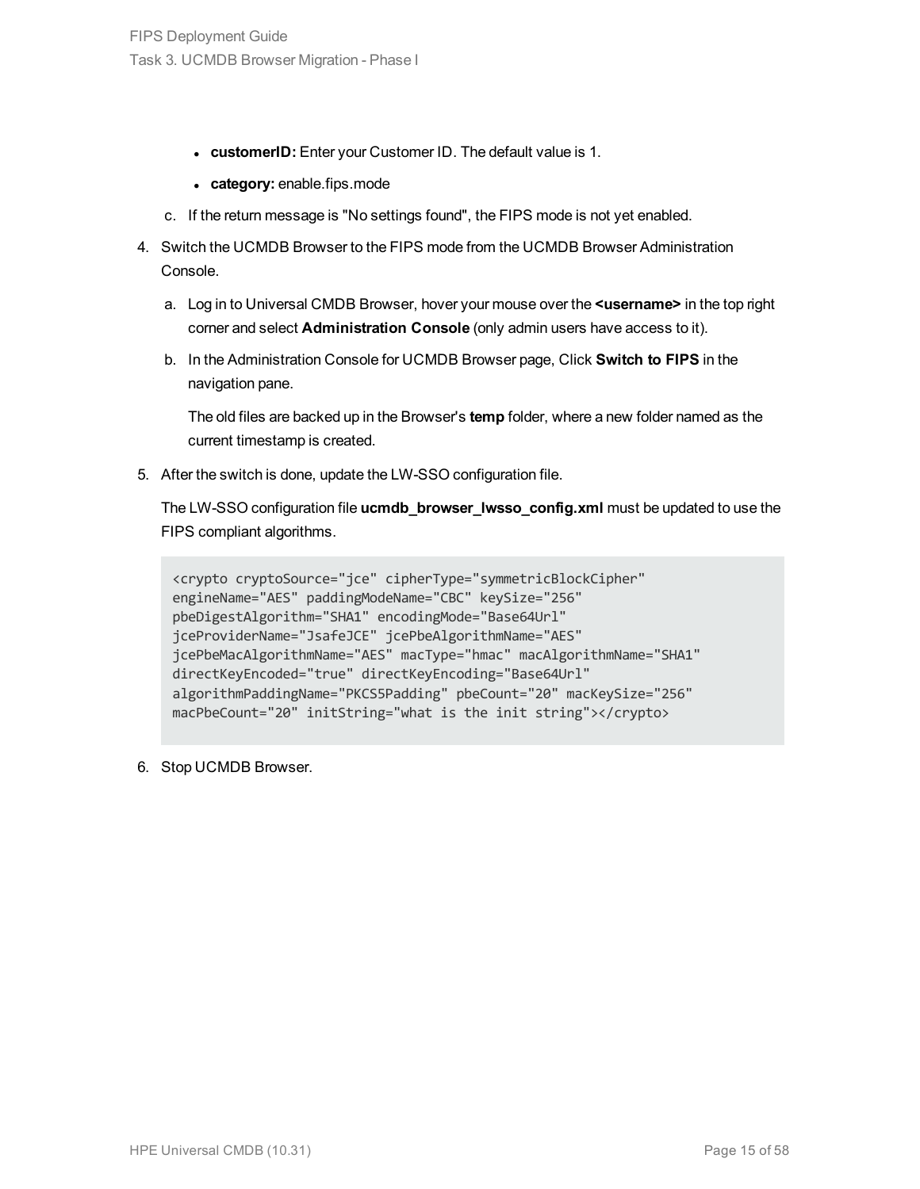- **customerID:** Enter your Customer ID. The default value is 1.
- **category:** enable.fips.mode

c. If the return message is "No settings found", the FIPS mode is not yet enabled.

4. Switch the UCMDB Browser to the FIPS mode from the UCMDB Browser Administration Console.

   a. Log in to Universal CMDB Browser, hover your mouse over the **<username>** in the top right corner and select **Administration Console** (only admin users have access to it).

   b. In the Administration Console for UCMDB Browser page, Click **Switch to FIPS** in the navigation pane.

      The old files are backed up in the Browser's **temp** folder, where a new folder named as the current timestamp is created.

5. After the switch is done, update the LW-SSO configuration file.

   The LW-SSO configuration file **ucmdb_browser_lwsso_config.xml** must be updated to use the FIPS compliant algorithms.

   ```
   <crypto cryptoSource="jce" cipherType="symmetricBlockCipher"
   engineName="AES" paddingModeName="CBC" keySize="256"
   pbeDigestAlgorithm="SHA1" encodingMode="Base64Url"
   jceProviderName="JsafeJCE" jcePbeAlgorithmName="AES"
   jcePbeMacAlgorithmName="AES" macType="hmac" macAlgorithmName="SHA1"
   directKeyEncoded="true" directKeyEncoding="Base64Url"
   algorithmPaddingName="PKCS5Padding" pbeCount="20" macKeySize="256"
   macPbeCount="20" initString="what is the init string"></crypto>
   ```

6. Stop UCMDB Browser.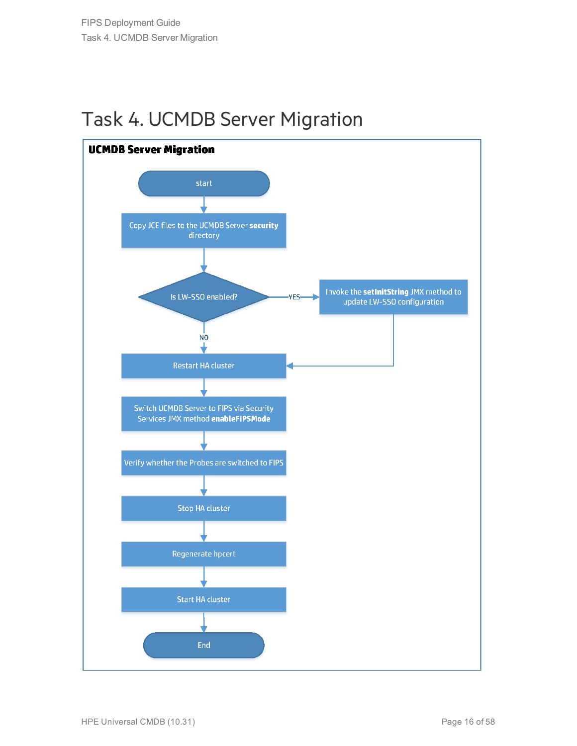# Task 4. UCMDB Server Migration

**UCMDB Server Migration**

start

Copy JCE files to the UCMDB Server **security** directory

Is LW-SSO enabled?

YES

Invoke the **setInitString** JMX method to update LW-SSO configuration

NO

Restart HA cluster

Switch UCMDB Server to FIPS via Security Services JMX method **enableFIPSMode**

Verify whether the Probes are switched to FIPS

Stop HA cluster

Regenerate hpcert

Start HA cluster

End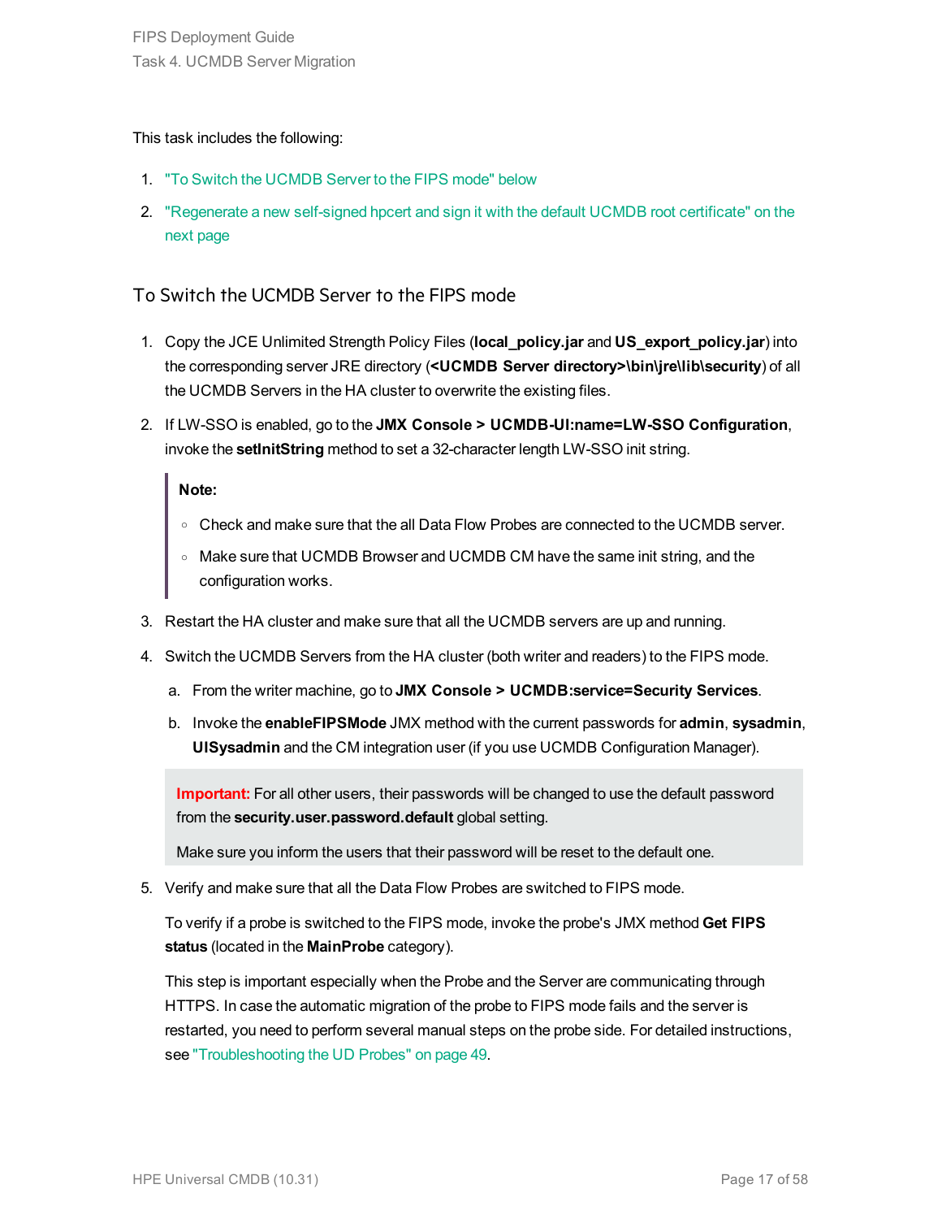This task includes the following:

1. "To Switch the UCMDB Server to the FIPS mode" below
2. "Regenerate a new self-signed hpcert and sign it with the default UCMDB root certificate" on the next page

## To Switch the UCMDB Server to the FIPS mode

1. Copy the JCE Unlimited Strength Policy Files (**local_policy.jar** and **US_export_policy.jar**) into the corresponding server JRE directory (**<UCMDB Server directory>\bin\jre\lib\security**) of all the UCMDB Servers in the HA cluster to overwrite the existing files.
2. If LW-SSO is enabled, go to the **JMX Console > UCMDB-UI:name=LW-SSO Configuration**, invoke the **setInitString** method to set a 32-character length LW-SSO init string.

   > **Note:**
   >
   > - Check and make sure that the all Data Flow Probes are connected to the UCMDB server.
   > - Make sure that UCMDB Browser and UCMDB CM have the same init string, and the configuration works.

3. Restart the HA cluster and make sure that all the UCMDB servers are up and running.
4. Switch the UCMDB Servers from the HA cluster (both writer and readers) to the FIPS mode.
   a. From the writer machine, go to **JMX Console > UCMDB:service=Security Services**.
   b. Invoke the **enableFIPSMode** JMX method with the current passwords for **admin**, **sysadmin**, **UISysadmin** and the CM integration user (if you use UCMDB Configuration Manager).

   > **Important:** For all other users, their passwords will be changed to use the default password from the **security.user.password.default** global setting.
   >
   > Make sure you inform the users that their password will be reset to the default one.

5. Verify and make sure that all the Data Flow Probes are switched to FIPS mode.

   To verify if a probe is switched to the FIPS mode, invoke the probe's JMX method **Get FIPS status** (located in the **MainProbe** category).

   This step is important especially when the Probe and the Server are communicating through HTTPS. In case the automatic migration of the probe to FIPS mode fails and the server is restarted, you need to perform several manual steps on the probe side. For detailed instructions, see "Troubleshooting the UD Probes" on page 49.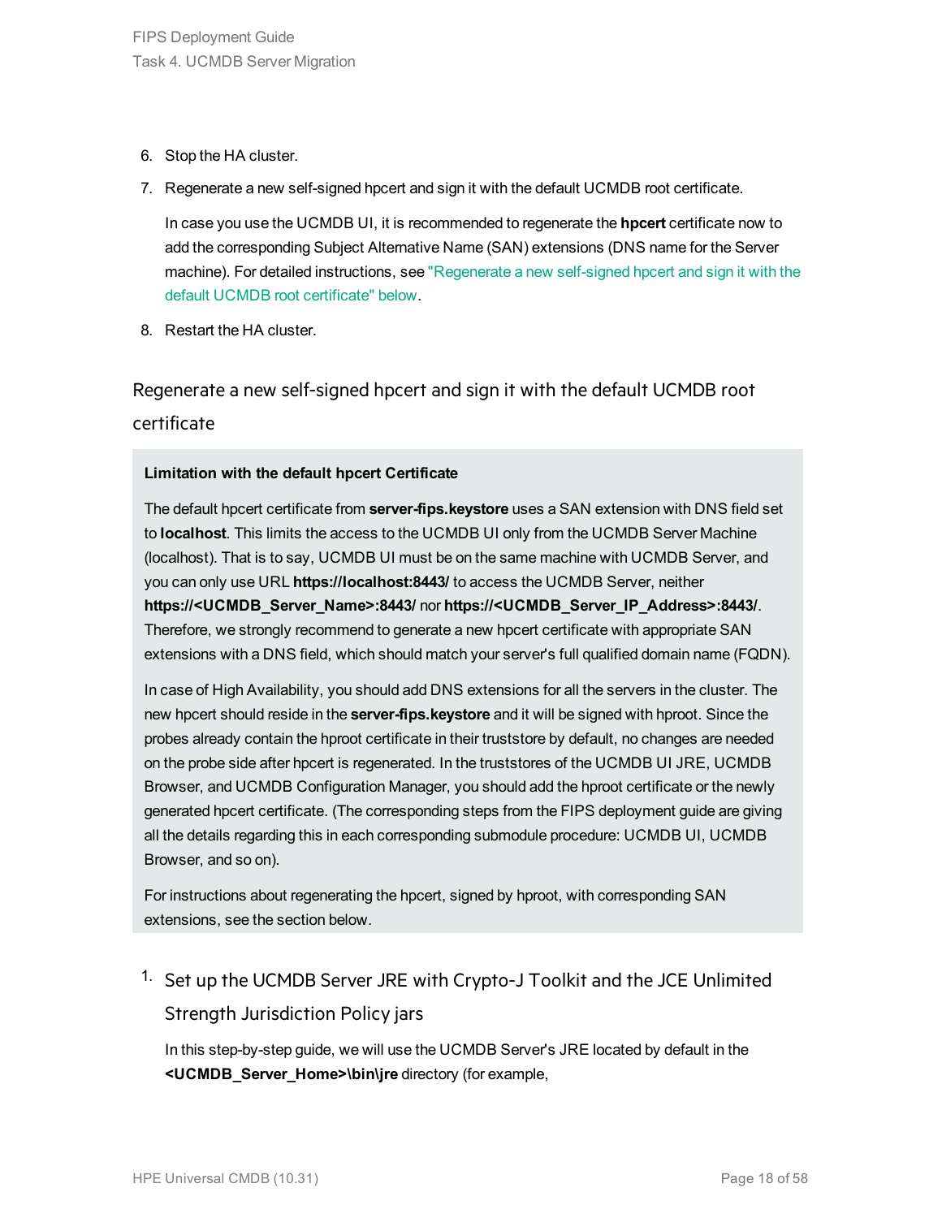6. Stop the HA cluster.
7. Regenerate a new self-signed hpcert and sign it with the default UCMDB root certificate.

   In case you use the UCMDB UI, it is recommended to regenerate the **hpcert** certificate now to add the corresponding Subject Alternative Name (SAN) extensions (DNS name for the Server machine). For detailed instructions, see "Regenerate a new self-signed hpcert and sign it with the default UCMDB root certificate" below.
8. Restart the HA cluster.

## Regenerate a new self-signed hpcert and sign it with the default UCMDB root certificate

> **Limitation with the default hpcert Certificate**
>
> The default hpcert certificate from **server-fips.keystore** uses a SAN extension with DNS field set to **localhost**. This limits the access to the UCMDB UI only from the UCMDB Server Machine (localhost). That is to say, UCMDB UI must be on the same machine with UCMDB Server, and you can only use URL **https://localhost:8443/** to access the UCMDB Server, neither **https://<UCMDB_Server_Name>:8443/** nor **https://<UCMDB_Server_IP_Address>:8443/**. Therefore, we strongly recommend to generate a new hpcert certificate with appropriate SAN extensions with a DNS field, which should match your server's full qualified domain name (FQDN).
>
> In case of High Availability, you should add DNS extensions for all the servers in the cluster. The new hpcert should reside in the **server-fips.keystore** and it will be signed with hproot. Since the probes already contain the hproot certificate in their truststore by default, no changes are needed on the probe side after hpcert is regenerated. In the truststores of the UCMDB UI JRE, UCMDB Browser, and UCMDB Configuration Manager, you should add the hproot certificate or the newly generated hpcert certificate. (The corresponding steps from the FIPS deployment guide are giving all the details regarding this in each corresponding submodule procedure: UCMDB UI, UCMDB Browser, and so on).
>
> For instructions about regenerating the hpcert, signed by hproot, with corresponding SAN extensions, see the section below.

1. ### Set up the UCMDB Server JRE with Crypto-J Toolkit and the JCE Unlimited Strength Jurisdiction Policy jars

   In this step-by-step guide, we will use the UCMDB Server's JRE located by default in the **<UCMDB_Server_Home>\bin\jre** directory (for example,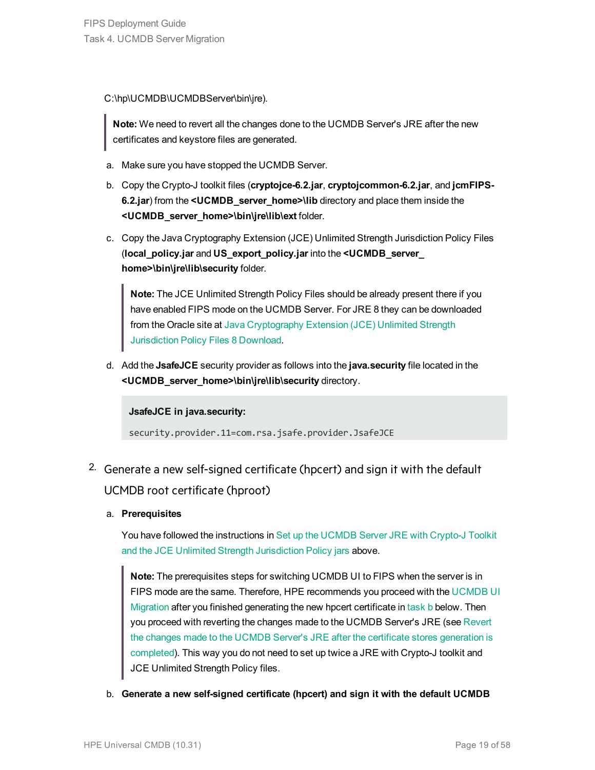C:\hp\UCMDB\UCMDBServer\bin\jre).

> **Note:** We need to revert all the changes done to the UCMDB Server's JRE after the new certificates and keystore files are generated.

a. Make sure you have stopped the UCMDB Server.

b. Copy the Crypto-J toolkit files (**cryptojce-6.2.jar**, **cryptojcommon-6.2.jar**, and **jcmFIPS-6.2.jar**) from the **<UCMDB_server_home>\lib** directory and place them inside the **<UCMDB_server_home>\bin\jre\lib\ext** folder.

c. Copy the Java Cryptography Extension (JCE) Unlimited Strength Jurisdiction Policy Files (**local_policy.jar** and **US_export_policy.jar** into the **<UCMDB_server_home>\bin\jre\lib\security** folder.

> **Note:** The JCE Unlimited Strength Policy Files should be already present there if you have enabled FIPS mode on the UCMDB Server. For JRE 8 they can be downloaded from the Oracle site at Java Cryptography Extension (JCE) Unlimited Strength Jurisdiction Policy Files 8 Download.

d. Add the **JsafeJCE** security provider as follows into the **java.security** file located in the **<UCMDB_server_home>\bin\jre\lib\security** directory.

**JsafeJCE in java.security:**

```
security.provider.11=com.rsa.jsafe.provider.JsafeJCE
```

## 2. Generate a new self-signed certificate (hpcert) and sign it with the default UCMDB root certificate (hproot)

a. **Prerequisites**

You have followed the instructions in Set up the UCMDB Server JRE with Crypto-J Toolkit and the JCE Unlimited Strength Jurisdiction Policy jars above.

> **Note:** The prerequisites steps for switching UCMDB UI to FIPS when the server is in FIPS mode are the same. Therefore, HPE recommends you proceed with the UCMDB UI Migration after you finished generating the new hpcert certificate in task b below. Then you proceed with reverting the changes made to the UCMDB Server's JRE (see Revert the changes made to the UCMDB Server's JRE after the certificate stores generation is completed). This way you do not need to set up twice a JRE with Crypto-J toolkit and JCE Unlimited Strength Policy files.

b. **Generate a new self-signed certificate (hpcert) and sign it with the default UCMDB**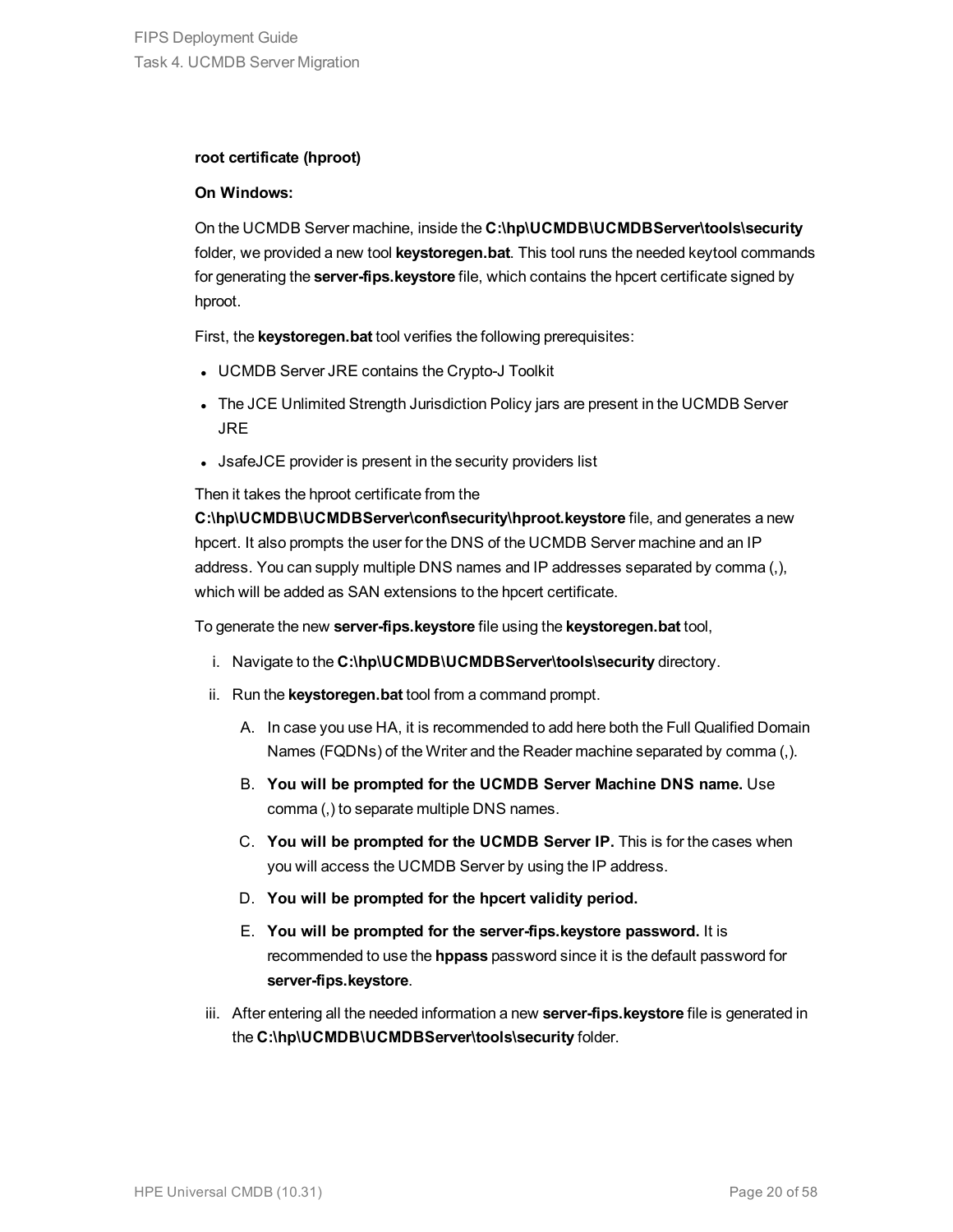**root certificate (hproot)**

**On Windows:**

On the UCMDB Server machine, inside the **C:\hp\UCMDB\UCMDBServer\tools\security** folder, we provided a new tool **keystoregen.bat**. This tool runs the needed keytool commands for generating the **server-fips.keystore** file, which contains the hpcert certificate signed by hproot.

First, the **keystoregen.bat** tool verifies the following prerequisites:

- UCMDB Server JRE contains the Crypto-J Toolkit
- The JCE Unlimited Strength Jurisdiction Policy jars are present in the UCMDB Server JRE
- JsafeJCE provider is present in the security providers list

Then it takes the hproot certificate from the **C:\hp\UCMDB\UCMDBServer\conf\security\hproot.keystore** file, and generates a new hpcert. It also prompts the user for the DNS of the UCMDB Server machine and an IP address. You can supply multiple DNS names and IP addresses separated by comma (,), which will be added as SAN extensions to the hpcert certificate.

To generate the new **server-fips.keystore** file using the **keystoregen.bat** tool,

i. Navigate to the **C:\hp\UCMDB\UCMDBServer\tools\security** directory.

ii. Run the **keystoregen.bat** tool from a command prompt.

   A. In case you use HA, it is recommended to add here both the Full Qualified Domain Names (FQDNs) of the Writer and the Reader machine separated by comma (,).

   B. **You will be prompted for the UCMDB Server Machine DNS name.** Use comma (,) to separate multiple DNS names.

   C. **You will be prompted for the UCMDB Server IP.** This is for the cases when you will access the UCMDB Server by using the IP address.

   D. **You will be prompted for the hpcert validity period.**

   E. **You will be prompted for the server-fips.keystore password.** It is recommended to use the **hppass** password since it is the default password for **server-fips.keystore**.

iii. After entering all the needed information a new **server-fips.keystore** file is generated in the **C:\hp\UCMDB\UCMDBServer\tools\security** folder.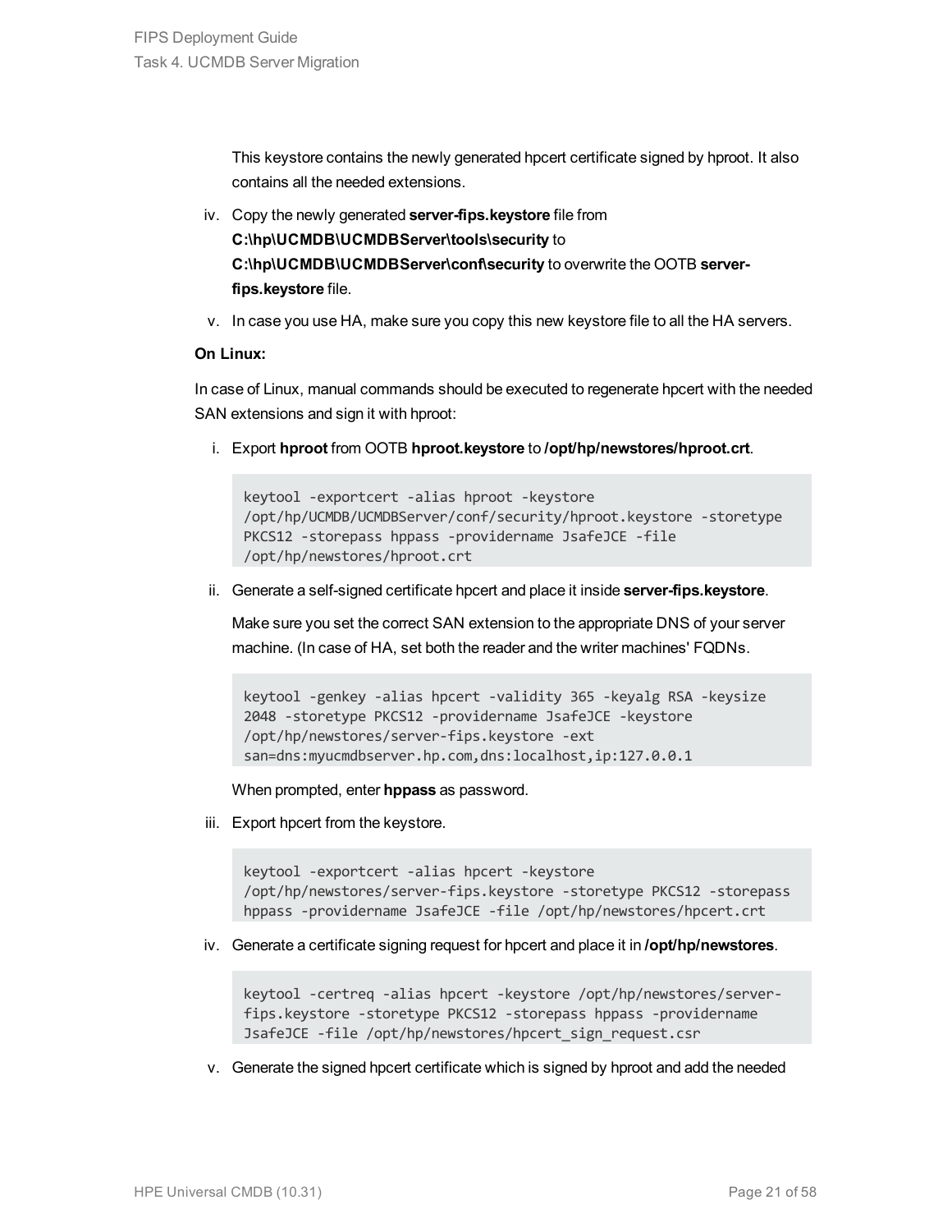This keystore contains the newly generated hpcert certificate signed by hproot. It also contains all the needed extensions.

iv. Copy the newly generated **server-fips.keystore** file from **C:\hp\UCMDB\UCMDBServer\tools\security** to **C:\hp\UCMDB\UCMDBServer\conf\security** to overwrite the OOTB **server-fips.keystore** file.

v. In case you use HA, make sure you copy this new keystore file to all the HA servers.

**On Linux:**

In case of Linux, manual commands should be executed to regenerate hpcert with the needed SAN extensions and sign it with hproot:

i. Export **hproot** from OOTB **hproot.keystore** to **/opt/hp/newstores/hproot.crt**.

```
keytool -exportcert -alias hproot -keystore
/opt/hp/UCMDB/UCMDBServer/conf/security/hproot.keystore -storetype
PKCS12 -storepass hppass -providername JsafeJCE -file
/opt/hp/newstores/hproot.crt
```

ii. Generate a self-signed certificate hpcert and place it inside **server-fips.keystore**.

Make sure you set the correct SAN extension to the appropriate DNS of your server machine. (In case of HA, set both the reader and the writer machines' FQDNs.

```
keytool -genkey -alias hpcert -validity 365 -keyalg RSA -keysize
2048 -storetype PKCS12 -providername JsafeJCE -keystore
/opt/hp/newstores/server-fips.keystore -ext
san=dns:myucmdbserver.hp.com,dns:localhost,ip:127.0.0.1
```

When prompted, enter **hppass** as password.

iii. Export hpcert from the keystore.

```
keytool -exportcert -alias hpcert -keystore
/opt/hp/newstores/server-fips.keystore -storetype PKCS12 -storepass
hppass -providername JsafeJCE -file /opt/hp/newstores/hpcert.crt
```

iv. Generate a certificate signing request for hpcert and place it in **/opt/hp/newstores**.

```
keytool -certreq -alias hpcert -keystore /opt/hp/newstores/server-
fips.keystore -storetype PKCS12 -storepass hppass -providername
JsafeJCE -file /opt/hp/newstores/hpcert_sign_request.csr
```

v. Generate the signed hpcert certificate which is signed by hproot and add the needed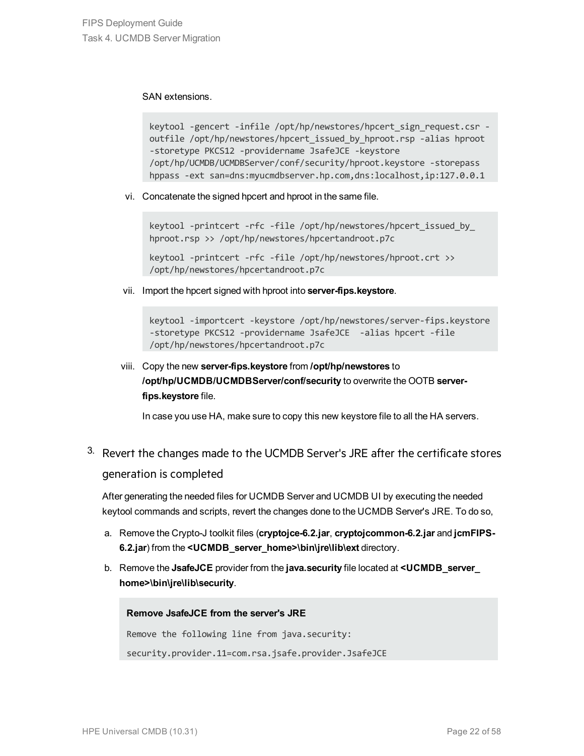SAN extensions.

```
keytool -gencert -infile /opt/hp/newstores/hpcert_sign_request.csr -outfile /opt/hp/newstores/hpcert_issued_by_hproot.rsp -alias hproot -storetype PKCS12 -providername JsafeJCE -keystore /opt/hp/UCMDB/UCMDBServer/conf/security/hproot.keystore -storepass hppass -ext san=dns:myucmdbserver.hp.com,dns:localhost,ip:127.0.0.1
```

vi. Concatenate the signed hpcert and hproot in the same file.

```
keytool -printcert -rfc -file /opt/hp/newstores/hpcert_issued_by_hproot.rsp >> /opt/hp/newstores/hpcertandroot.p7c

keytool -printcert -rfc -file /opt/hp/newstores/hproot.crt >> /opt/hp/newstores/hpcertandroot.p7c
```

vii. Import the hpcert signed with hproot into **server-fips.keystore**.

```
keytool -importcert -keystore /opt/hp/newstores/server-fips.keystore -storetype PKCS12 -providername JsafeJCE  -alias hpcert -file /opt/hp/newstores/hpcertandroot.p7c
```

viii. Copy the new **server-fips.keystore** from **/opt/hp/newstores** to **/opt/hp/UCMDB/UCMDBServer/conf/security** to overwrite the OOTB **server-fips.keystore** file.

In case you use HA, make sure to copy this new keystore file to all the HA servers.

3. Revert the changes made to the UCMDB Server's JRE after the certificate stores generation is completed

After generating the needed files for UCMDB Server and UCMDB UI by executing the needed keytool commands and scripts, revert the changes done to the UCMDB Server's JRE. To do so,

a. Remove the Crypto-J toolkit files (**cryptojce-6.2.jar**, **cryptojcommon-6.2.jar** and **jcmFIPS-6.2.jar**) from the **<UCMDB_server_home>\bin\jre\lib\ext** directory.

b. Remove the **JsafeJCE** provider from the **java.security** file located at **<UCMDB_server_home>\bin\jre\lib\security**.

**Remove JsafeJCE from the server's JRE**

```
Remove the following line from java.security:

security.provider.11=com.rsa.jsafe.provider.JsafeJCE
```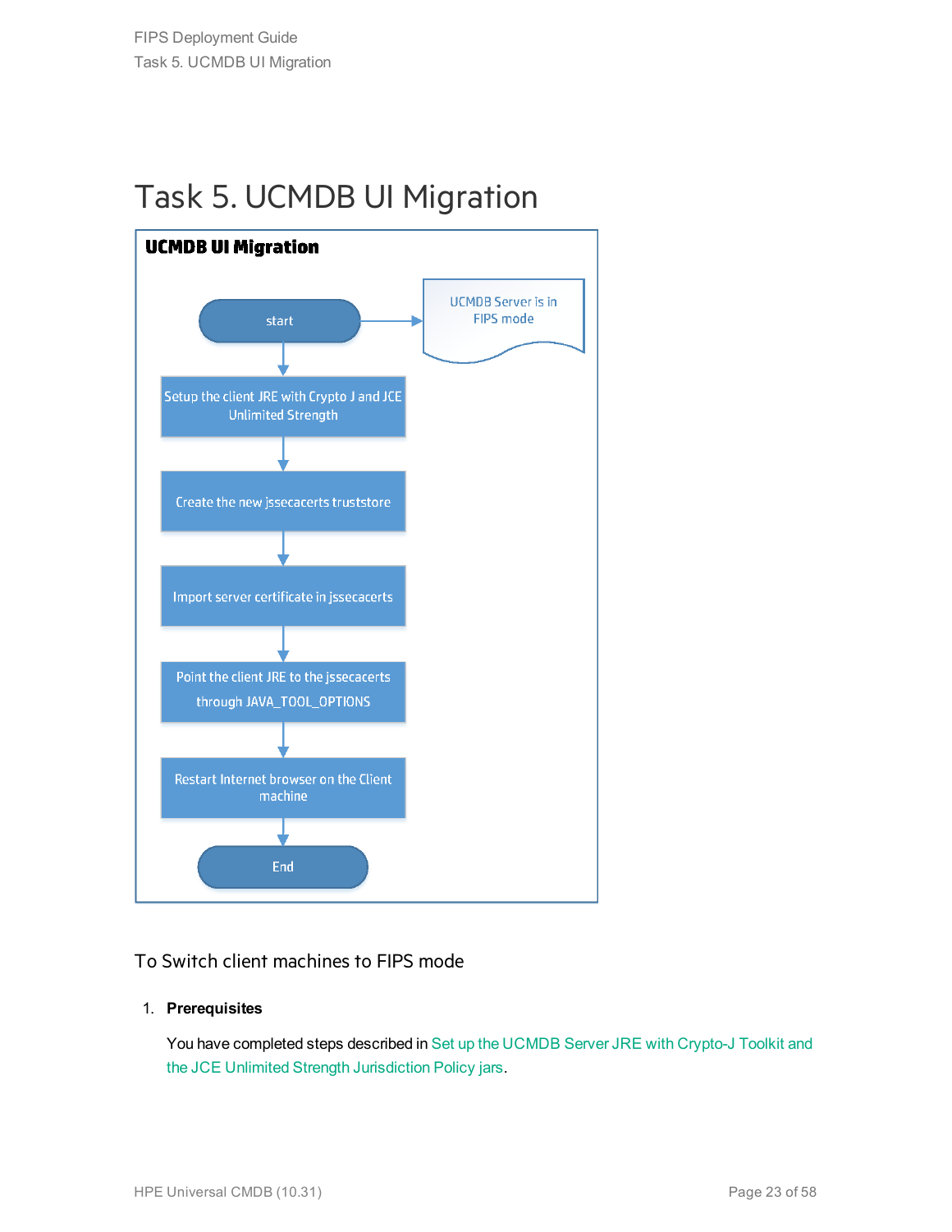# Task 5. UCMDB UI Migration

**UCMDB UI Migration**

start → UCMDB Server is in FIPS mode

1. Setup the client JRE with Crypto J and JCE Unlimited Strength
2. Create the new jssecacerts truststore
3. Import server certificate in jssecacerts
4. Point the client JRE to the jssecacerts through JAVA_TOOL_OPTIONS
5. Restart Internet browser on the Client machine

End

## To Switch client machines to FIPS mode

1. **Prerequisites**

   You have completed steps described in Set up the UCMDB Server JRE with Crypto-J Toolkit and the JCE Unlimited Strength Jurisdiction Policy jars.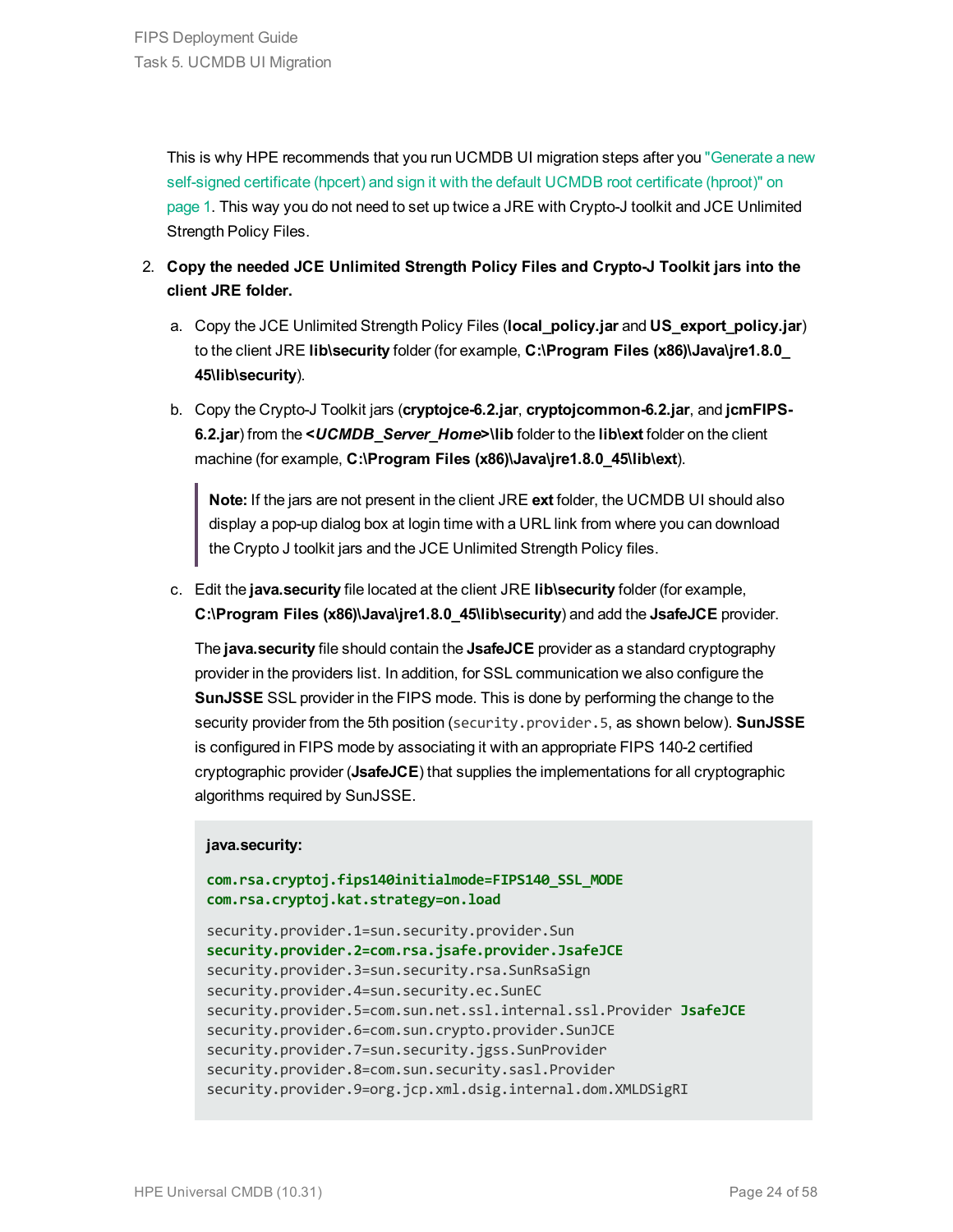This is why HPE recommends that you run UCMDB UI migration steps after you "Generate a new self-signed certificate (hpcert) and sign it with the default UCMDB root certificate (hproot)" on page 1. This way you do not need to set up twice a JRE with Crypto-J toolkit and JCE Unlimited Strength Policy Files.

2. **Copy the needed JCE Unlimited Strength Policy Files and Crypto-J Toolkit jars into the client JRE folder.**

   a. Copy the JCE Unlimited Strength Policy Files (**local_policy.jar** and **US_export_policy.jar**) to the client JRE **lib\security** folder (for example, **C:\Program Files (x86)\Java\jre1.8.0_45\lib\security**).

   b. Copy the Crypto-J Toolkit jars (**cryptojce-6.2.jar**, **cryptojcommon-6.2.jar**, and **jcmFIPS-6.2.jar**) from the **<*UCMDB_Server_Home*>\lib** folder to the **lib\ext** folder on the client machine (for example, **C:\Program Files (x86)\Java\jre1.8.0_45\lib\ext**).

      > **Note:** If the jars are not present in the client JRE **ext** folder, the UCMDB UI should also display a pop-up dialog box at login time with a URL link from where you can download the Crypto J toolkit jars and the JCE Unlimited Strength Policy files.

   c. Edit the **java.security** file located at the client JRE **lib\security** folder (for example, **C:\Program Files (x86)\Java\jre1.8.0_45\lib\security**) and add the **JsafeJCE** provider.

      The **java.security** file should contain the **JsafeJCE** provider as a standard cryptography provider in the providers list. In addition, for SSL communication we also configure the **SunJSSE** SSL provider in the FIPS mode. This is done by performing the change to the security provider from the 5th position (`security.provider.5`, as shown below). **SunJSSE** is configured in FIPS mode by associating it with an appropriate FIPS 140-2 certified cryptographic provider (**JsafeJCE**) that supplies the implementations for all cryptographic algorithms required by SunJSSE.

      **java.security:**

      ```
      com.rsa.cryptoj.fips140initialmode=FIPS140_SSL_MODE
      com.rsa.cryptoj.kat.strategy=on.load

      security.provider.1=sun.security.provider.Sun
      security.provider.2=com.rsa.jsafe.provider.JsafeJCE
      security.provider.3=sun.security.rsa.SunRsaSign
      security.provider.4=sun.security.ec.SunEC
      security.provider.5=com.sun.net.ssl.internal.ssl.Provider JsafeJCE
      security.provider.6=com.sun.crypto.provider.SunJCE
      security.provider.7=sun.security.jgss.SunProvider
      security.provider.8=com.sun.security.sasl.Provider
      security.provider.9=org.jcp.xml.dsig.internal.dom.XMLDSigRI
      ```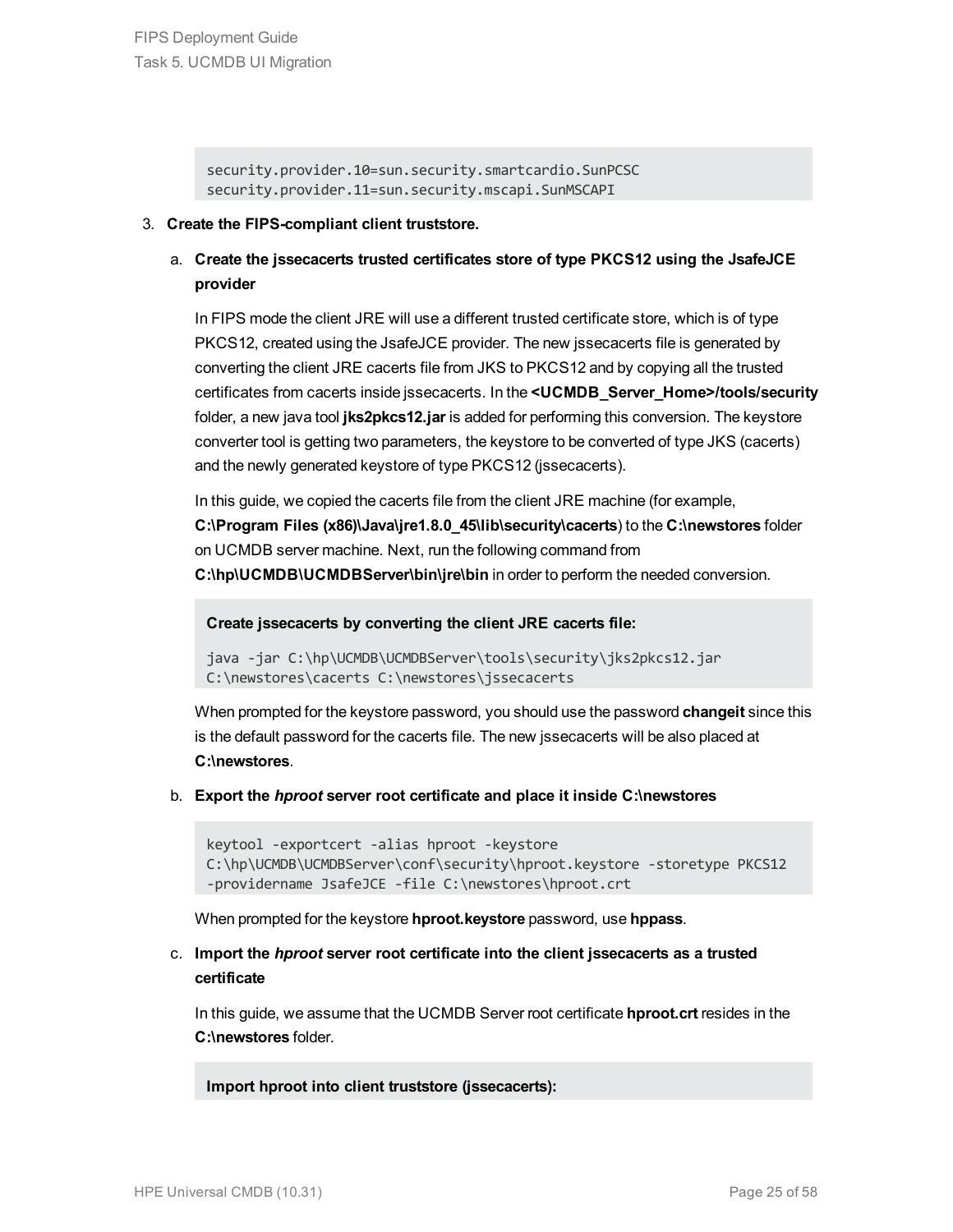```
security.provider.10=sun.security.smartcardio.SunPCSC
security.provider.11=sun.security.mscapi.SunMSCAPI
```

3. **Create the FIPS-compliant client truststore.**

   a. **Create the jssecacerts trusted certificates store of type PKCS12 using the JsafeJCE provider**

   In FIPS mode the client JRE will use a different trusted certificate store, which is of type PKCS12, created using the JsafeJCE provider. The new jssecacerts file is generated by converting the client JRE cacerts file from JKS to PKCS12 and by copying all the trusted certificates from cacerts inside jssecacerts. In the **<UCMDB_Server_Home>/tools/security** folder, a new java tool **jks2pkcs12.jar** is added for performing this conversion. The keystore converter tool is getting two parameters, the keystore to be converted of type JKS (cacerts) and the newly generated keystore of type PKCS12 (jssecacerts).

   In this guide, we copied the cacerts file from the client JRE machine (for example, **C:\Program Files (x86)\Java\jre1.8.0_45\lib\security\cacerts**) to the **C:\newstores** folder on UCMDB server machine. Next, run the following command from **C:\hp\UCMDB\UCMDBServer\bin\jre\bin** in order to perform the needed conversion.

   **Create jssecacerts by converting the client JRE cacerts file:**

   ```
   java -jar C:\hp\UCMDB\UCMDBServer\tools\security\jks2pkcs12.jar
   C:\newstores\cacerts C:\newstores\jssecacerts
   ```

   When prompted for the keystore password, you should use the password **changeit** since this is the default password for the cacerts file. The new jssecacerts will be also placed at **C:\newstores**.

   b. **Export the *hproot* server root certificate and place it inside C:\newstores**

   ```
   keytool -exportcert -alias hproot -keystore
   C:\hp\UCMDB\UCMDBServer\conf\security\hproot.keystore -storetype PKCS12
   -providername JsafeJCE -file C:\newstores\hproot.crt
   ```

   When prompted for the keystore **hproot.keystore** password, use **hppass**.

   c. **Import the *hproot* server root certificate into the client jssecacerts as a trusted certificate**

   In this guide, we assume that the UCMDB Server root certificate **hproot.crt** resides in the **C:\newstores** folder.

   **Import hproot into client truststore (jssecacerts):**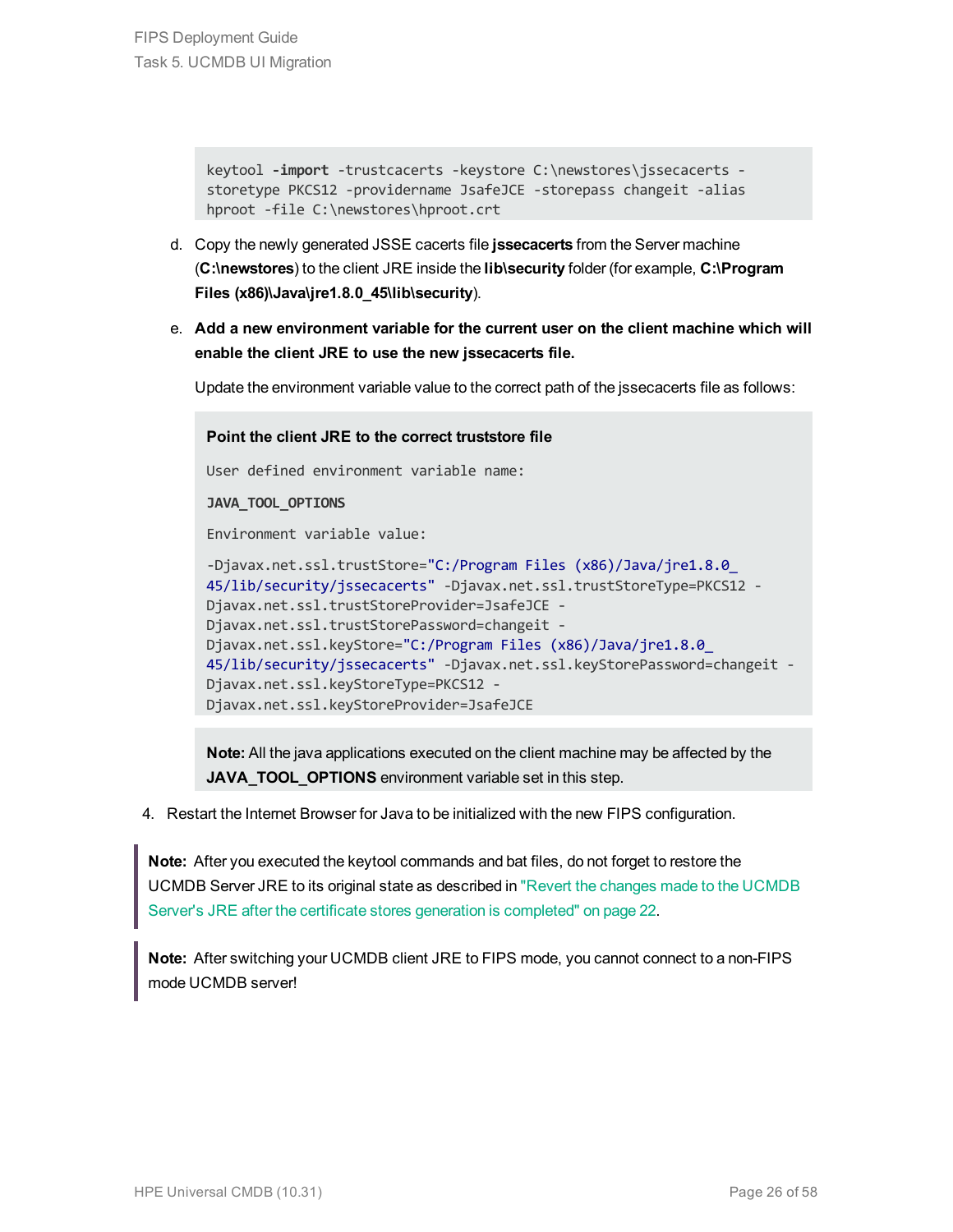```
keytool -import -trustcacerts -keystore C:\newstores\jssecacerts -
storetype PKCS12 -providername JsafeJCE -storepass changeit -alias
hproot -file C:\newstores\hproot.crt
```

d. Copy the newly generated JSSE cacerts file **jssecacerts** from the Server machine (**C:\newstores**) to the client JRE inside the **lib\security** folder (for example, **C:\Program Files (x86)\Java\jre1.8.0_45\lib\security**).

e. **Add a new environment variable for the current user on the client machine which will enable the client JRE to use the new jssecacerts file.**

Update the environment variable value to the correct path of the jssecacerts file as follows:

**Point the client JRE to the correct truststore file**

```
User defined environment variable name:

JAVA_TOOL_OPTIONS

Environment variable value:

-Djavax.net.ssl.trustStore="C:/Program Files (x86)/Java/jre1.8.0_
45/lib/security/jssecacerts" -Djavax.net.ssl.trustStoreType=PKCS12 -
Djavax.net.ssl.trustStoreProvider=JsafeJCE -
Djavax.net.ssl.trustStorePassword=changeit -
Djavax.net.ssl.keyStore="C:/Program Files (x86)/Java/jre1.8.0_
45/lib/security/jssecacerts" -Djavax.net.ssl.keyStorePassword=changeit -
Djavax.net.ssl.keyStoreType=PKCS12 -
Djavax.net.ssl.keyStoreProvider=JsafeJCE
```

**Note:** All the java applications executed on the client machine may be affected by the **JAVA_TOOL_OPTIONS** environment variable set in this step.

4. Restart the Internet Browser for Java to be initialized with the new FIPS configuration.

> **Note:** After you executed the keytool commands and bat files, do not forget to restore the UCMDB Server JRE to its original state as described in "Revert the changes made to the UCMDB Server's JRE after the certificate stores generation is completed" on page 22.

> **Note:** After switching your UCMDB client JRE to FIPS mode, you cannot connect to a non-FIPS mode UCMDB server!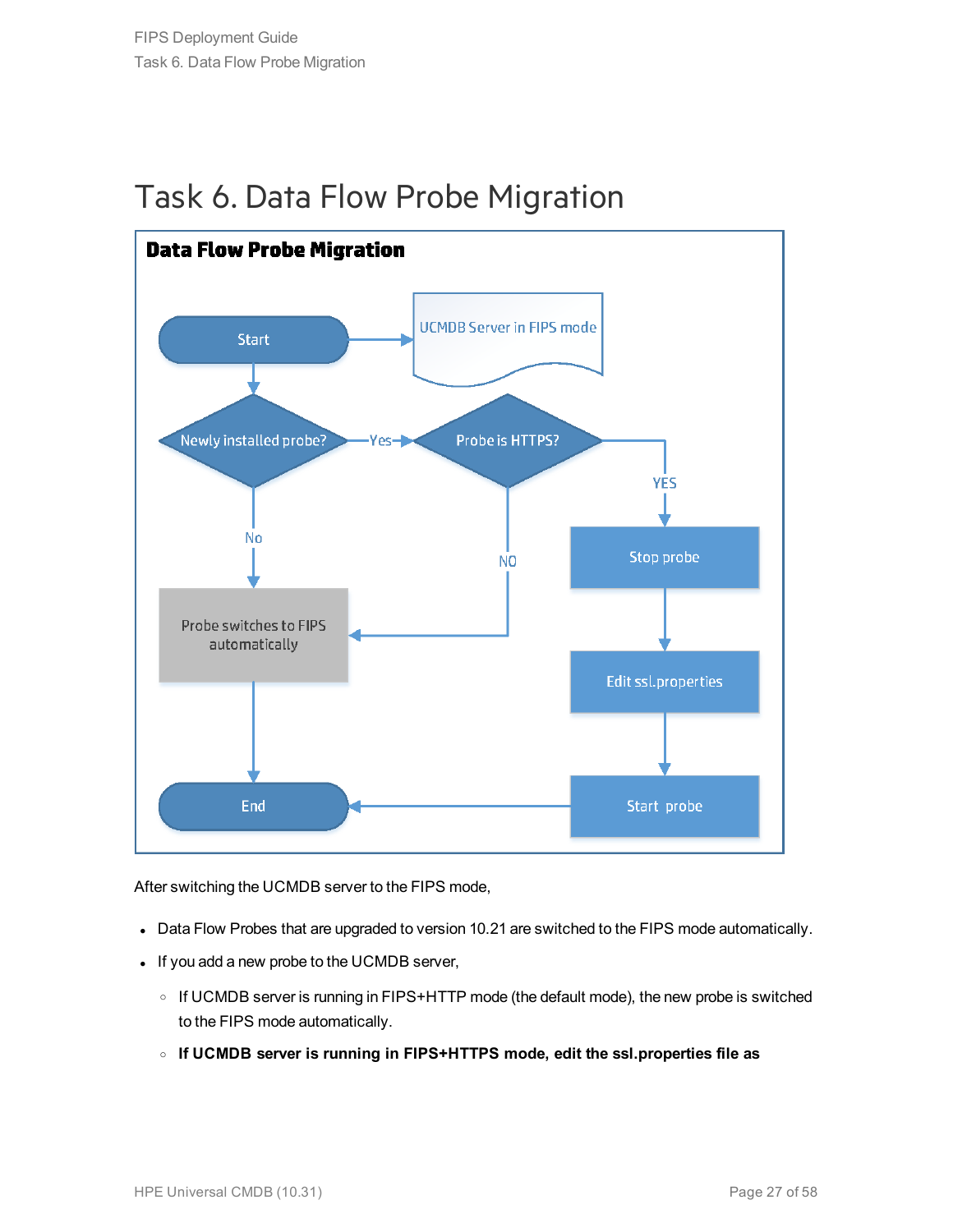# Task 6. Data Flow Probe Migration

**Data Flow Probe Migration**

Start → UCMDB Server in FIPS mode

Newly installed probe? — Yes → Probe is HTTPS?

Newly installed probe? — No → Probe switches to FIPS automatically → End

Probe is HTTPS? — NO → Probe switches to FIPS automatically

Probe is HTTPS? — YES → Stop probe → Edit ssl.properties → Start probe → End

After switching the UCMDB server to the FIPS mode,

- Data Flow Probes that are upgraded to version 10.21 are switched to the FIPS mode automatically.
- If you add a new probe to the UCMDB server,
  - If UCMDB server is running in FIPS+HTTP mode (the default mode), the new probe is switched to the FIPS mode automatically.
  - **If UCMDB server is running in FIPS+HTTPS mode, edit the ssl.properties file as**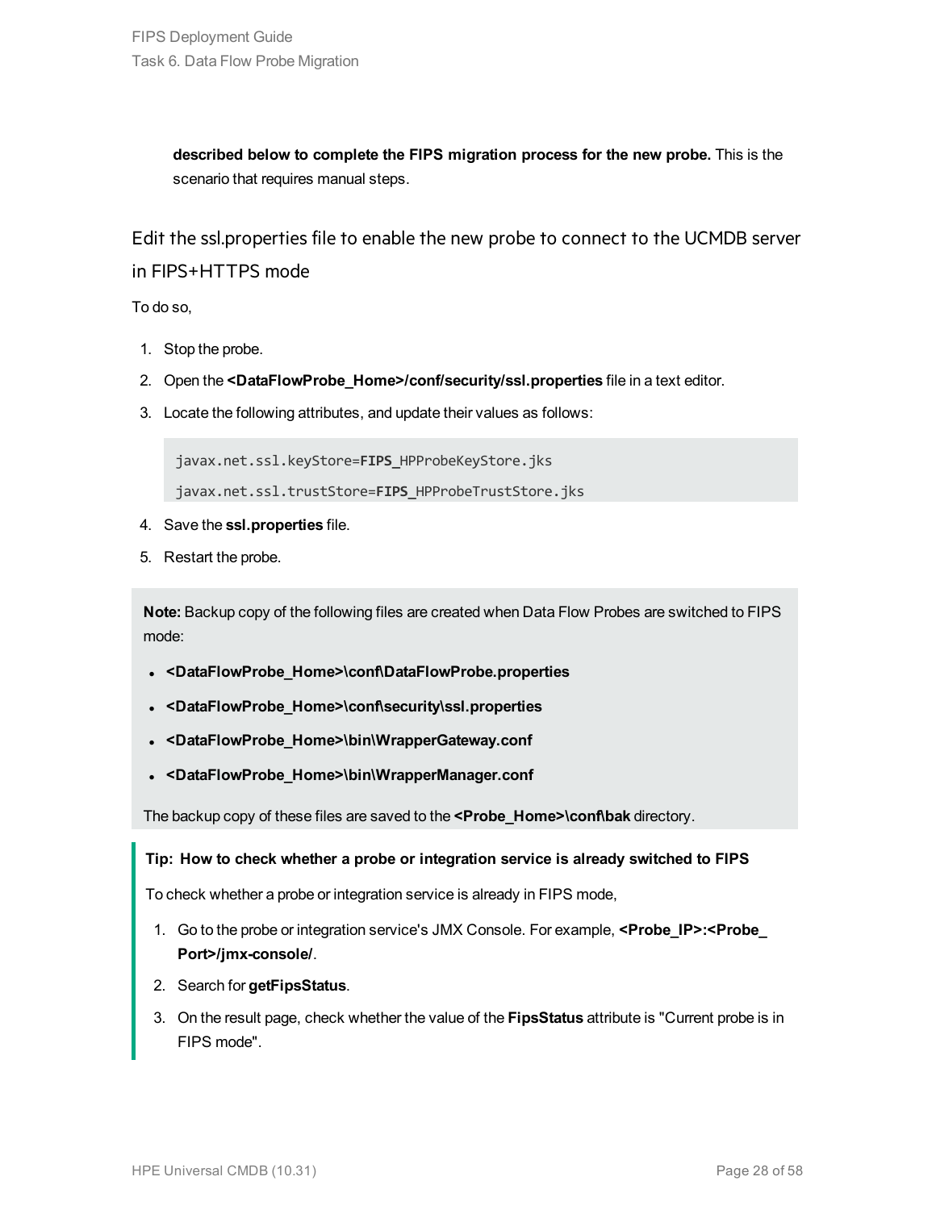**described below to complete the FIPS migration process for the new probe.** This is the scenario that requires manual steps.

## Edit the ssl.properties file to enable the new probe to connect to the UCMDB server in FIPS+HTTPS mode

To do so,

1. Stop the probe.
2. Open the **<DataFlowProbe_Home>/conf/security/ssl.properties** file in a text editor.
3. Locate the following attributes, and update their values as follows:

   ```
   javax.net.ssl.keyStore=FIPS_HPProbeKeyStore.jks
   javax.net.ssl.trustStore=FIPS_HPProbeTrustStore.jks
   ```

4. Save the **ssl.properties** file.
5. Restart the probe.

**Note:** Backup copy of the following files are created when Data Flow Probes are switched to FIPS mode:

- **<DataFlowProbe_Home>\conf\DataFlowProbe.properties**
- **<DataFlowProbe_Home>\conf\security\ssl.properties**
- **<DataFlowProbe_Home>\bin\WrapperGateway.conf**
- **<DataFlowProbe_Home>\bin\WrapperManager.conf**

The backup copy of these files are saved to the **<Probe_Home>\conf\bak** directory.

**Tip: How to check whether a probe or integration service is already switched to FIPS**

To check whether a probe or integration service is already in FIPS mode,

1. Go to the probe or integration service's JMX Console. For example, **<Probe_IP>:<Probe_Port>/jmx-console/**.
2. Search for **getFipsStatus**.
3. On the result page, check whether the value of the **FipsStatus** attribute is "Current probe is in FIPS mode".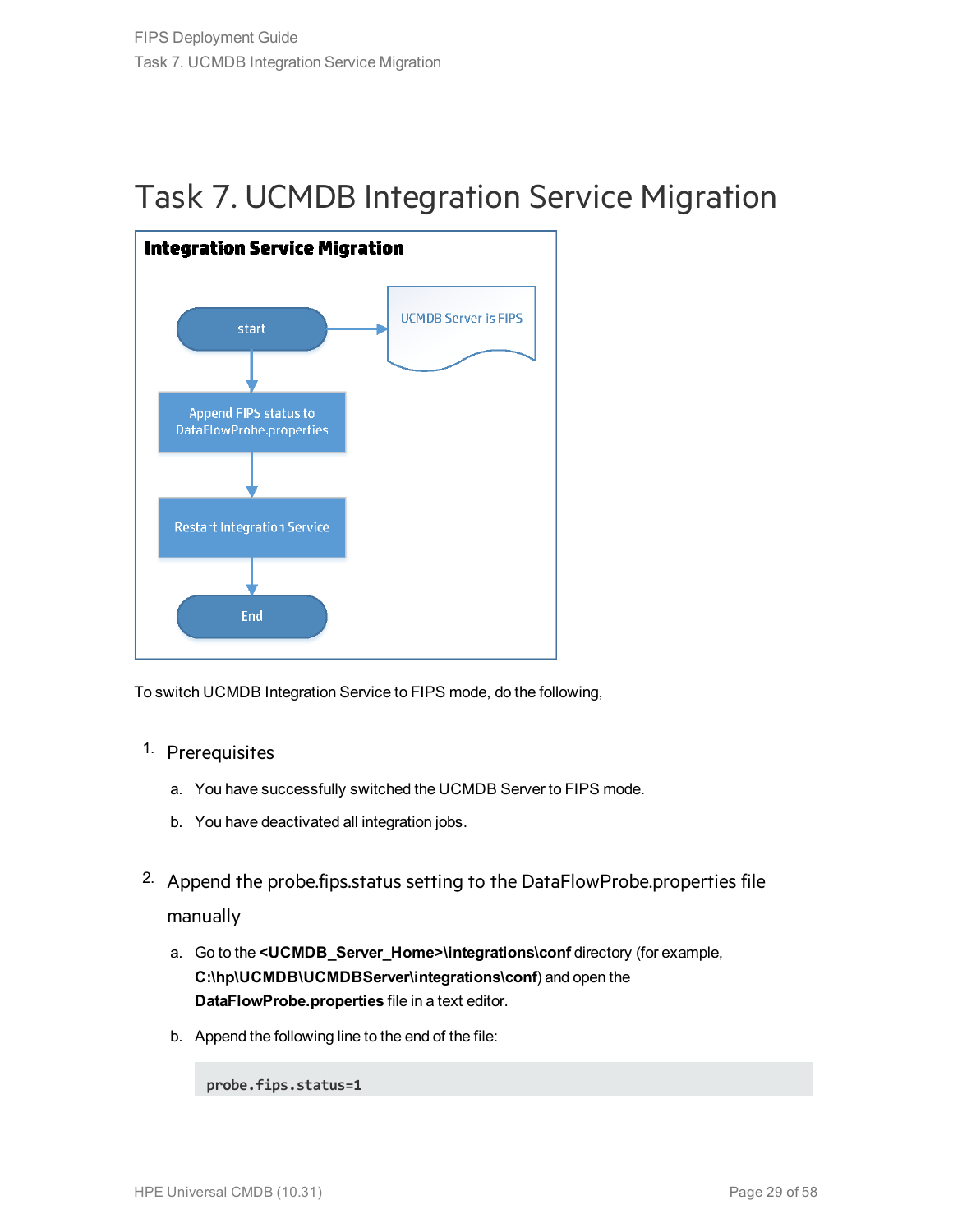# Task 7. UCMDB Integration Service Migration

**Integration Service Migration**

start → UCMDB Server is FIPS

Append FIPS status to DataFlowProbe.properties

Restart Integration Service

End

To switch UCMDB Integration Service to FIPS mode, do the following,

1. Prerequisites

   a. You have successfully switched the UCMDB Server to FIPS mode.

   b. You have deactivated all integration jobs.

2. Append the probe.fips.status setting to the DataFlowProbe.properties file manually

   a. Go to the **<UCMDB_Server_Home>\integrations\conf** directory (for example, **C:\hp\UCMDB\UCMDBServer\integrations\conf**) and open the **DataFlowProbe.properties** file in a text editor.

   b. Append the following line to the end of the file:

   ```
   probe.fips.status=1
   ```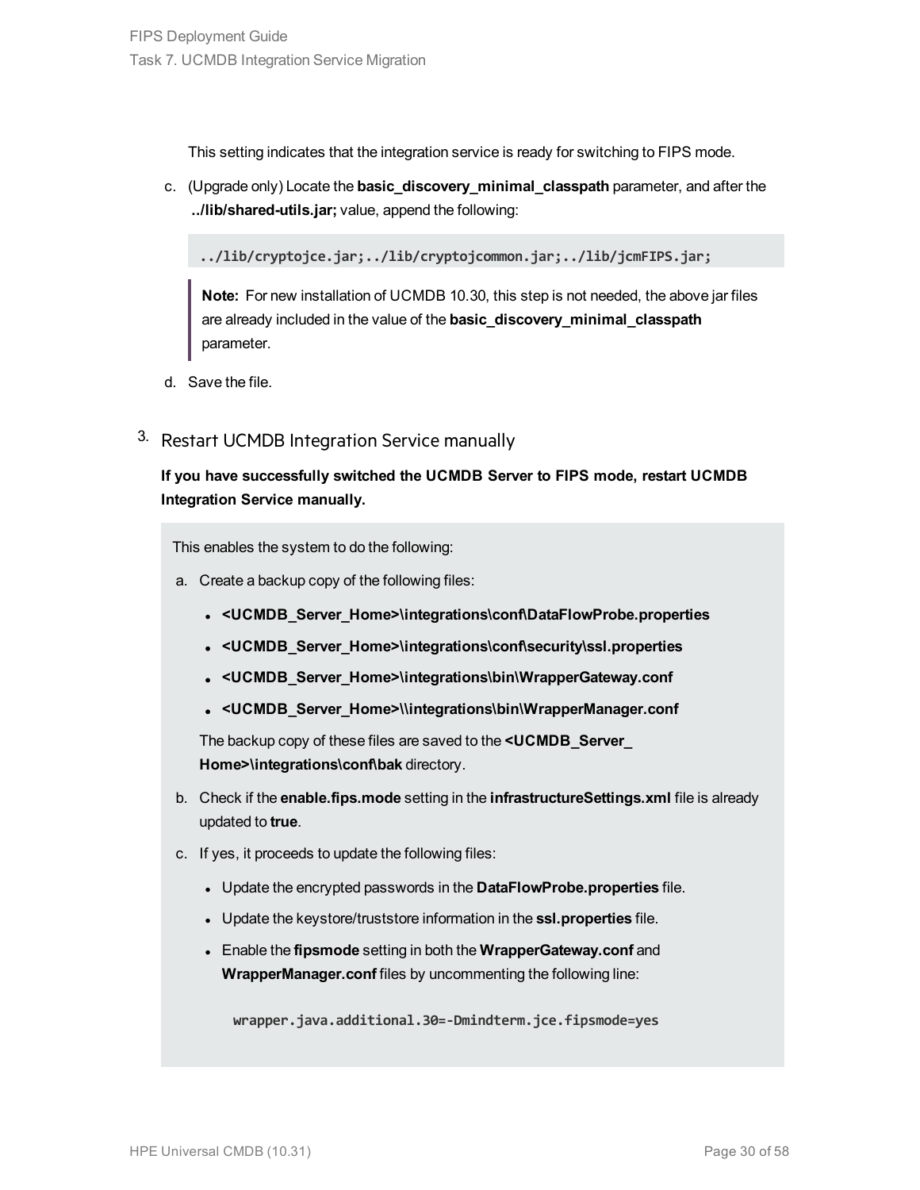This setting indicates that the integration service is ready for switching to FIPS mode.

c. (Upgrade only) Locate the **basic_discovery_minimal_classpath** parameter, and after the **../lib/shared-utils.jar;** value, append the following:

```
../lib/cryptojce.jar;../lib/cryptojcommon.jar;../lib/jcmFIPS.jar;
```

> **Note:** For new installation of UCMDB 10.30, this step is not needed, the above jar files are already included in the value of the **basic_discovery_minimal_classpath** parameter.

d. Save the file.

## 3. Restart UCMDB Integration Service manually

**If you have successfully switched the UCMDB Server to FIPS mode, restart UCMDB Integration Service manually.**

This enables the system to do the following:

a. Create a backup copy of the following files:

- **<UCMDB_Server_Home>\integrations\conf\DataFlowProbe.properties**
- **<UCMDB_Server_Home>\integrations\conf\security\ssl.properties**
- **<UCMDB_Server_Home>\integrations\bin\WrapperGateway.conf**
- **<UCMDB_Server_Home>\\integrations\bin\WrapperManager.conf**

The backup copy of these files are saved to the **<UCMDB_Server_Home>\integrations\conf\bak** directory.

b. Check if the **enable.fips.mode** setting in the **infrastructureSettings.xml** file is already updated to **true**.

c. If yes, it proceeds to update the following files:

- Update the encrypted passwords in the **DataFlowProbe.properties** file.
- Update the keystore/truststore information in the **ssl.properties** file.
- Enable the **fipsmode** setting in both the **WrapperGateway.conf** and **WrapperManager.conf** files by uncommenting the following line:

```
wrapper.java.additional.30=-Dmindterm.jce.fipsmode=yes
```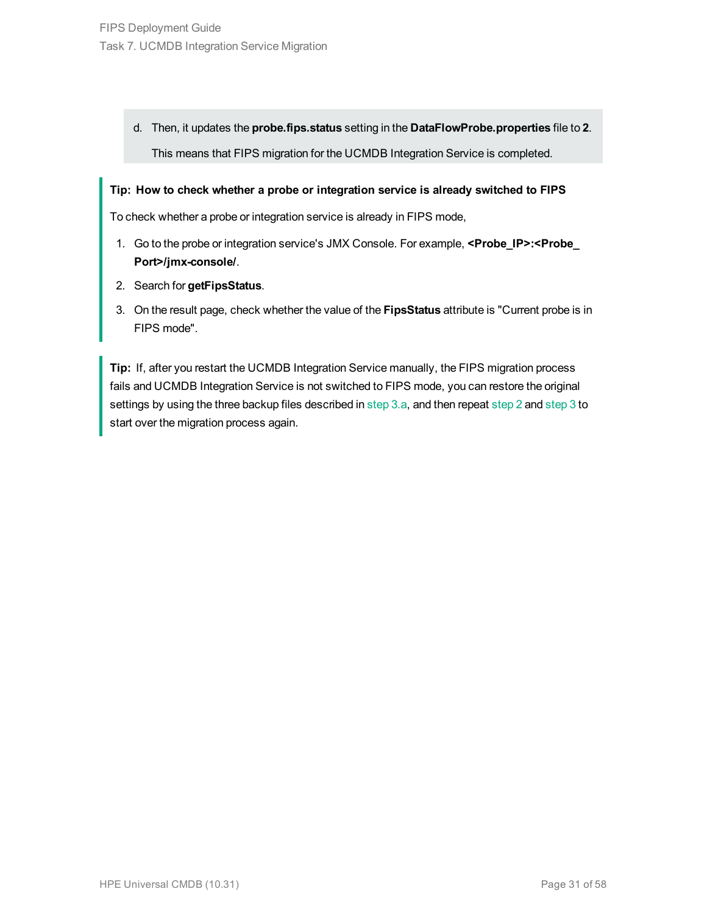d. Then, it updates the **probe.fips.status** setting in the **DataFlowProbe.properties** file to **2**.

   This means that FIPS migration for the UCMDB Integration Service is completed.

**Tip: How to check whether a probe or integration service is already switched to FIPS**

To check whether a probe or integration service is already in FIPS mode,

1. Go to the probe or integration service's JMX Console. For example, **<Probe_IP>:<Probe_Port>/jmx-console/**.
2. Search for **getFipsStatus**.
3. On the result page, check whether the value of the **FipsStatus** attribute is "Current probe is in FIPS mode".

**Tip:** If, after you restart the UCMDB Integration Service manually, the FIPS migration process fails and UCMDB Integration Service is not switched to FIPS mode, you can restore the original settings by using the three backup files described in step 3.a, and then repeat step 2 and step 3 to start over the migration process again.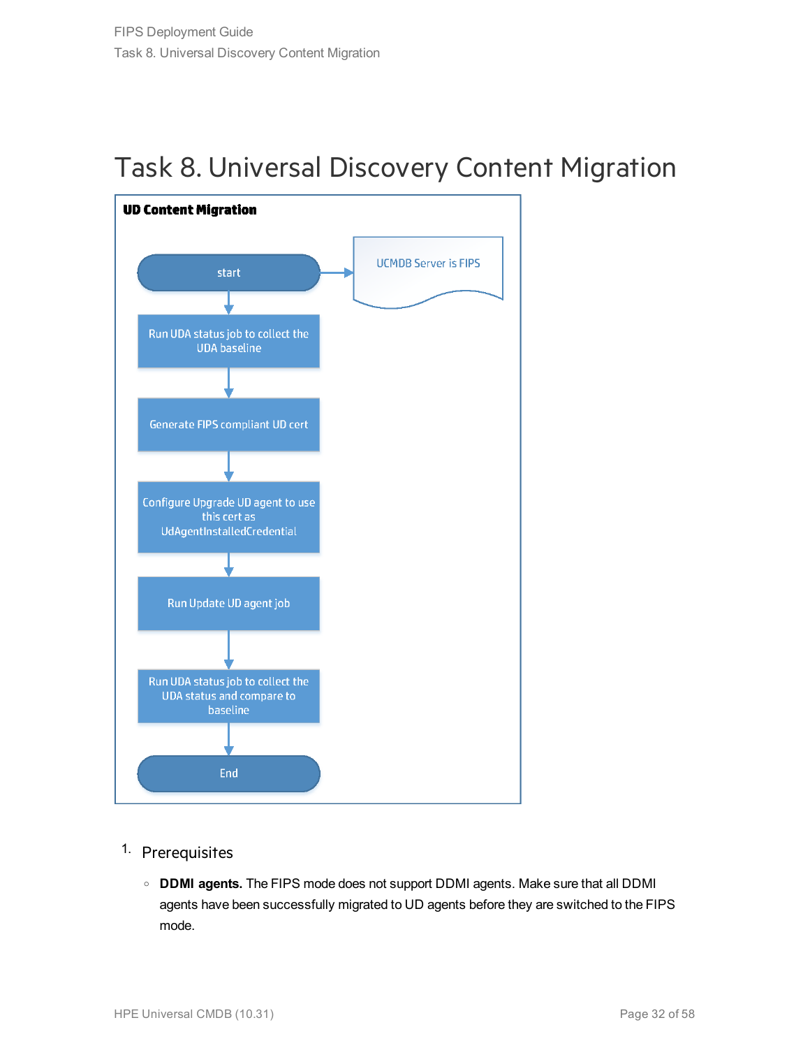# Task 8. Universal Discovery Content Migration

**UD Content Migration**

start → UCMDB Server is FIPS

Run UDA status job to collect the UDA baseline

Generate FIPS compliant UD cert

Configure Upgrade UD agent to use this cert as UdAgentInstalledCredential

Run Update UD agent job

Run UDA status job to collect the UDA status and compare to baseline

End

1. Prerequisites

   - **DDMI agents.** The FIPS mode does not support DDMI agents. Make sure that all DDMI agents have been successfully migrated to UD agents before they are switched to the FIPS mode.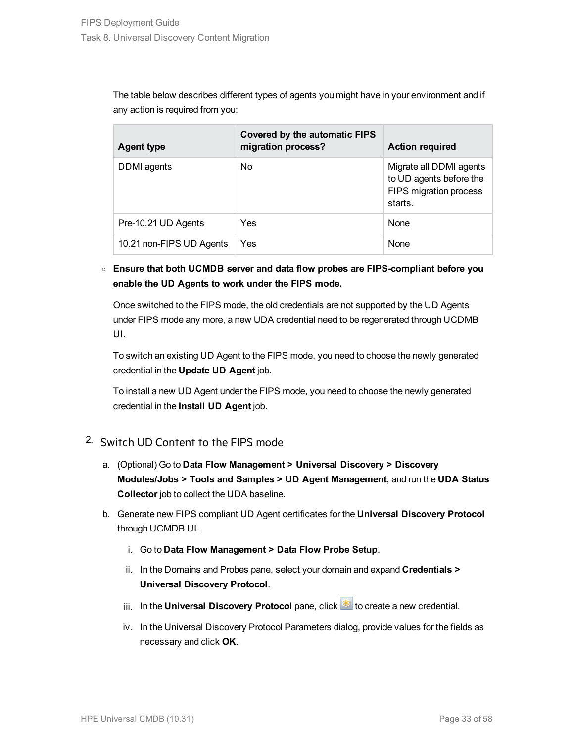The table below describes different types of agents you might have in your environment and if any action is required from you:

| Agent type | Covered by the automatic FIPS migration process? | Action required |
|---|---|---|
| DDMI agents | No | Migrate all DDMI agents to UD agents before the FIPS migration process starts. |
| Pre-10.21 UD Agents | Yes | None |
| 10.21 non-FIPS UD Agents | Yes | None |

- **Ensure that both UCMDB server and data flow probes are FIPS-compliant before you enable the UD Agents to work under the FIPS mode.**

  Once switched to the FIPS mode, the old credentials are not supported by the UD Agents under FIPS mode any more, a new UDA credential need to be regenerated through UCDMB UI.

  To switch an existing UD Agent to the FIPS mode, you need to choose the newly generated credential in the **Update UD Agent** job.

  To install a new UD Agent under the FIPS mode, you need to choose the newly generated credential in the **Install UD Agent** job.

2. Switch UD Content to the FIPS mode

   a. (Optional) Go to **Data Flow Management > Universal Discovery > Discovery Modules/Jobs > Tools and Samples > UD Agent Management**, and run the **UDA Status Collector** job to collect the UDA baseline.

   b. Generate new FIPS compliant UD Agent certificates for the **Universal Discovery Protocol** through UCMDB UI.

      i. Go to **Data Flow Management > Data Flow Probe Setup**.

      ii. In the Domains and Probes pane, select your domain and expand **Credentials > Universal Discovery Protocol**.

      iii. In the **Universal Discovery Protocol** pane, click to create a new credential.

      iv. In the Universal Discovery Protocol Parameters dialog, provide values for the fields as necessary and click **OK**.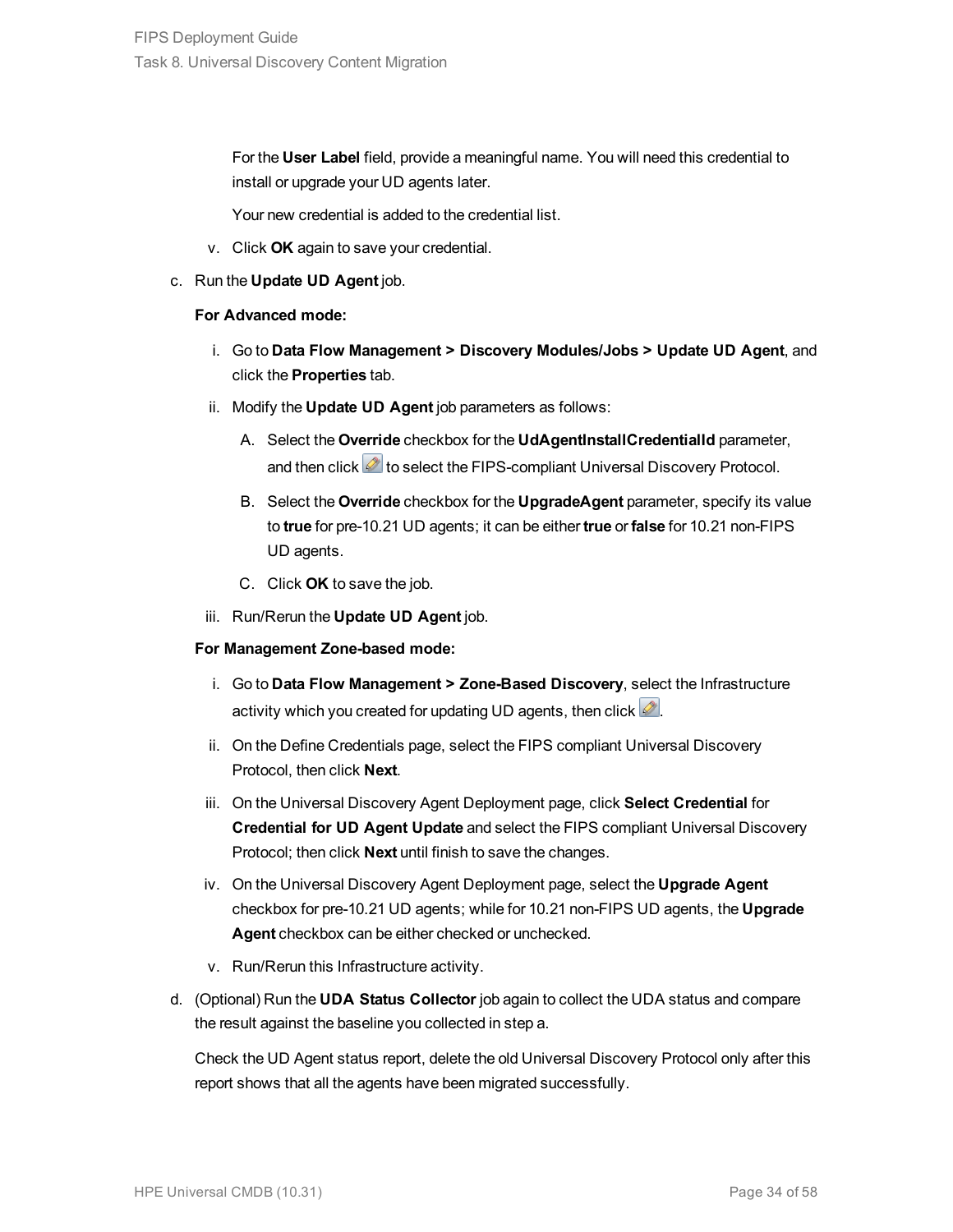For the **User Label** field, provide a meaningful name. You will need this credential to install or upgrade your UD agents later.

Your new credential is added to the credential list.

v. Click **OK** again to save your credential.

c. Run the **Update UD Agent** job.

   **For Advanced mode:**

   i. Go to **Data Flow Management > Discovery Modules/Jobs > Update UD Agent**, and click the **Properties** tab.

   ii. Modify the **Update UD Agent** job parameters as follows:

      A. Select the **Override** checkbox for the **UdAgentInstallCredentialId** parameter, and then click  to select the FIPS-compliant Universal Discovery Protocol.

      B. Select the **Override** checkbox for the **UpgradeAgent** parameter, specify its value to **true** for pre-10.21 UD agents; it can be either **true** or **false** for 10.21 non-FIPS UD agents.

      C. Click **OK** to save the job.

   iii. Run/Rerun the **Update UD Agent** job.

   **For Management Zone-based mode:**

   i. Go to **Data Flow Management > Zone-Based Discovery**, select the Infrastructure activity which you created for updating UD agents, then click .

   ii. On the Define Credentials page, select the FIPS compliant Universal Discovery Protocol, then click **Next**.

   iii. On the Universal Discovery Agent Deployment page, click **Select Credential** for **Credential for UD Agent Update** and select the FIPS compliant Universal Discovery Protocol; then click **Next** until finish to save the changes.

   iv. On the Universal Discovery Agent Deployment page, select the **Upgrade Agent** checkbox for pre-10.21 UD agents; while for 10.21 non-FIPS UD agents, the **Upgrade Agent** checkbox can be either checked or unchecked.

   v. Run/Rerun this Infrastructure activity.

d. (Optional) Run the **UDA Status Collector** job again to collect the UDA status and compare the result against the baseline you collected in step a.

   Check the UD Agent status report, delete the old Universal Discovery Protocol only after this report shows that all the agents have been migrated successfully.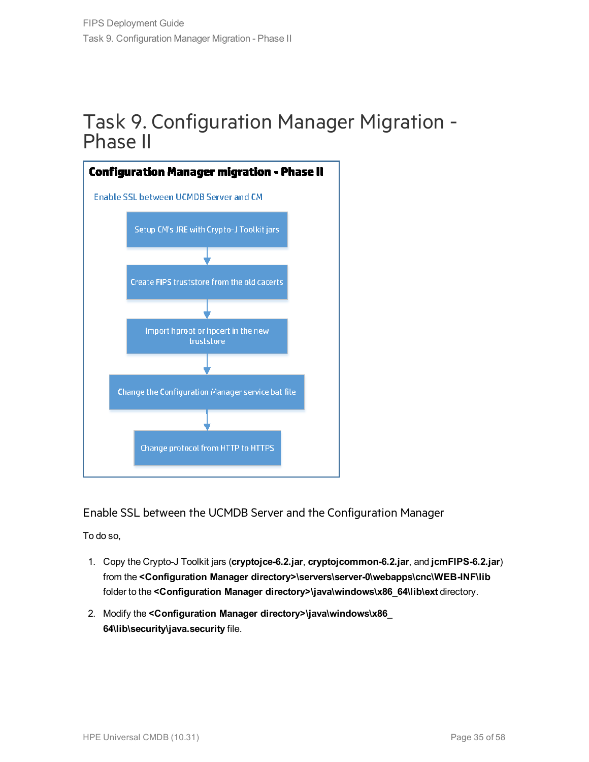# Task 9. Configuration Manager Migration - Phase II

**Configuration Manager migration - Phase II**

Enable SSL between UCMDB Server and CM

Setup CM's JRE with Crypto-J Toolkit jars

Create FIPS truststore from the old cacerts

Import hproot or hpcert in the new truststore

Change the Configuration Manager service bat file

Change protocol from HTTP to HTTPS

## Enable SSL between the UCMDB Server and the Configuration Manager

To do so,

1. Copy the Crypto-J Toolkit jars (**cryptojce-6.2.jar**, **cryptojcommon-6.2.jar**, and **jcmFIPS-6.2.jar**) from the **<Configuration Manager directory>\servers\server-0\webapps\cnc\WEB-INF\lib** folder to the **<Configuration Manager directory>\java\windows\x86_64\lib\ext** directory.

2. Modify the **<Configuration Manager directory>\java\windows\x86_64\lib\security\java.security** file.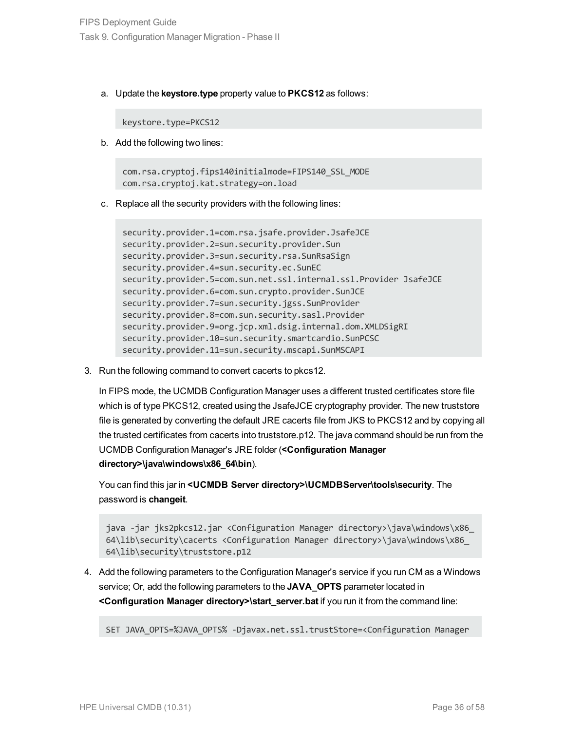a. Update the **keystore.type** property value to **PKCS12** as follows:

```
keystore.type=PKCS12
```

b. Add the following two lines:

```
com.rsa.cryptoj.fips140initialmode=FIPS140_SSL_MODE
com.rsa.cryptoj.kat.strategy=on.load
```

c. Replace all the security providers with the following lines:

```
security.provider.1=com.rsa.jsafe.provider.JsafeJCE
security.provider.2=sun.security.provider.Sun
security.provider.3=sun.security.rsa.SunRsaSign
security.provider.4=sun.security.ec.SunEC
security.provider.5=com.sun.net.ssl.internal.ssl.Provider JsafeJCE
security.provider.6=com.sun.crypto.provider.SunJCE
security.provider.7=sun.security.jgss.SunProvider
security.provider.8=com.sun.security.sasl.Provider
security.provider.9=org.jcp.xml.dsig.internal.dom.XMLDSigRI
security.provider.10=sun.security.smartcardio.SunPCSC
security.provider.11=sun.security.mscapi.SunMSCAPI
```

3. Run the following command to convert cacerts to pkcs12.

   In FIPS mode, the UCMDB Configuration Manager uses a different trusted certificates store file which is of type PKCS12, created using the JsafeJCE cryptography provider. The new truststore file is generated by converting the default JRE cacerts file from JKS to PKCS12 and by copying all the trusted certificates from cacerts into truststore.p12. The java command should be run from the UCMDB Configuration Manager's JRE folder (**<Configuration Manager directory>\java\windows\x86_64\bin**).

   You can find this jar in **<UCMDB Server directory>\UCMDBServer\tools\security**. The password is **changeit**.

```
java -jar jks2pkcs12.jar <Configuration Manager directory>\java\windows\x86_
64\lib\security\cacerts <Configuration Manager directory>\java\windows\x86_
64\lib\security\truststore.p12
```

4. Add the following parameters to the Configuration Manager's service if you run CM as a Windows service; Or, add the following parameters to the **JAVA_OPTS** parameter located in **<Configuration Manager directory>\start_server.bat** if you run it from the command line:

```
SET JAVA_OPTS=%JAVA_OPTS% -Djavax.net.ssl.trustStore=<Configuration Manager
```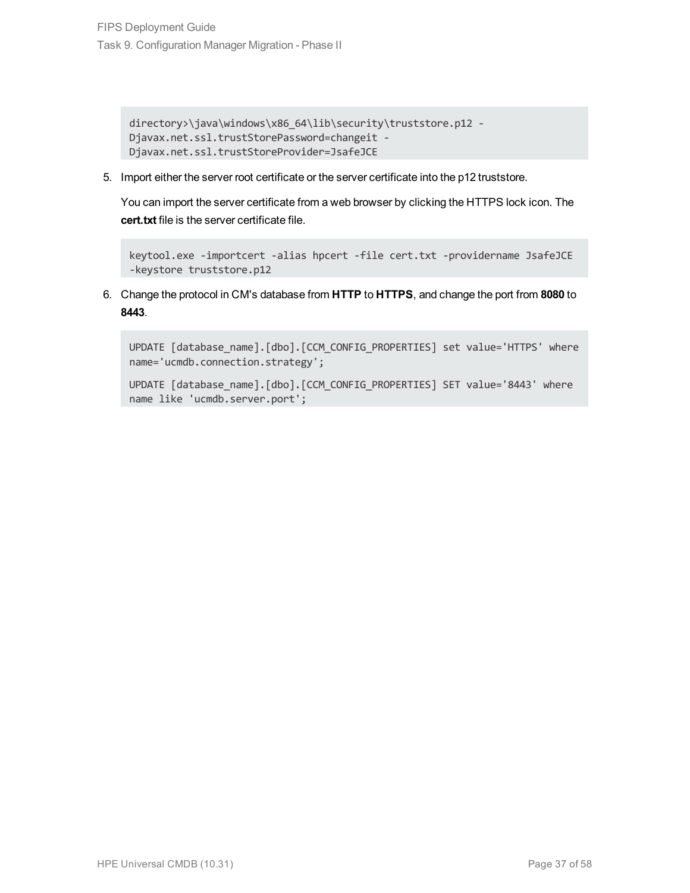```
directory>\java\windows\x86_64\lib\security\truststore.p12 -
Djavax.net.ssl.trustStorePassword=changeit -
Djavax.net.ssl.trustStoreProvider=JsafeJCE
```

5. Import either the server root certificate or the server certificate into the p12 truststore.

   You can import the server certificate from a web browser by clicking the HTTPS lock icon. The **cert.txt** file is the server certificate file.

   ```
   keytool.exe -importcert -alias hpcert -file cert.txt -providername JsafeJCE
   -keystore truststore.p12
   ```

6. Change the protocol in CM's database from **HTTP** to **HTTPS**, and change the port from **8080** to **8443**.

   ```
   UPDATE [database_name].[dbo].[CCM_CONFIG_PROPERTIES] set value='HTTPS' where
   name='ucmdb.connection.strategy';

   UPDATE [database_name].[dbo].[CCM_CONFIG_PROPERTIES] SET value='8443' where
   name like 'ucmdb.server.port';
   ```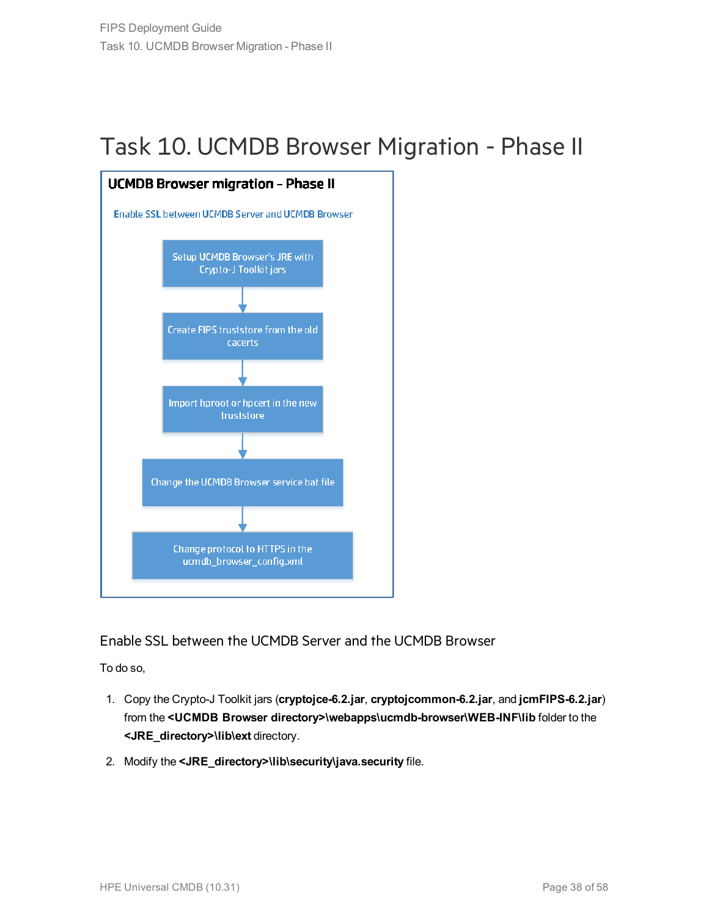# Task 10. UCMDB Browser Migration - Phase II

**UCMDB Browser migration – Phase II**

Enable SSL between UCMDB Server and UCMDB Browser

- Setup UCMDB Browser's JRE with Crypto-J Toolkit jars
- Create FIPS truststore from the old cacerts
- Import hproot or hpcert in the new truststore
- Change the UCMDB Browser service bat file
- Change protocol to HTTPS in the ucmdb_browser_config.xml

## Enable SSL between the UCMDB Server and the UCMDB Browser

To do so,

1. Copy the Crypto-J Toolkit jars (**cryptojce-6.2.jar**, **cryptojcommon-6.2.jar**, and **jcmFIPS-6.2.jar**) from the **<UCMDB Browser directory>\webapps\ucmdb-browser\WEB-INF\lib** folder to the **<JRE_directory>\lib\ext** directory.
2. Modify the **<JRE_directory>\lib\security\java.security** file.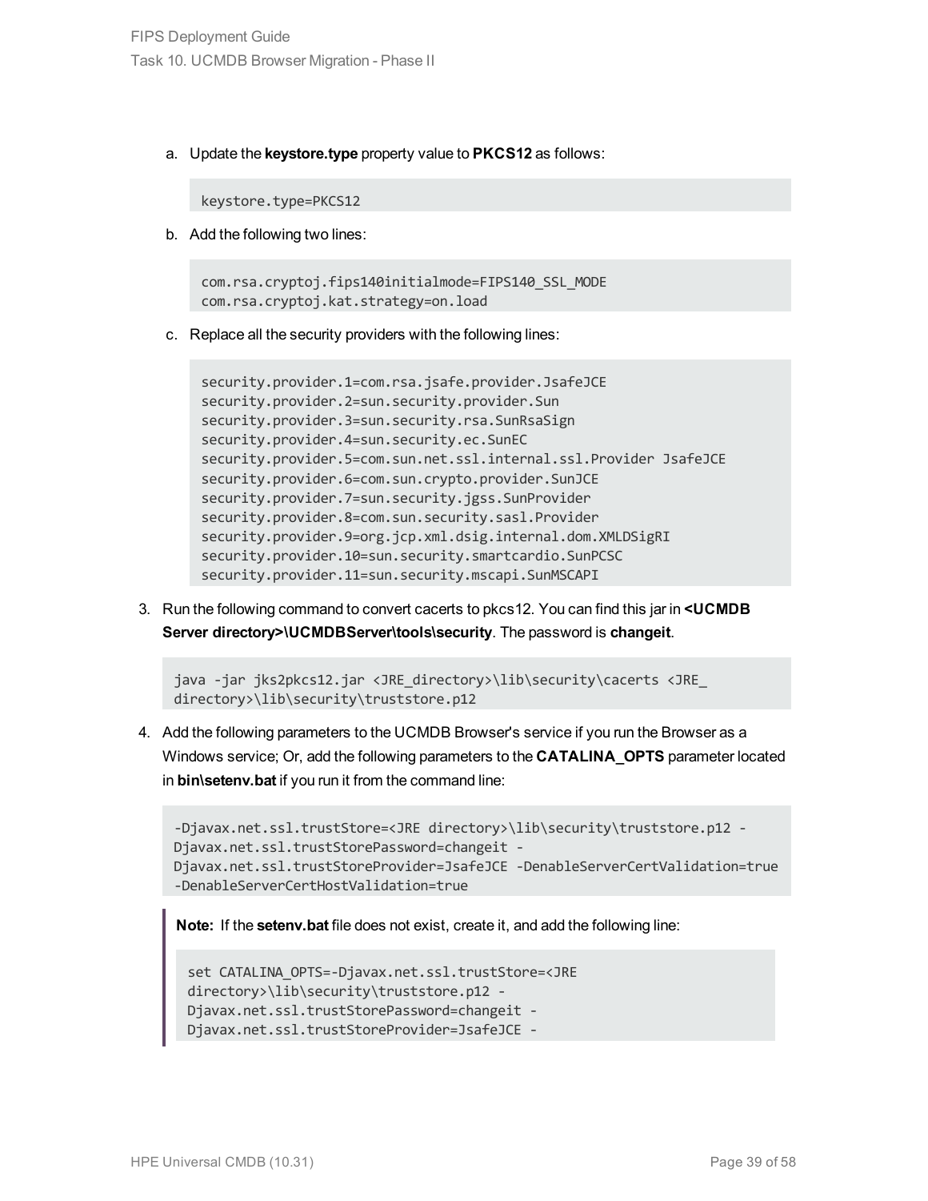a. Update the **keystore.type** property value to **PKCS12** as follows:

   ```
   keystore.type=PKCS12
   ```

b. Add the following two lines:

   ```
   com.rsa.cryptoj.fips140initialmode=FIPS140_SSL_MODE
   com.rsa.cryptoj.kat.strategy=on.load
   ```

c. Replace all the security providers with the following lines:

   ```
   security.provider.1=com.rsa.jsafe.provider.JsafeJCE
   security.provider.2=sun.security.provider.Sun
   security.provider.3=sun.security.rsa.SunRsaSign
   security.provider.4=sun.security.ec.SunEC
   security.provider.5=com.sun.net.ssl.internal.ssl.Provider JsafeJCE
   security.provider.6=com.sun.crypto.provider.SunJCE
   security.provider.7=sun.security.jgss.SunProvider
   security.provider.8=com.sun.security.sasl.Provider
   security.provider.9=org.jcp.xml.dsig.internal.dom.XMLDSigRI
   security.provider.10=sun.security.smartcardio.SunPCSC
   security.provider.11=sun.security.mscapi.SunMSCAPI
   ```

3. Run the following command to convert cacerts to pkcs12. You can find this jar in **<UCMDB Server directory>\UCMDBServer\tools\security**. The password is **changeit**.

   ```
   java -jar jks2pkcs12.jar <JRE_directory>\lib\security\cacerts <JRE_
   directory>\lib\security\truststore.p12
   ```

4. Add the following parameters to the UCMDB Browser's service if you run the Browser as a Windows service; Or, add the following parameters to the **CATALINA_OPTS** parameter located in **bin\setenv.bat** if you run it from the command line:

   ```
   -Djavax.net.ssl.trustStore=<JRE directory>\lib\security\truststore.p12 -
   Djavax.net.ssl.trustStorePassword=changeit -
   Djavax.net.ssl.trustStoreProvider=JsafeJCE -DenableServerCertValidation=true
   -DenableServerCertHostValidation=true
   ```

   > **Note:** If the **setenv.bat** file does not exist, create it, and add the following line:
   >
   > ```
   > set CATALINA_OPTS=-Djavax.net.ssl.trustStore=<JRE
   > directory>\lib\security\truststore.p12 -
   > Djavax.net.ssl.trustStorePassword=changeit -
   > Djavax.net.ssl.trustStoreProvider=JsafeJCE -
   > ```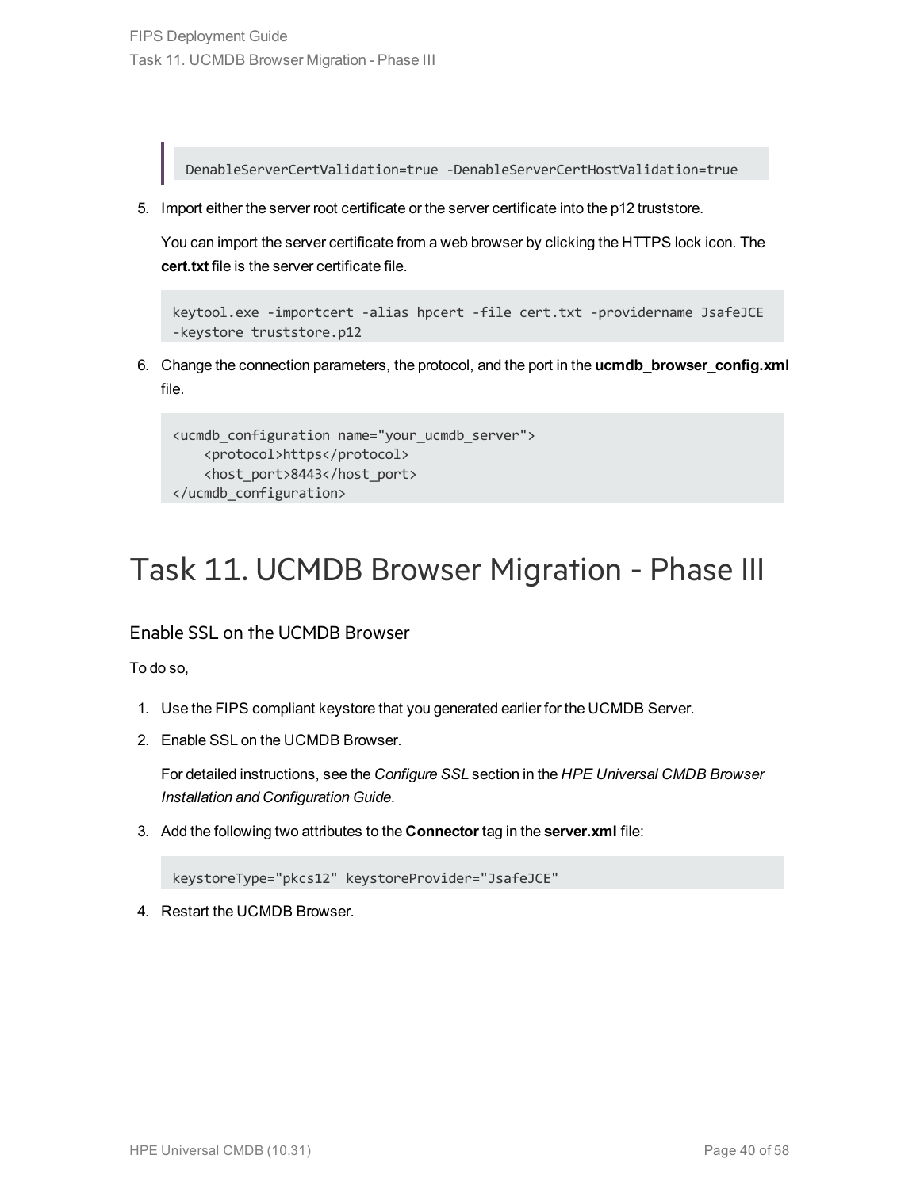```
DenableServerCertValidation=true -DenableServerCertHostValidation=true
```

5. Import either the server root certificate or the server certificate into the p12 truststore.

   You can import the server certificate from a web browser by clicking the HTTPS lock icon. The **cert.txt** file is the server certificate file.

   ```
   keytool.exe -importcert -alias hpcert -file cert.txt -providername JsafeJCE
   -keystore truststore.p12
   ```

6. Change the connection parameters, the protocol, and the port in the **ucmdb_browser_config.xml** file.

   ```
   <ucmdb_configuration name="your_ucmdb_server">
       <protocol>https</protocol>
       <host_port>8443</host_port>
   </ucmdb_configuration>
   ```

# Task 11. UCMDB Browser Migration - Phase III

## Enable SSL on the UCMDB Browser

To do so,

1. Use the FIPS compliant keystore that you generated earlier for the UCMDB Server.
2. Enable SSL on the UCMDB Browser.

   For detailed instructions, see the *Configure SSL* section in the *HPE Universal CMDB Browser Installation and Configuration Guide*.

3. Add the following two attributes to the **Connector** tag in the **server.xml** file:

   ```
   keystoreType="pkcs12" keystoreProvider="JsafeJCE"
   ```

4. Restart the UCMDB Browser.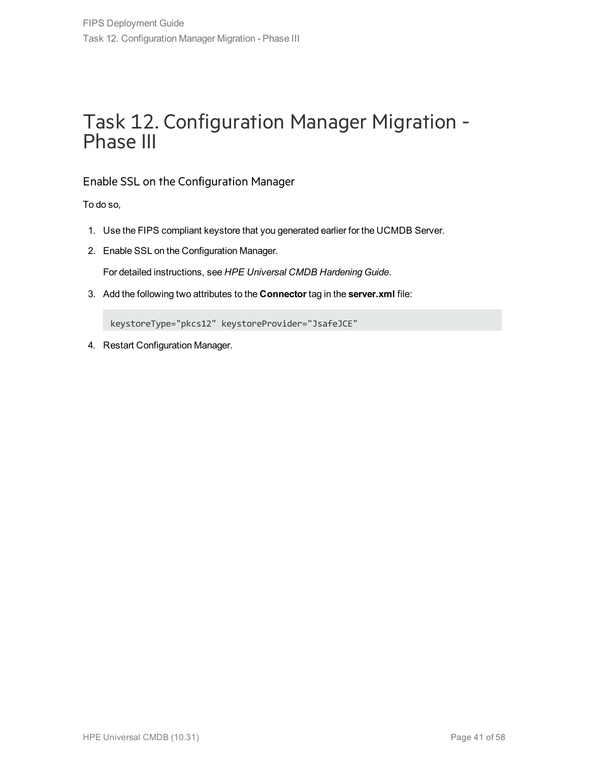# Task 12. Configuration Manager Migration - Phase III

## Enable SSL on the Configuration Manager

To do so,

1. Use the FIPS compliant keystore that you generated earlier for the UCMDB Server.
2. Enable SSL on the Configuration Manager.

   For detailed instructions, see *HPE Universal CMDB Hardening Guide*.

3. Add the following two attributes to the **Connector** tag in the **server.xml** file:

   ```
   keystoreType="pkcs12" keystoreProvider="JsafeJCE"
   ```

4. Restart Configuration Manager.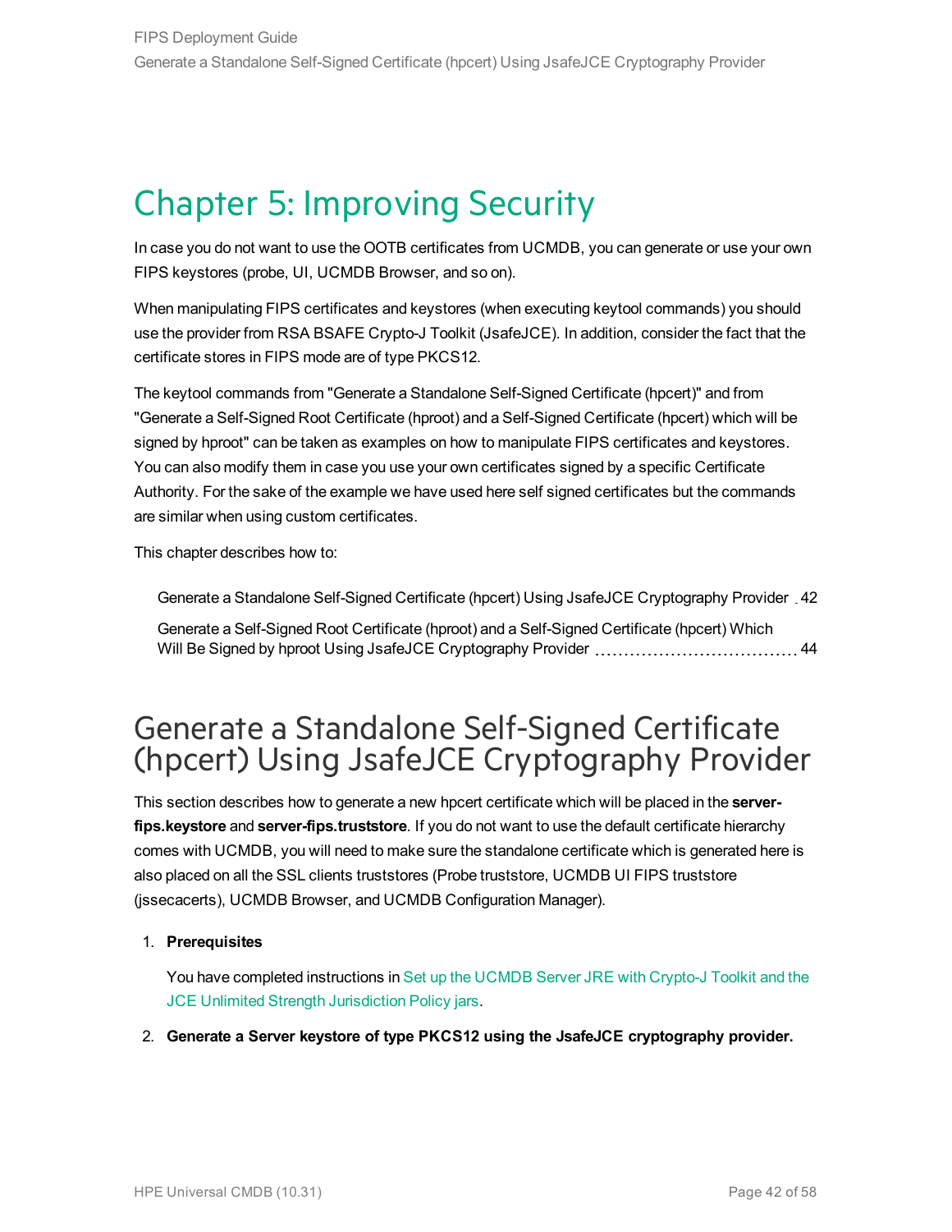# Chapter 5: Improving Security

In case you do not want to use the OOTB certificates from UCMDB, you can generate or use your own FIPS keystores (probe, UI, UCMDB Browser, and so on).

When manipulating FIPS certificates and keystores (when executing keytool commands) you should use the provider from RSA BSAFE Crypto-J Toolkit (JsafeJCE). In addition, consider the fact that the certificate stores in FIPS mode are of type PKCS12.

The keytool commands from "Generate a Standalone Self-Signed Certificate (hpcert)" and from "Generate a Self-Signed Root Certificate (hproot) and a Self-Signed Certificate (hpcert) which will be signed by hproot" can be taken as examples on how to manipulate FIPS certificates and keystores. You can also modify them in case you use your own certificates signed by a specific Certificate Authority. For the sake of the example we have used here self signed certificates but the commands are similar when using custom certificates.

This chapter describes how to:

- Generate a Standalone Self-Signed Certificate (hpcert) Using JsafeJCE Cryptography Provider 42
- Generate a Self-Signed Root Certificate (hproot) and a Self-Signed Certificate (hpcert) Which Will Be Signed by hproot Using JsafeJCE Cryptography Provider 44

## Generate a Standalone Self-Signed Certificate (hpcert) Using JsafeJCE Cryptography Provider

This section describes how to generate a new hpcert certificate which will be placed in the **server-fips.keystore** and **server-fips.truststore**. If you do not want to use the default certificate hierarchy comes with UCMDB, you will need to make sure the standalone certificate which is generated here is also placed on all the SSL clients truststores (Probe truststore, UCMDB UI FIPS truststore (jssecacerts), UCMDB Browser, and UCMDB Configuration Manager).

1. **Prerequisites**

   You have completed instructions in Set up the UCMDB Server JRE with Crypto-J Toolkit and the JCE Unlimited Strength Jurisdiction Policy jars.

2. **Generate a Server keystore of type PKCS12 using the JsafeJCE cryptography provider.**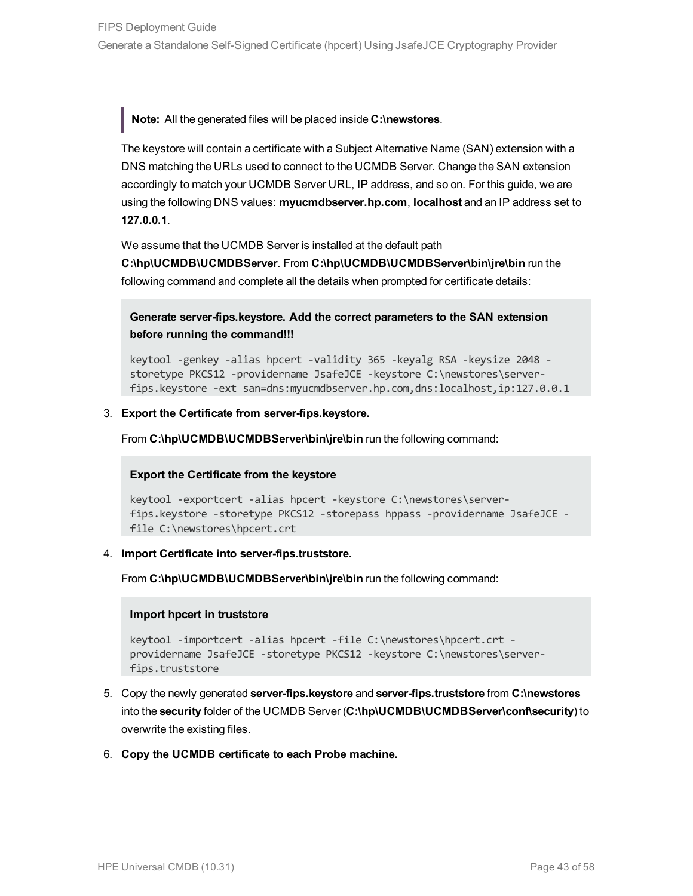> **Note:** All the generated files will be placed inside **C:\newstores**.

The keystore will contain a certificate with a Subject Alternative Name (SAN) extension with a DNS matching the URLs used to connect to the UCMDB Server. Change the SAN extension accordingly to match your UCMDB Server URL, IP address, and so on. For this guide, we are using the following DNS values: **myucmdbserver.hp.com**, **localhost** and an IP address set to **127.0.0.1**.

We assume that the UCMDB Server is installed at the default path **C:\hp\UCMDB\UCMDBServer**. From **C:\hp\UCMDB\UCMDBServer\bin\jre\bin** run the following command and complete all the details when prompted for certificate details:

**Generate server-fips.keystore. Add the correct parameters to the SAN extension before running the command!!!**

```
keytool -genkey -alias hpcert -validity 365 -keyalg RSA -keysize 2048 -storetype PKCS12 -providername JsafeJCE -keystore C:\newstores\server-fips.keystore -ext san=dns:myucmdbserver.hp.com,dns:localhost,ip:127.0.0.1
```

3. **Export the Certificate from server-fips.keystore.**

   From **C:\hp\UCMDB\UCMDBServer\bin\jre\bin** run the following command:

   **Export the Certificate from the keystore**

   ```
   keytool -exportcert -alias hpcert -keystore C:\newstores\server-fips.keystore -storetype PKCS12 -storepass hppass -providername JsafeJCE -file C:\newstores\hpcert.crt
   ```

4. **Import Certificate into server-fips.truststore.**

   From **C:\hp\UCMDB\UCMDBServer\bin\jre\bin** run the following command:

   **Import hpcert in truststore**

   ```
   keytool -importcert -alias hpcert -file C:\newstores\hpcert.crt -providername JsafeJCE -storetype PKCS12 -keystore C:\newstores\server-fips.truststore
   ```

5. Copy the newly generated **server-fips.keystore** and **server-fips.truststore** from **C:\newstores** into the **security** folder of the UCMDB Server (**C:\hp\UCMDB\UCMDBServer\conf\security**) to overwrite the existing files.

6. **Copy the UCMDB certificate to each Probe machine.**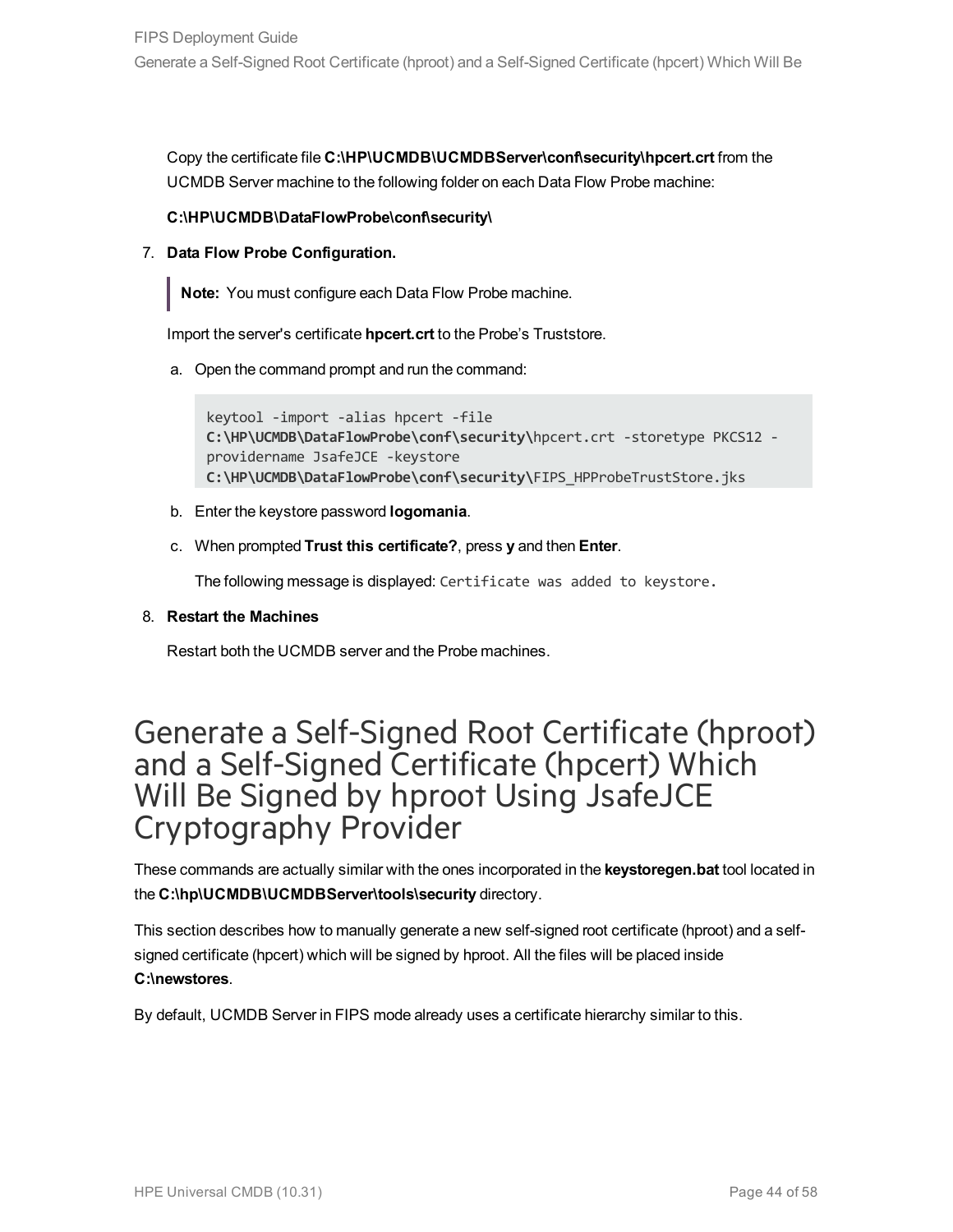Copy the certificate file **C:\HP\UCMDB\UCMDBServer\conf\security\hpcert.crt** from the UCMDB Server machine to the following folder on each Data Flow Probe machine:

**C:\HP\UCMDB\DataFlowProbe\conf\security\**

7. **Data Flow Probe Configuration.**

   > **Note:** You must configure each Data Flow Probe machine.

   Import the server's certificate **hpcert.crt** to the Probe's Truststore.

   a. Open the command prompt and run the command:

   ```
   keytool -import -alias hpcert -file
   C:\HP\UCMDB\DataFlowProbe\conf\security\hpcert.crt -storetype PKCS12 -
   providername JsafeJCE -keystore
   C:\HP\UCMDB\DataFlowProbe\conf\security\FIPS_HPProbeTrustStore.jks
   ```

   b. Enter the keystore password **logomania**.

   c. When prompted **Trust this certificate?**, press **y** and then **Enter**.

      The following message is displayed: `Certificate was added to keystore.`

8. **Restart the Machines**

   Restart both the UCMDB server and the Probe machines.

# Generate a Self-Signed Root Certificate (hproot) and a Self-Signed Certificate (hpcert) Which Will Be Signed by hproot Using JsafeJCE Cryptography Provider

These commands are actually similar with the ones incorporated in the **keystoregen.bat** tool located in the **C:\hp\UCMDB\UCMDBServer\tools\security** directory.

This section describes how to manually generate a new self-signed root certificate (hproot) and a self-signed certificate (hpcert) which will be signed by hproot. All the files will be placed inside **C:\newstores**.

By default, UCMDB Server in FIPS mode already uses a certificate hierarchy similar to this.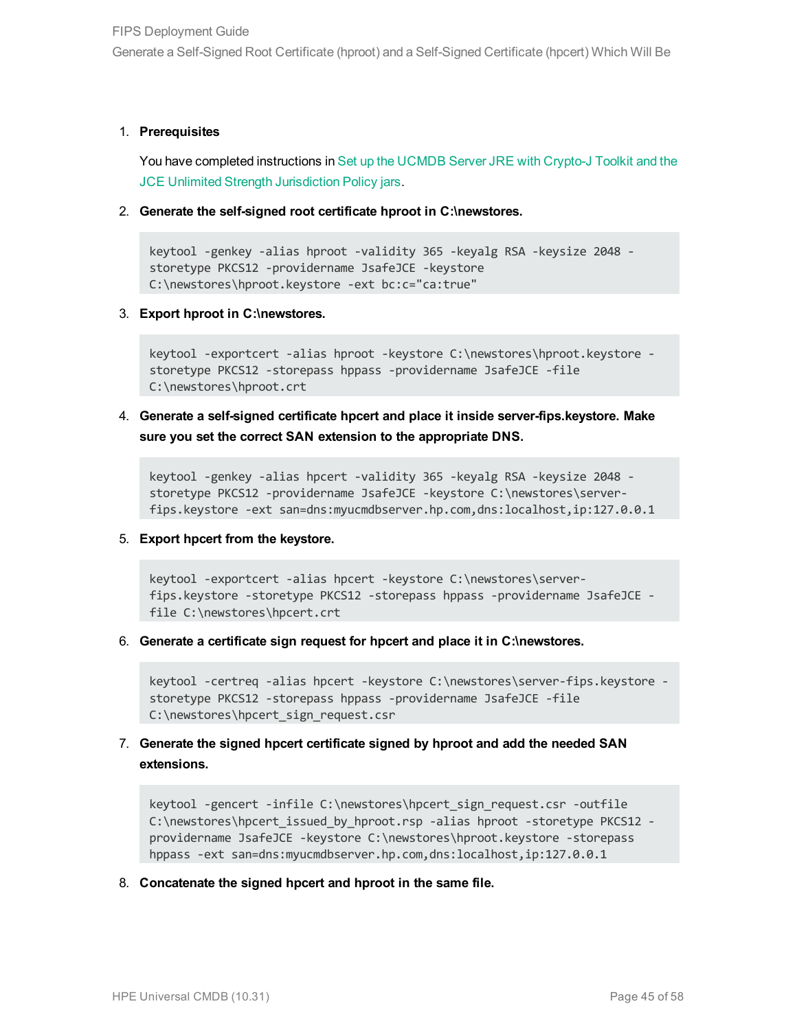1. **Prerequisites**

   You have completed instructions in Set up the UCMDB Server JRE with Crypto-J Toolkit and the JCE Unlimited Strength Jurisdiction Policy jars.

2. **Generate the self-signed root certificate hproot in C:\newstores.**

   ```
   keytool -genkey -alias hproot -validity 365 -keyalg RSA -keysize 2048 -storetype PKCS12 -providername JsafeJCE -keystore C:\newstores\hproot.keystore -ext bc:c="ca:true"
   ```

3. **Export hproot in C:\newstores.**

   ```
   keytool -exportcert -alias hproot -keystore C:\newstores\hproot.keystore -storetype PKCS12 -storepass hppass -providername JsafeJCE -file C:\newstores\hproot.crt
   ```

4. **Generate a self-signed certificate hpcert and place it inside server-fips.keystore. Make sure you set the correct SAN extension to the appropriate DNS.**

   ```
   keytool -genkey -alias hpcert -validity 365 -keyalg RSA -keysize 2048 -storetype PKCS12 -providername JsafeJCE -keystore C:\newstores\server-fips.keystore -ext san=dns:myucmdbserver.hp.com,dns:localhost,ip:127.0.0.1
   ```

5. **Export hpcert from the keystore.**

   ```
   keytool -exportcert -alias hpcert -keystore C:\newstores\server-fips.keystore -storetype PKCS12 -storepass hppass -providername JsafeJCE -file C:\newstores\hpcert.crt
   ```

6. **Generate a certificate sign request for hpcert and place it in C:\newstores.**

   ```
   keytool -certreq -alias hpcert -keystore C:\newstores\server-fips.keystore -storetype PKCS12 -storepass hppass -providername JsafeJCE -file C:\newstores\hpcert_sign_request.csr
   ```

7. **Generate the signed hpcert certificate signed by hproot and add the needed SAN extensions.**

   ```
   keytool -gencert -infile C:\newstores\hpcert_sign_request.csr -outfile C:\newstores\hpcert_issued_by_hproot.rsp -alias hproot -storetype PKCS12 -providername JsafeJCE -keystore C:\newstores\hproot.keystore -storepass hppass -ext san=dns:myucmdbserver.hp.com,dns:localhost,ip:127.0.0.1
   ```

8. **Concatenate the signed hpcert and hproot in the same file.**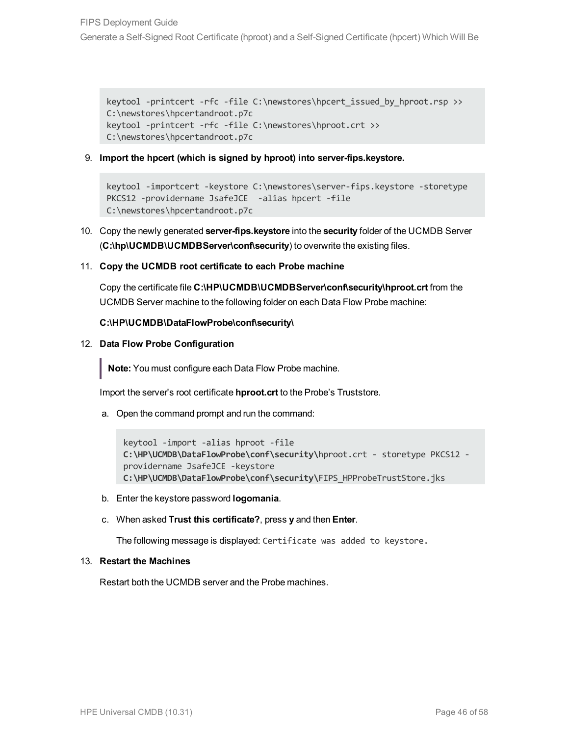```
keytool -printcert -rfc -file C:\newstores\hpcert_issued_by_hproot.rsp >>
C:\newstores\hpcertandroot.p7c
keytool -printcert -rfc -file C:\newstores\hproot.crt >>
C:\newstores\hpcertandroot.p7c
```

9. **Import the hpcert (which is signed by hproot) into server-fips.keystore.**

```
keytool -importcert -keystore C:\newstores\server-fips.keystore -storetype
PKCS12 -providername JsafeJCE  -alias hpcert -file
C:\newstores\hpcertandroot.p7c
```

10. Copy the newly generated **server-fips.keystore** into the **security** folder of the UCMDB Server (**C:\hp\UCMDB\UCMDBServer\conf\security**) to overwrite the existing files.

11. **Copy the UCMDB root certificate to each Probe machine**

    Copy the certificate file **C:\HP\UCMDB\UCMDBServer\conf\security\hproot.crt** from the UCMDB Server machine to the following folder on each Data Flow Probe machine:

    **C:\HP\UCMDB\DataFlowProbe\conf\security\**

12. **Data Flow Probe Configuration**

    > **Note:** You must configure each Data Flow Probe machine.

    Import the server's root certificate **hproot.crt** to the Probe's Truststore.

    a. Open the command prompt and run the command:

    ```
    keytool -import -alias hproot -file
    C:\HP\UCMDB\DataFlowProbe\conf\security\hproot.crt - storetype PKCS12 -
    providername JsafeJCE -keystore
    C:\HP\UCMDB\DataFlowProbe\conf\security\FIPS_HPProbeTrustStore.jks
    ```

    b. Enter the keystore password **logomania**.

    c. When asked **Trust this certificate?**, press **y** and then **Enter**.

    The following message is displayed: `Certificate was added to keystore.`

13. **Restart the Machines**

    Restart both the UCMDB server and the Probe machines.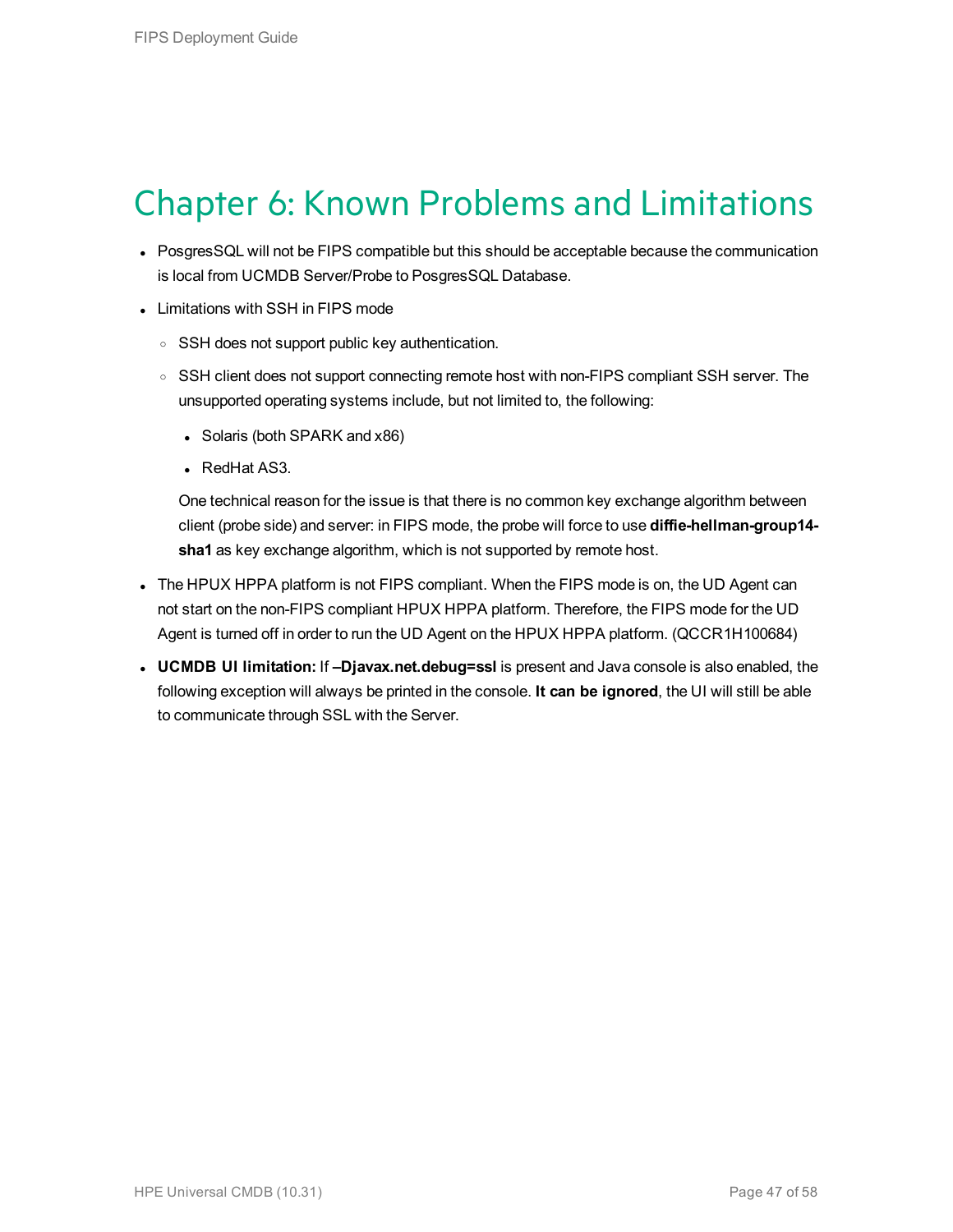# Chapter 6: Known Problems and Limitations

- PosgresSQL will not be FIPS compatible but this should be acceptable because the communication is local from UCMDB Server/Probe to PosgresSQL Database.
- Limitations with SSH in FIPS mode
  - SSH does not support public key authentication.
  - SSH client does not support connecting remote host with non-FIPS compliant SSH server. The unsupported operating systems include, but not limited to, the following:
    - Solaris (both SPARK and x86)
    - RedHat AS3.

    One technical reason for the issue is that there is no common key exchange algorithm between client (probe side) and server: in FIPS mode, the probe will force to use **diffie-hellman-group14-sha1** as key exchange algorithm, which is not supported by remote host.
- The HPUX HPPA platform is not FIPS compliant. When the FIPS mode is on, the UD Agent can not start on the non-FIPS compliant HPUX HPPA platform. Therefore, the FIPS mode for the UD Agent is turned off in order to run the UD Agent on the HPUX HPPA platform. (QCCR1H100684)
- **UCMDB UI limitation:** If **–Djavax.net.debug=ssl** is present and Java console is also enabled, the following exception will always be printed in the console. **It can be ignored**, the UI will still be able to communicate through SSL with the Server.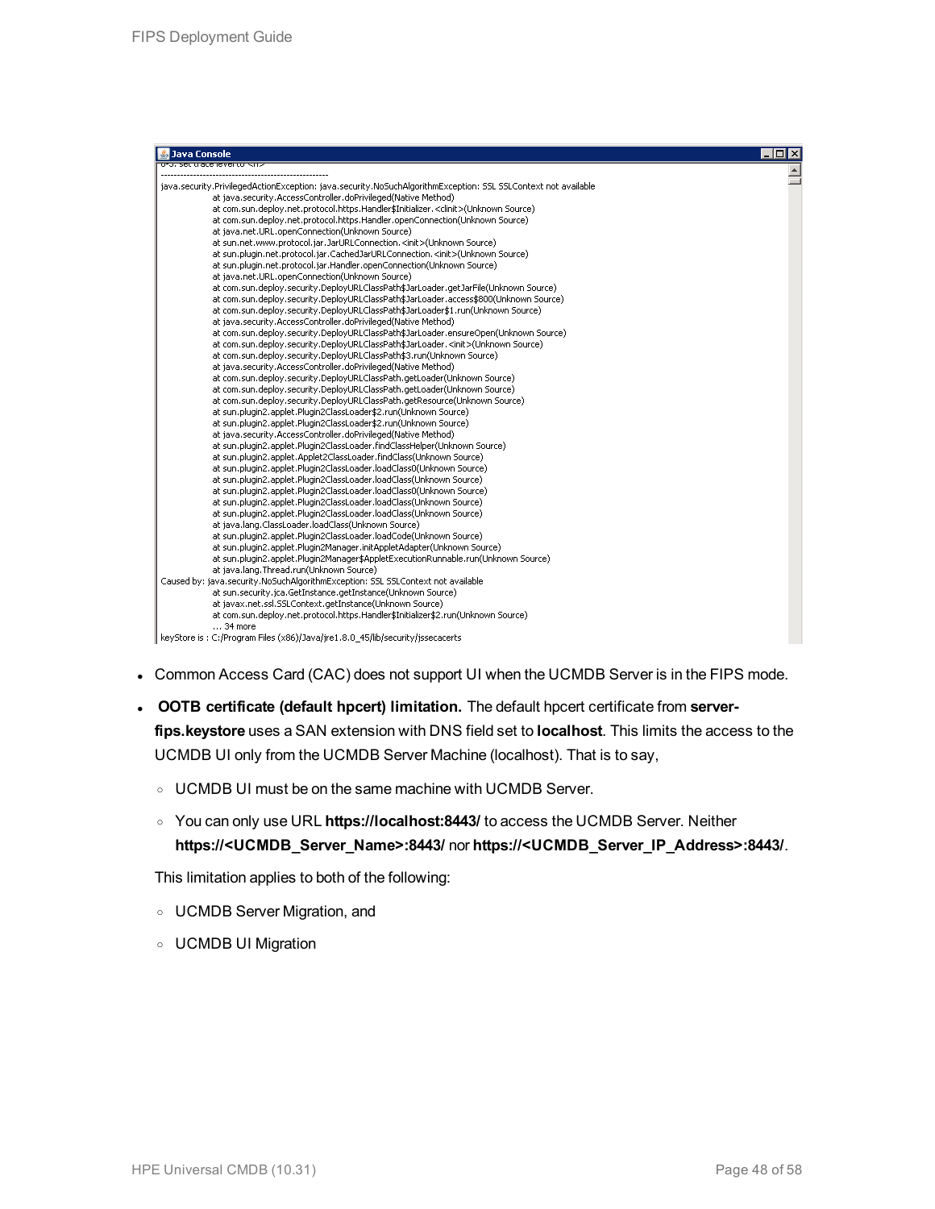```
Java Console
0-5: set trace level to <n>
----------------------------------------------------
java.security.PrivilegedActionException: java.security.NoSuchAlgorithmException: SSL SSLContext not available
	at java.security.AccessController.doPrivileged(Native Method)
	at com.sun.deploy.net.protocol.https.Handler$Initializer.<clinit>(Unknown Source)
	at com.sun.deploy.net.protocol.https.Handler.openConnection(Unknown Source)
	at java.net.URL.openConnection(Unknown Source)
	at sun.net.www.protocol.jar.JarURLConnection.<init>(Unknown Source)
	at sun.plugin.net.protocol.jar.CachedJarURLConnection.<init>(Unknown Source)
	at sun.plugin.net.protocol.jar.Handler.openConnection(Unknown Source)
	at java.net.URL.openConnection(Unknown Source)
	at com.sun.deploy.security.DeployURLClassPath$JarLoader.getJarFile(Unknown Source)
	at com.sun.deploy.security.DeployURLClassPath$JarLoader.access$800(Unknown Source)
	at com.sun.deploy.security.DeployURLClassPath$JarLoader$1.run(Unknown Source)
	at java.security.AccessController.doPrivileged(Native Method)
	at com.sun.deploy.security.DeployURLClassPath$JarLoader.ensureOpen(Unknown Source)
	at com.sun.deploy.security.DeployURLClassPath$JarLoader.<init>(Unknown Source)
	at com.sun.deploy.security.DeployURLClassPath$3.run(Unknown Source)
	at java.security.AccessController.doPrivileged(Native Method)
	at com.sun.deploy.security.DeployURLClassPath.getLoader(Unknown Source)
	at com.sun.deploy.security.DeployURLClassPath.getLoader(Unknown Source)
	at com.sun.deploy.security.DeployURLClassPath.getResource(Unknown Source)
	at sun.plugin2.applet.Plugin2ClassLoader$2.run(Unknown Source)
	at sun.plugin2.applet.Plugin2ClassLoader$2.run(Unknown Source)
	at java.security.AccessController.doPrivileged(Native Method)
	at sun.plugin2.applet.Plugin2ClassLoader.findClassHelper(Unknown Source)
	at sun.plugin2.applet.Applet2ClassLoader.findClass(Unknown Source)
	at sun.plugin2.applet.Plugin2ClassLoader.loadClass0(Unknown Source)
	at sun.plugin2.applet.Plugin2ClassLoader.loadClass(Unknown Source)
	at sun.plugin2.applet.Plugin2ClassLoader.loadClass0(Unknown Source)
	at sun.plugin2.applet.Plugin2ClassLoader.loadClass(Unknown Source)
	at sun.plugin2.applet.Plugin2ClassLoader.loadClass(Unknown Source)
	at java.lang.ClassLoader.loadClass(Unknown Source)
	at sun.plugin2.applet.Plugin2ClassLoader.loadCode(Unknown Source)
	at sun.plugin2.applet.Plugin2Manager.initAppletAdapter(Unknown Source)
	at sun.plugin2.applet.Plugin2Manager$AppletExecutionRunnable.run(Unknown Source)
	at java.lang.Thread.run(Unknown Source)
Caused by: java.security.NoSuchAlgorithmException: SSL SSLContext not available
	at sun.security.jca.GetInstance.getInstance(Unknown Source)
	at javax.net.ssl.SSLContext.getInstance(Unknown Source)
	at com.sun.deploy.net.protocol.https.Handler$Initializer$2.run(Unknown Source)
	... 34 more
keyStore is : C:/Program Files (x86)/Java/jre1.8.0_45/lib/security/jssecacerts
```

- Common Access Card (CAC) does not support UI when the UCMDB Server is in the FIPS mode.
- **OOTB certificate (default hpcert) limitation.** The default hpcert certificate from **server-fips.keystore** uses a SAN extension with DNS field set to **localhost**. This limits the access to the UCMDB UI only from the UCMDB Server Machine (localhost). That is to say,
  - UCMDB UI must be on the same machine with UCMDB Server.
  - You can only use URL **https://localhost:8443/** to access the UCMDB Server. Neither **https://<UCMDB_Server_Name>:8443/** nor **https://<UCMDB_Server_IP_Address>:8443/**.

  This limitation applies to both of the following:

  - UCMDB Server Migration, and
  - UCMDB UI Migration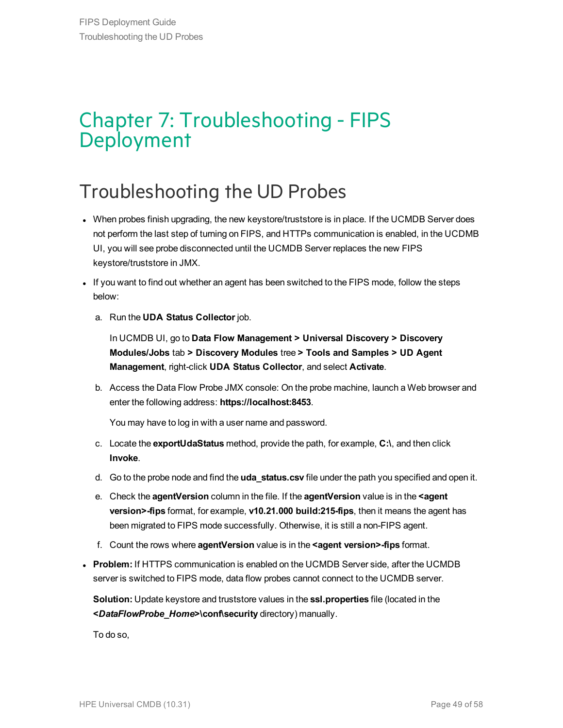# Chapter 7: Troubleshooting - FIPS Deployment

## Troubleshooting the UD Probes

- When probes finish upgrading, the new keystore/truststore is in place. If the UCMDB Server does not perform the last step of turning on FIPS, and HTTPs communication is enabled, in the UCDMB UI, you will see probe disconnected until the UCMDB Server replaces the new FIPS keystore/truststore in JMX.
- If you want to find out whether an agent has been switched to the FIPS mode, follow the steps below:

  a. Run the **UDA Status Collector** job.

     In UCMDB UI, go to **Data Flow Management > Universal Discovery > Discovery Modules/Jobs** tab **> Discovery Modules** tree **> Tools and Samples > UD Agent Management**, right-click **UDA Status Collector**, and select **Activate**.

  b. Access the Data Flow Probe JMX console: On the probe machine, launch a Web browser and enter the following address: **https://localhost:8453**.

     You may have to log in with a user name and password.

  c. Locate the **exportUdaStatus** method, provide the path, for example, **C:\**, and then click **Invoke**.

  d. Go to the probe node and find the **uda_status.csv** file under the path you specified and open it.

  e. Check the **agentVersion** column in the file. If the **agentVersion** value is in the **<agent version>-fips** format, for example, **v10.21.000 build:215-fips**, then it means the agent has been migrated to FIPS mode successfully. Otherwise, it is still a non-FIPS agent.

  f. Count the rows where **agentVersion** value is in the **<agent version>-fips** format.

- **Problem:** If HTTPS communication is enabled on the UCMDB Server side, after the UCMDB server is switched to FIPS mode, data flow probes cannot connect to the UCMDB server.

  **Solution:** Update keystore and truststore values in the **ssl.properties** file (located in the **<*DataFlowProbe_Home*>\conf\security** directory) manually.

  To do so,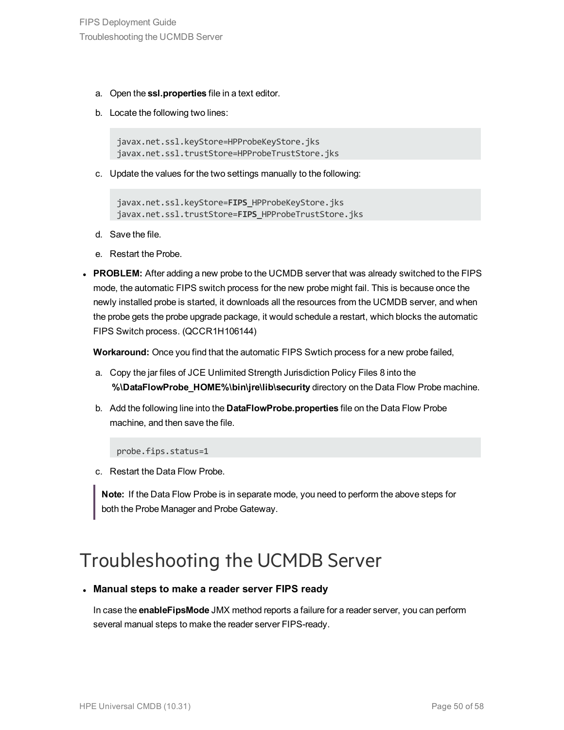a. Open the **ssl.properties** file in a text editor.

b. Locate the following two lines:

```
javax.net.ssl.keyStore=HPProbeKeyStore.jks
javax.net.ssl.trustStore=HPProbeTrustStore.jks
```

c. Update the values for the two settings manually to the following:

```
javax.net.ssl.keyStore=FIPS_HPProbeKeyStore.jks
javax.net.ssl.trustStore=FIPS_HPProbeTrustStore.jks
```

d. Save the file.

e. Restart the Probe.

- **PROBLEM:** After adding a new probe to the UCMDB server that was already switched to the FIPS mode, the automatic FIPS switch process for the new probe might fail. This is because once the newly installed probe is started, it downloads all the resources from the UCMDB server, and when the probe gets the probe upgrade package, it would schedule a restart, which blocks the automatic FIPS Switch process. (QCCR1H106144)

  **Workaround:** Once you find that the automatic FIPS Swtich process for a new probe failed,

  a. Copy the jar files of JCE Unlimited Strength Jurisdiction Policy Files 8 into the **%\DataFlowProbe_HOME%\bin\jre\lib\security** directory on the Data Flow Probe machine.

  b. Add the following line into the **DataFlowProbe.properties** file on the Data Flow Probe machine, and then save the file.

  ```
  probe.fips.status=1
  ```

  c. Restart the Data Flow Probe.

  > **Note:** If the Data Flow Probe is in separate mode, you need to perform the above steps for both the Probe Manager and Probe Gateway.

# Troubleshooting the UCMDB Server

- **Manual steps to make a reader server FIPS ready**

  In case the **enableFipsMode** JMX method reports a failure for a reader server, you can perform several manual steps to make the reader server FIPS-ready.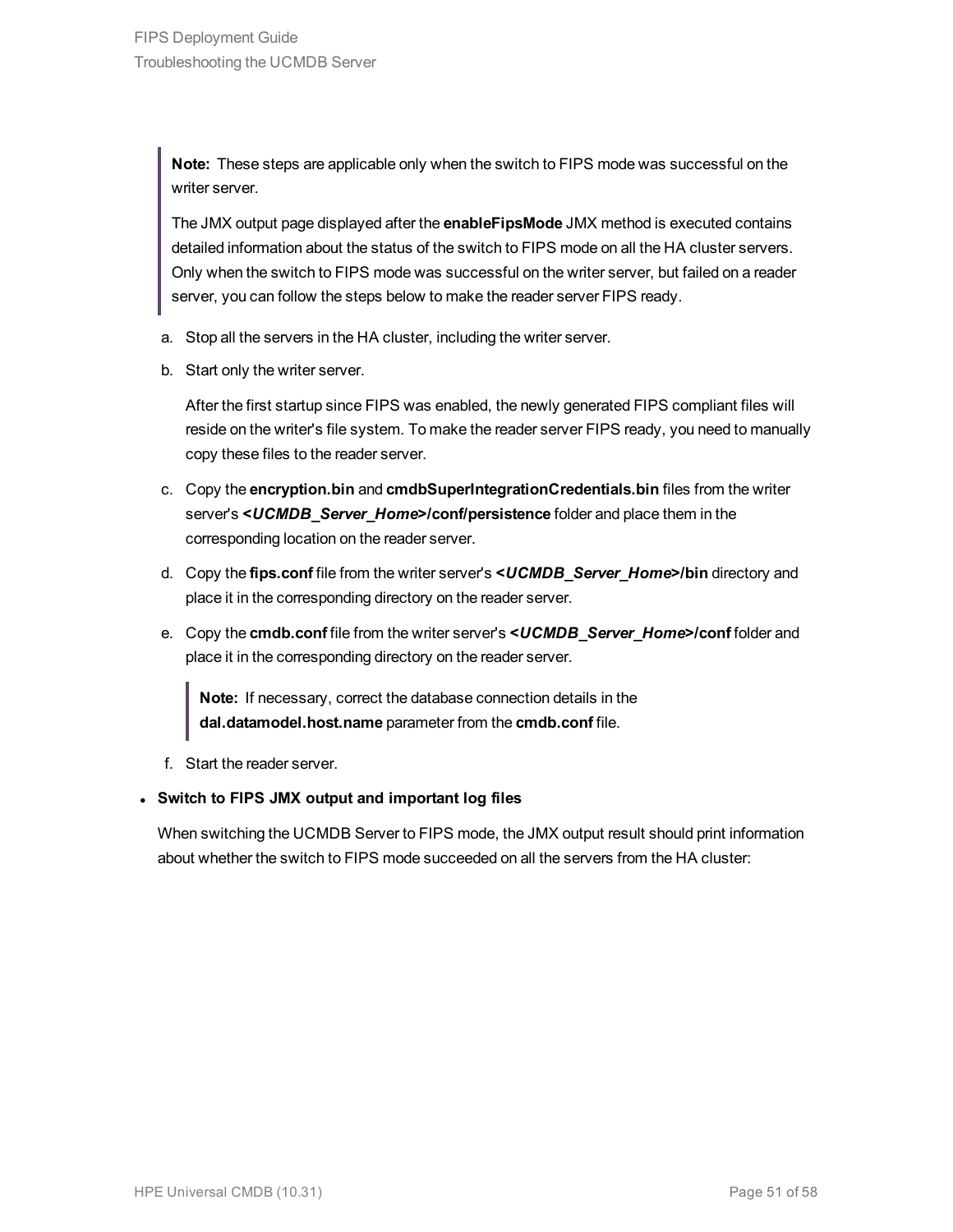> **Note:** These steps are applicable only when the switch to FIPS mode was successful on the writer server.
>
> The JMX output page displayed after the **enableFipsMode** JMX method is executed contains detailed information about the status of the switch to FIPS mode on all the HA cluster servers. Only when the switch to FIPS mode was successful on the writer server, but failed on a reader server, you can follow the steps below to make the reader server FIPS ready.

a. Stop all the servers in the HA cluster, including the writer server.

b. Start only the writer server.

   After the first startup since FIPS was enabled, the newly generated FIPS compliant files will reside on the writer's file system. To make the reader server FIPS ready, you need to manually copy these files to the reader server.

c. Copy the **encryption.bin** and **cmdbSuperIntegrationCredentials.bin** files from the writer server's ***<UCMDB_Server_Home>*/conf/persistence** folder and place them in the corresponding location on the reader server.

d. Copy the **fips.conf** file from the writer server's ***<UCMDB_Server_Home>*/bin** directory and place it in the corresponding directory on the reader server.

e. Copy the **cmdb.conf** file from the writer server's ***<UCMDB_Server_Home>*/conf** folder and place it in the corresponding directory on the reader server.

   > **Note:** If necessary, correct the database connection details in the **dal.datamodel.host.name** parameter from the **cmdb.conf** file.

f. Start the reader server.

- **Switch to FIPS JMX output and important log files**

  When switching the UCMDB Server to FIPS mode, the JMX output result should print information about whether the switch to FIPS mode succeeded on all the servers from the HA cluster: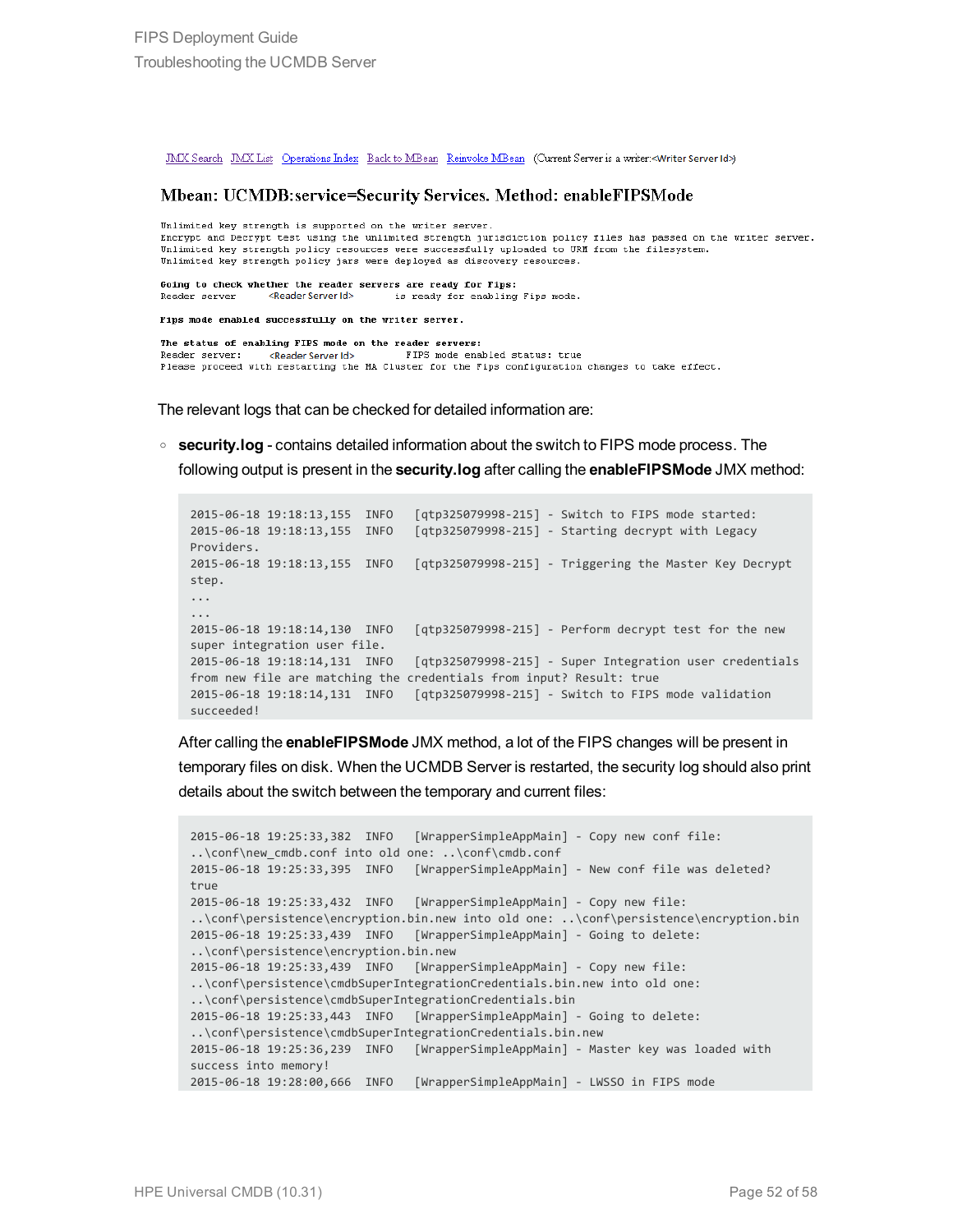JMX Search JMX List Operations Index Back to MBean Reinvoke MBean (Current Server is a writer:<Writer Server Id>)

## Mbean: UCMDB:service=Security Services. Method: enableFIPSMode

```
Unlimited key strength is supported on the writer server.
Encrypt and Decrypt test using the unlimited strength jurisdiction policy files has passed on the writer server.
Unlimited key strength policy resources were successfully uploaded to URM from the filesystem.
Unlimited key strength policy jars were deployed as discovery resources.

Going to check whether the reader servers are ready for Fips:
Reader server      <Reader Server Id>       is ready for enabling Fips mode.

Fips mode enabled successfully on the writer server.

The status of enabling FIPS mode on the reader servers:
Reader server:     <Reader Server Id>        FIPS mode enabled status: true
Please proceed with restarting the HA Cluster for the Fips configuration changes to take effect.
```

The relevant logs that can be checked for detailed information are:

- **security.log** - contains detailed information about the switch to FIPS mode process. The following output is present in the **security.log** after calling the **enableFIPSMode** JMX method:

  ```
  2015-06-18 19:18:13,155  INFO   [qtp325079998-215] - Switch to FIPS mode started:
  2015-06-18 19:18:13,155  INFO   [qtp325079998-215] - Starting decrypt with Legacy
  Providers.
  2015-06-18 19:18:13,155  INFO   [qtp325079998-215] - Triggering the Master Key Decrypt
  step.
  ...
  ...
  2015-06-18 19:18:14,130  INFO   [qtp325079998-215] - Perform decrypt test for the new
  super integration user file.
  2015-06-18 19:18:14,131  INFO   [qtp325079998-215] - Super Integration user credentials
  from new file are matching the credentials from input? Result: true
  2015-06-18 19:18:14,131  INFO   [qtp325079998-215] - Switch to FIPS mode validation
  succeeded!
  ```

  After calling the **enableFIPSMode** JMX method, a lot of the FIPS changes will be present in temporary files on disk. When the UCMDB Server is restarted, the security log should also print details about the switch between the temporary and current files:

  ```
  2015-06-18 19:25:33,382  INFO   [WrapperSimpleAppMain] - Copy new conf file:
  ..\conf\new_cmdb.conf into old one: ..\conf\cmdb.conf
  2015-06-18 19:25:33,395  INFO   [WrapperSimpleAppMain] - New conf file was deleted?
  true
  2015-06-18 19:25:33,432  INFO   [WrapperSimpleAppMain] - Copy new file:
  ..\conf\persistence\encryption.bin.new into old one: ..\conf\persistence\encryption.bin
  2015-06-18 19:25:33,439  INFO   [WrapperSimpleAppMain] - Going to delete:
  ..\conf\persistence\encryption.bin.new
  2015-06-18 19:25:33,439  INFO   [WrapperSimpleAppMain] - Copy new file:
  ..\conf\persistence\cmdbSuperIntegrationCredentials.bin.new into old one:
  ..\conf\persistence\cmdbSuperIntegrationCredentials.bin
  2015-06-18 19:25:33,443  INFO   [WrapperSimpleAppMain] - Going to delete:
  ..\conf\persistence\cmdbSuperIntegrationCredentials.bin.new
  2015-06-18 19:25:36,239  INFO   [WrapperSimpleAppMain] - Master key was loaded with
  success into memory!
  2015-06-18 19:28:00,666  INFO   [WrapperSimpleAppMain] - LWSSO in FIPS mode
  ```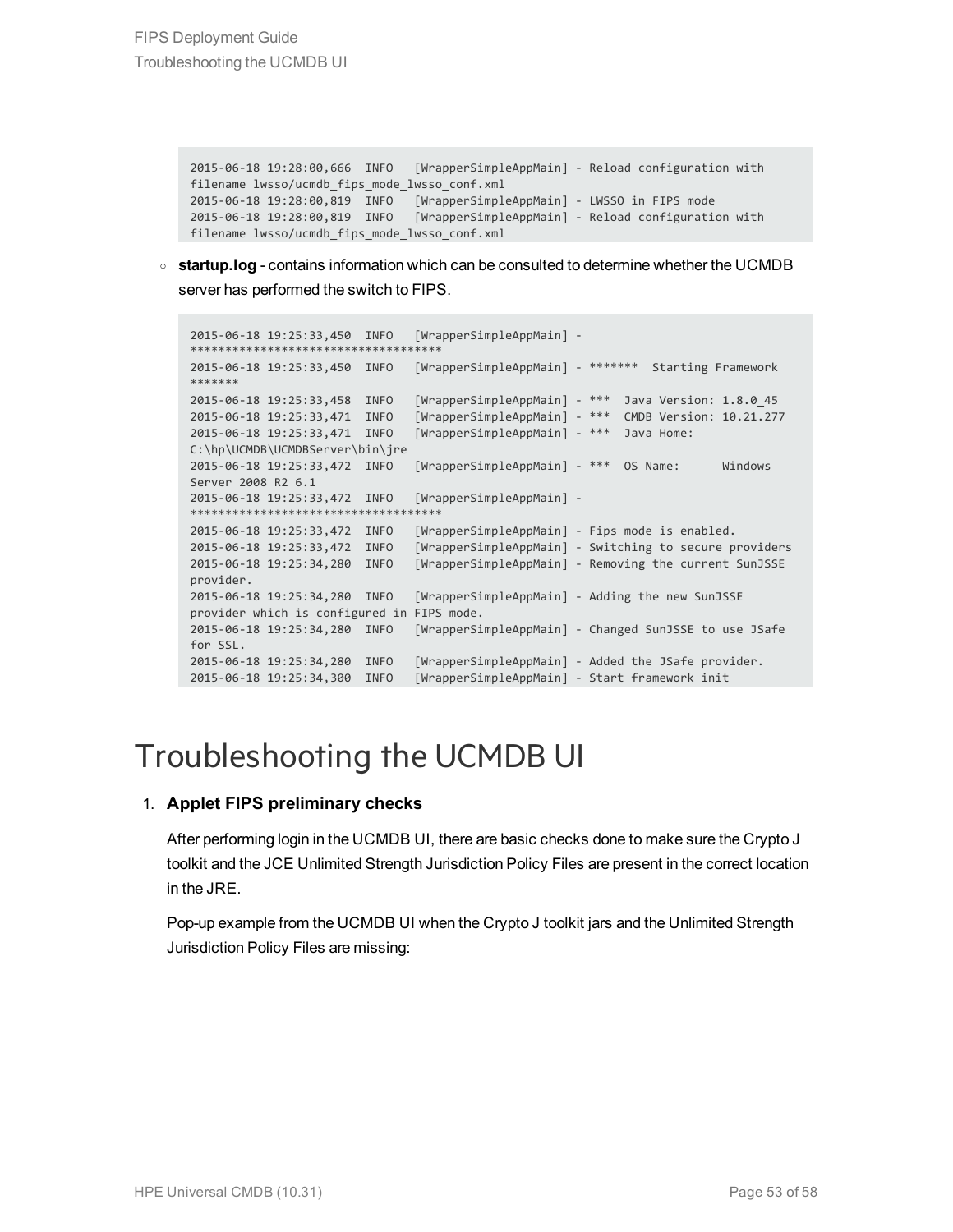```
2015-06-18 19:28:00,666  INFO   [WrapperSimpleAppMain] - Reload configuration with
filename lwsso/ucmdb_fips_mode_lwsso_conf.xml
2015-06-18 19:28:00,819  INFO   [WrapperSimpleAppMain] - LWSSO in FIPS mode
2015-06-18 19:28:00,819  INFO   [WrapperSimpleAppMain] - Reload configuration with
filename lwsso/ucmdb_fips_mode_lwsso_conf.xml
```

- **startup.log** - contains information which can be consulted to determine whether the UCMDB server has performed the switch to FIPS.

```
2015-06-18 19:25:33,450  INFO   [WrapperSimpleAppMain] -
************************************
2015-06-18 19:25:33,450  INFO   [WrapperSimpleAppMain] - *******  Starting Framework
*******
2015-06-18 19:25:33,458  INFO   [WrapperSimpleAppMain] - ***  Java Version: 1.8.0_45
2015-06-18 19:25:33,471  INFO   [WrapperSimpleAppMain] - ***  CMDB Version: 10.21.277
2015-06-18 19:25:33,471  INFO   [WrapperSimpleAppMain] - ***  Java Home:
C:\hp\UCMDB\UCMDBServer\bin\jre
2015-06-18 19:25:33,472  INFO   [WrapperSimpleAppMain] - ***  OS Name:      Windows
Server 2008 R2 6.1
2015-06-18 19:25:33,472  INFO   [WrapperSimpleAppMain] -
************************************
2015-06-18 19:25:33,472  INFO   [WrapperSimpleAppMain] - Fips mode is enabled.
2015-06-18 19:25:33,472  INFO   [WrapperSimpleAppMain] - Switching to secure providers
2015-06-18 19:25:34,280  INFO   [WrapperSimpleAppMain] - Removing the current SunJSSE
provider.
2015-06-18 19:25:34,280  INFO   [WrapperSimpleAppMain] - Adding the new SunJSSE
provider which is configured in FIPS mode.
2015-06-18 19:25:34,280  INFO   [WrapperSimpleAppMain] - Changed SunJSSE to use JSafe
for SSL.
2015-06-18 19:25:34,280  INFO   [WrapperSimpleAppMain] - Added the JSafe provider.
2015-06-18 19:25:34,300  INFO   [WrapperSimpleAppMain] - Start framework init
```

# Troubleshooting the UCMDB UI

1. **Applet FIPS preliminary checks**

   After performing login in the UCMDB UI, there are basic checks done to make sure the Crypto J toolkit and the JCE Unlimited Strength Jurisdiction Policy Files are present in the correct location in the JRE.

   Pop-up example from the UCMDB UI when the Crypto J toolkit jars and the Unlimited Strength Jurisdiction Policy Files are missing: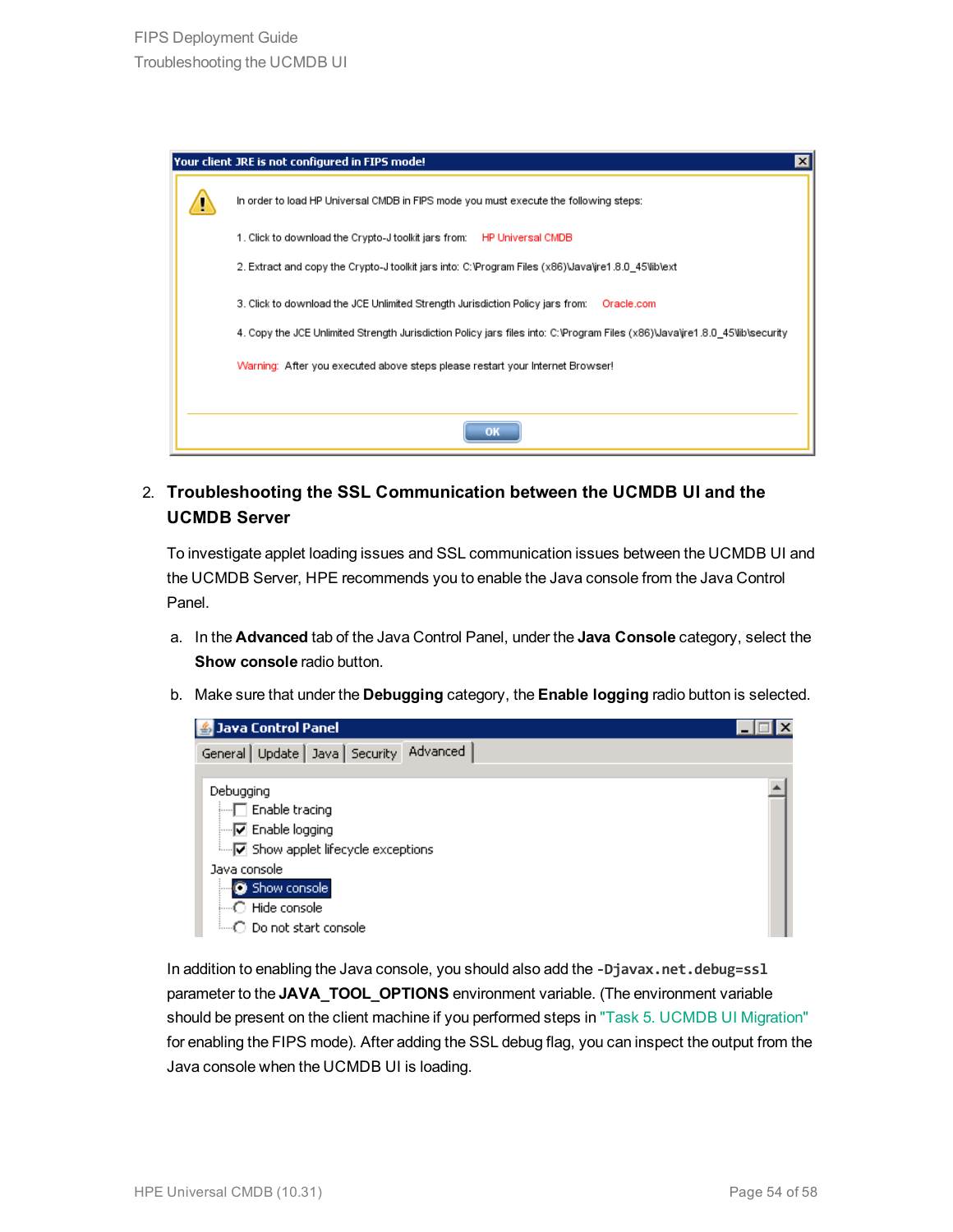2. **Troubleshooting the SSL Communication between the UCMDB UI and the UCMDB Server**

   To investigate applet loading issues and SSL communication issues between the UCMDB UI and the UCMDB Server, HPE recommends you to enable the Java console from the Java Control Panel.

   a. In the **Advanced** tab of the Java Control Panel, under the **Java Console** category, select the **Show console** radio button.

   b. Make sure that under the **Debugging** category, the **Enable logging** radio button is selected.

   In addition to enabling the Java console, you should also add the `-Djavax.net.debug=ssl` parameter to the **JAVA_TOOL_OPTIONS** environment variable. (The environment variable should be present on the client machine if you performed steps in "Task 5. UCMDB UI Migration" for enabling the FIPS mode). After adding the SSL debug flag, you can inspect the output from the Java console when the UCMDB UI is loading.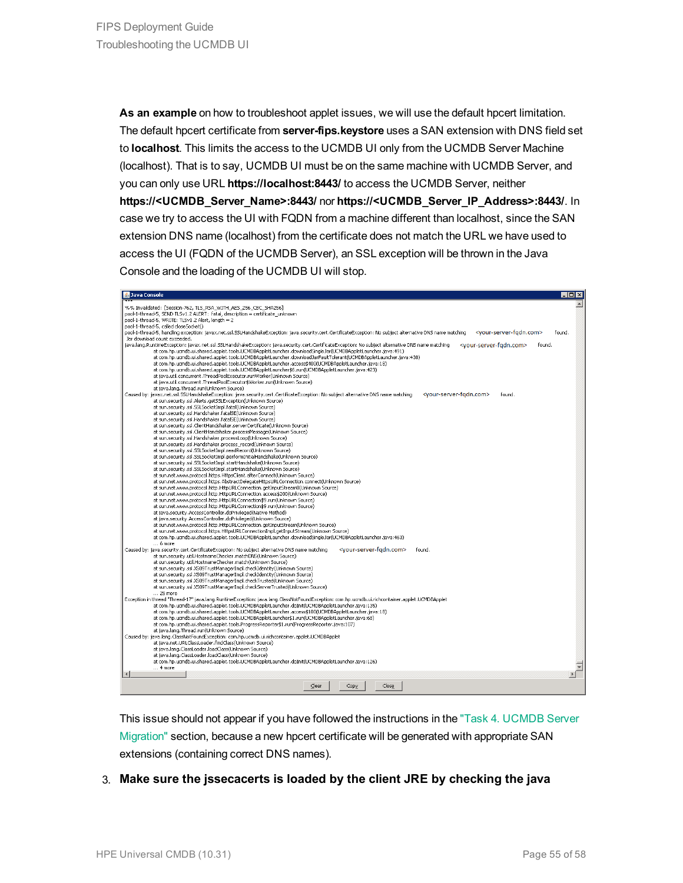**As an example** on how to troubleshoot applet issues, we will use the default hpcert limitation. The default hpcert certificate from **server-fips.keystore** uses a SAN extension with DNS field set to **localhost**. This limits the access to the UCMDB UI only from the UCMDB Server Machine (localhost). That is to say, UCMDB UI must be on the same machine with UCMDB Server, and you can only use URL **https://localhost:8443/** to access the UCMDB Server, neither **https://<UCMDB_Server_Name>:8443/** nor **https://<UCMDB_Server_IP_Address>:8443/**. In case we try to access the UI with FQDN from a machine different than localhost, since the SAN extension DNS name (localhost) from the certificate does not match the URL we have used to access the UI (FQDN of the UCMDB Server), an SSL exception will be thrown in the Java Console and the loading of the UCMDB UI will stop.

```
%% Invalidated: [Session-762, TLS_RSA_WITH_AES_256_CBC_SHA256]
pool-1-thread-5, SEND TLSv1.2 ALERT: fatal, description = certificate_unknown
pool-1-thread-5, WRITE: TLSv1.2 Alert, length = 2
pool-1-thread-5, called closeSocket()
pool-1-thread-5, handling exception: javax.net.ssl.SSLHandshakeException: java.security.cert.CertificateException: No subject alternative DNS name matching <your-server-fqdn.com> found.
Jar download count exceeded.
java.lang.RuntimeException: javax.net.ssl.SSLHandshakeException: java.security.cert.CertificateException: No subject alternative DNS name matching <your-server-fqdn.com> found.
	at com.hp.ucmdb.ui.shared.applet.tools.UCMDBAppletLauncher.downloadSingleJar(UCMDBAppletLauncher.java:491)
	at com.hp.ucmdb.ui.shared.applet.tools.UCMDBAppletLauncher.downloadJarFaultTolerant(UCMDBAppletLauncher.java:438)
	at com.hp.ucmdb.ui.shared.applet.tools.UCMDBAppletLauncher.access$400(UCMDBAppletLauncher.java:18)
	at com.hp.ucmdb.ui.shared.applet.tools.UCMDBAppletLauncher$6.run(UCMDBAppletLauncher.java:423)
	at java.util.concurrent.ThreadPoolExecutor.runWorker(Unknown Source)
	at java.util.concurrent.ThreadPoolExecutor$Worker.run(Unknown Source)
	at java.lang.Thread.run(Unknown Source)
Caused by: javax.net.ssl.SSLHandshakeException: java.security.cert.CertificateException: No subject alternative DNS name matching <your-server-fqdn.com> found.
	at sun.security.ssl.Alerts.getSSLException(Unknown Source)
	at sun.security.ssl.SSLSocketImpl.fatal(Unknown Source)
	at sun.security.ssl.Handshaker.fatalSE(Unknown Source)
	at sun.security.ssl.Handshaker.fatalSE(Unknown Source)
	at sun.security.ssl.ClientHandshaker.serverCertificate(Unknown Source)
	at sun.security.ssl.ClientHandshaker.processMessage(Unknown Source)
	at sun.security.ssl.Handshaker.processLoop(Unknown Source)
	at sun.security.ssl.Handshaker.process_record(Unknown Source)
	at sun.security.ssl.SSLSocketImpl.readRecord(Unknown Source)
	at sun.security.ssl.SSLSocketImpl.performInitialHandshake(Unknown Source)
	at sun.security.ssl.SSLSocketImpl.startHandshake(Unknown Source)
	at sun.security.ssl.SSLSocketImpl.startHandshake(Unknown Source)
	at sun.net.www.protocol.https.HttpsClient.afterConnect(Unknown Source)
	at sun.net.www.protocol.https.AbstractDelegateHttpsURLConnection.connect(Unknown Source)
	at sun.net.www.protocol.http.HttpURLConnection.getInputStream0(Unknown Source)
	at sun.net.www.protocol.http.HttpURLConnection.access$200(Unknown Source)
	at sun.net.www.protocol.http.HttpURLConnection$9.run(Unknown Source)
	at sun.net.www.protocol.http.HttpURLConnection$9.run(Unknown Source)
	at java.security.AccessController.doPrivileged(Native Method)
	at java.security.AccessController.doPrivileged(Unknown Source)
	at sun.net.www.protocol.http.HttpURLConnection.getInputStream(Unknown Source)
	at sun.net.www.protocol.https.HttpsURLConnectionImpl.getInputStream(Unknown Source)
	at com.hp.ucmdb.ui.shared.applet.tools.UCMDBAppletLauncher.downloadSingleJar(UCMDBAppletLauncher.java:463)
	... 6 more
Caused by: java.security.cert.CertificateException: No subject alternative DNS name matching <your-server-fqdn.com> found.
	at sun.security.util.HostnameChecker.matchDNS(Unknown Source)
	at sun.security.util.HostnameChecker.match(Unknown Source)
	at sun.security.ssl.X509TrustManagerImpl.checkIdentity(Unknown Source)
	at sun.security.ssl.X509TrustManagerImpl.checkIdentity(Unknown Source)
	at sun.security.ssl.X509TrustManagerImpl.checkTrusted(Unknown Source)
	at sun.security.ssl.X509TrustManagerImpl.checkServerTrusted(Unknown Source)
	... 25 more
Exception in thread "Thread-17" java.lang.RuntimeException: java.lang.ClassNotFoundException: com.hp.ucmdb.ui.richcontainer.applet.UCMDBApplet
	at com.hp.ucmdb.ui.shared.applet.tools.UCMDBAppletLauncher.doInit(UCMDBAppletLauncher.java:135)
	at com.hp.ucmdb.ui.shared.applet.tools.UCMDBAppletLauncher.access$100(UCMDBAppletLauncher.java:18)
	at com.hp.ucmdb.ui.shared.applet.tools.UCMDBAppletLauncher$1.run(UCMDBAppletLauncher.java:68)
	at com.hp.ucmdb.ui.shared.applet.tools.ProgressReporter$1.run(ProgressReporter.java:107)
	at java.lang.Thread.run(Unknown Source)
Caused by: java.lang.ClassNotFoundException: com.hp.ucmdb.ui.richcontainer.applet.UCMDBApplet
	at java.net.URLClassLoader.findClass(Unknown Source)
	at java.lang.ClassLoader.loadClass(Unknown Source)
	at java.lang.ClassLoader.loadClass(Unknown Source)
	at com.hp.ucmdb.ui.shared.applet.tools.UCMDBAppletLauncher.doInit(UCMDBAppletLauncher.java:126)
	... 4 more
```

This issue should not appear if you have followed the instructions in the "Task 4. UCMDB Server Migration" section, because a new hpcert certificate will be generated with appropriate SAN extensions (containing correct DNS names).

3. **Make sure the jssecacerts is loaded by the client JRE by checking the java**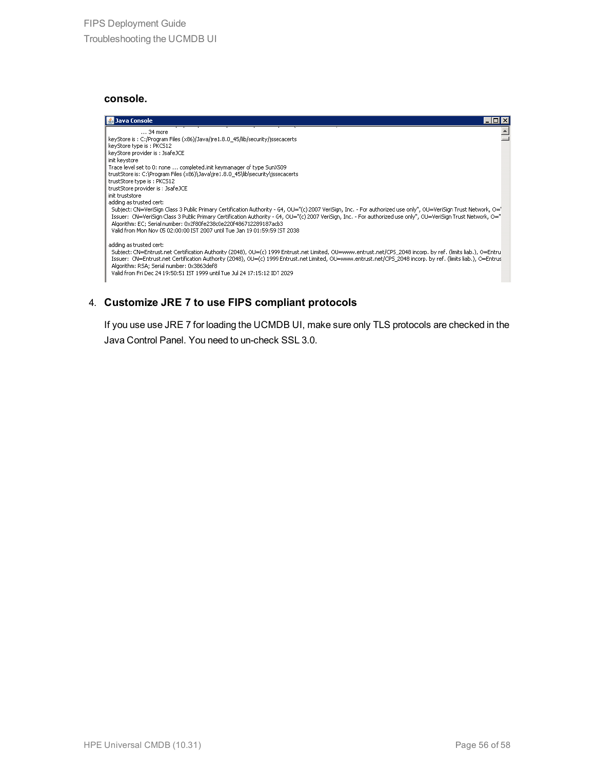**console.**

```
Java Console
        ... 34 more
keyStore is : C:/Program Files (x86)/Java/jre1.8.0_45/lib/security/jssecacerts
keyStore type is : PKCS12
keyStore provider is : JsafeJCE
init keystore
Trace level set to 0: none ... completed.init keymanager of type SunX509
trustStore is: C:\Program Files (x86)\Java\jre1.8.0_45\lib\security\jssecacerts
trustStore type is : PKCS12
trustStore provider is : JsafeJCE
init truststore
adding as trusted cert:
  Subject: CN=VeriSign Class 3 Public Primary Certification Authority - G4, OU="(c) 2007 VeriSign, Inc. - For authorized use only", OU=VeriSign Trust Network, O="
  Issuer:  CN=VeriSign Class 3 Public Primary Certification Authority - G4, OU="(c) 2007 VeriSign, Inc. - For authorized use only", OU=VeriSign Trust Network, O="
  Algorithm: EC; Serial number: 0x2f80fe238c0e220f486712289187acb3
  Valid from Mon Nov 05 02:00:00 IST 2007 until Tue Jan 19 01:59:59 IST 2038

adding as trusted cert:
  Subject: CN=Entrust.net Certification Authority (2048), OU=(c) 1999 Entrust.net Limited, OU=www.entrust.net/CPS_2048 incorp. by ref. (limits liab.), O=Entru
  Issuer:  CN=Entrust.net Certification Authority (2048), OU=(c) 1999 Entrust.net Limited, OU=www.entrust.net/CPS_2048 incorp. by ref. (limits liab.), O=Entrus
  Algorithm: RSA; Serial number: 0x3863def8
  Valid from Fri Dec 24 19:50:51 IST 1999 until Tue Jul 24 17:15:12 IDT 2029
```

4. **Customize JRE 7 to use FIPS compliant protocols**

   If you use use JRE 7 for loading the UCMDB UI, make sure only TLS protocols are checked in the Java Control Panel. You need to un-check SSL 3.0.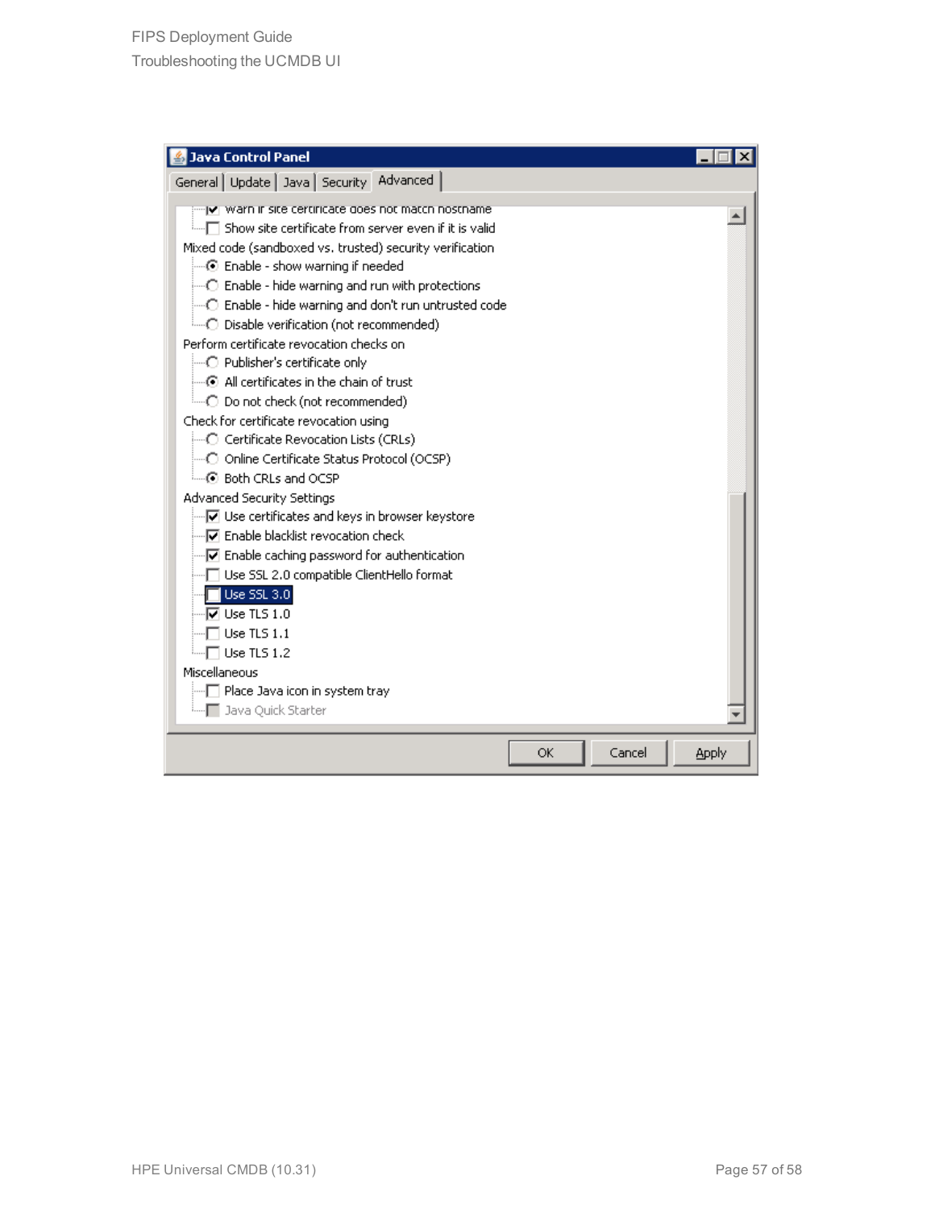**Java Control Panel**

General | Update | Java | Security | **Advanced**

- [x] Warn if site certificate does not match hostname
- [ ] Show site certificate from server even if it is valid

Mixed code (sandboxed vs. trusted) security verification

- (•) Enable - show warning if needed
- ( ) Enable - hide warning and run with protections
- ( ) Enable - hide warning and don't run untrusted code
- ( ) Disable verification (not recommended)

Perform certificate revocation checks on

- ( ) Publisher's certificate only
- (•) All certificates in the chain of trust
- ( ) Do not check (not recommended)

Check for certificate revocation using

- ( ) Certificate Revocation Lists (CRLs)
- ( ) Online Certificate Status Protocol (OCSP)
- (•) Both CRLs and OCSP

Advanced Security Settings

- [x] Use certificates and keys in browser keystore
- [x] Enable blacklist revocation check
- [x] Enable caching password for authentication
- [ ] Use SSL 2.0 compatible ClientHello format
- [ ] Use SSL 3.0
- [x] Use TLS 1.0
- [ ] Use TLS 1.1
- [ ] Use TLS 1.2

Miscellaneous

- [ ] Place Java icon in system tray
- [ ] Java Quick Starter

OK | Cancel | Apply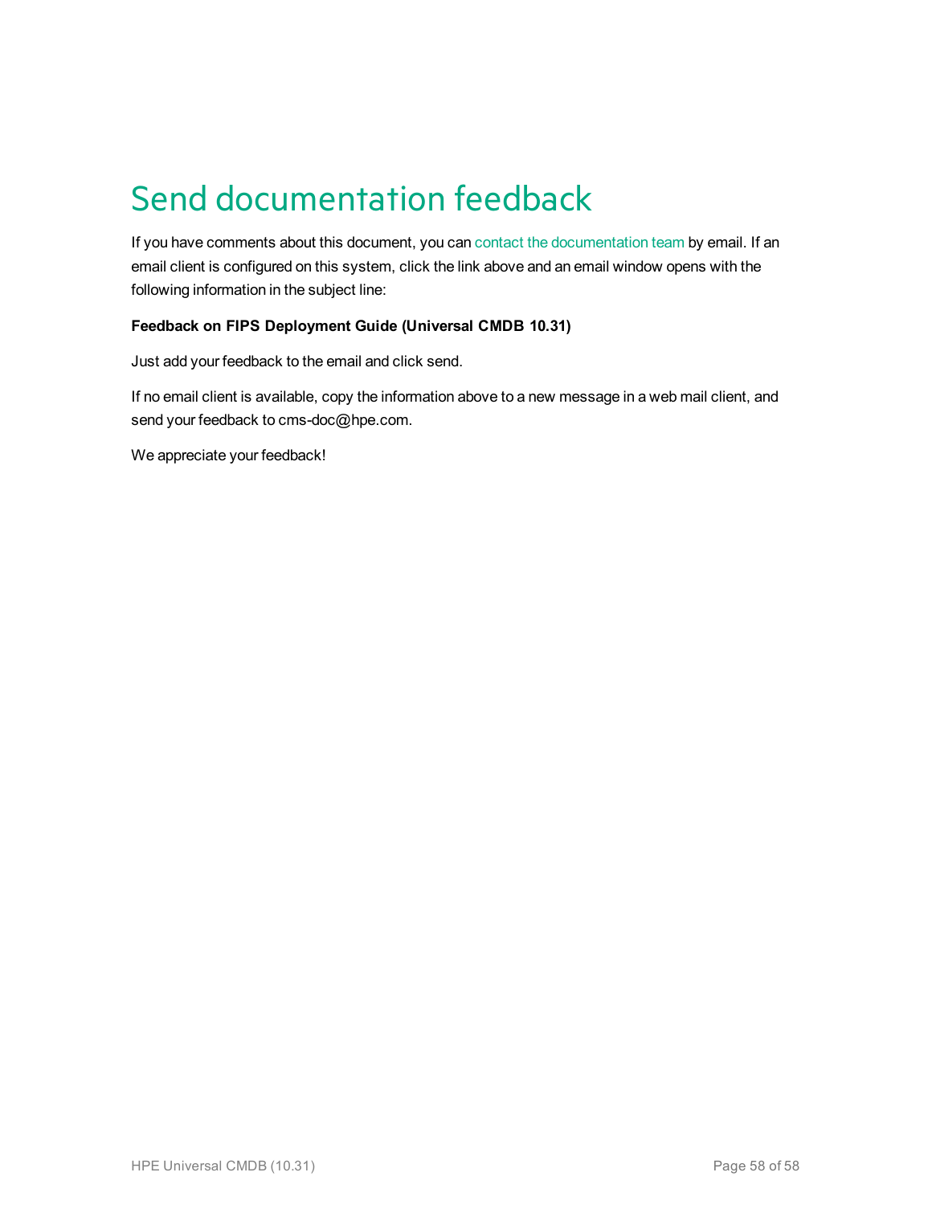# Send documentation feedback

If you have comments about this document, you can contact the documentation team by email. If an email client is configured on this system, click the link above and an email window opens with the following information in the subject line:

**Feedback on FIPS Deployment Guide (Universal CMDB 10.31)**

Just add your feedback to the email and click send.

If no email client is available, copy the information above to a new message in a web mail client, and send your feedback to cms-doc@hpe.com.

We appreciate your feedback!